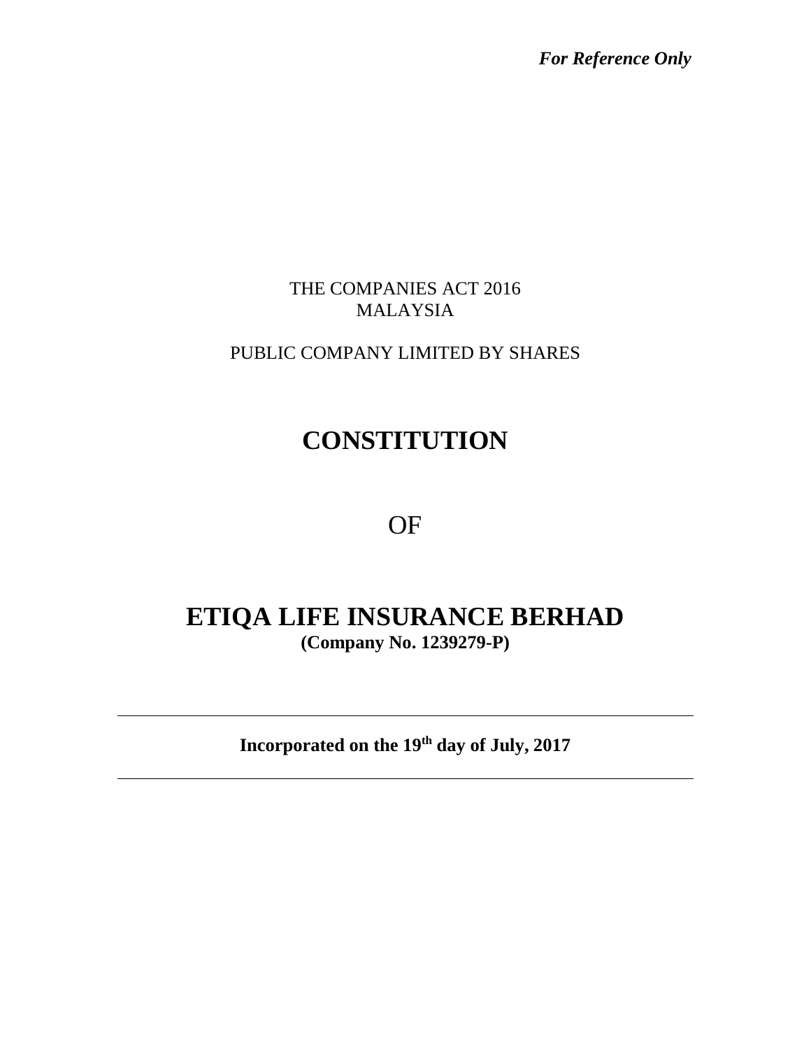*For Reference Only*

THE COMPANIES ACT 2016
MALAYSIA

PUBLIC COMPANY LIMITED BY SHARES

# CONSTITUTION

OF

# ETIQA LIFE INSURANCE BERHAD

**(Company No. 1239279-P)**

---

**Incorporated on the 19th day of July, 2017**

---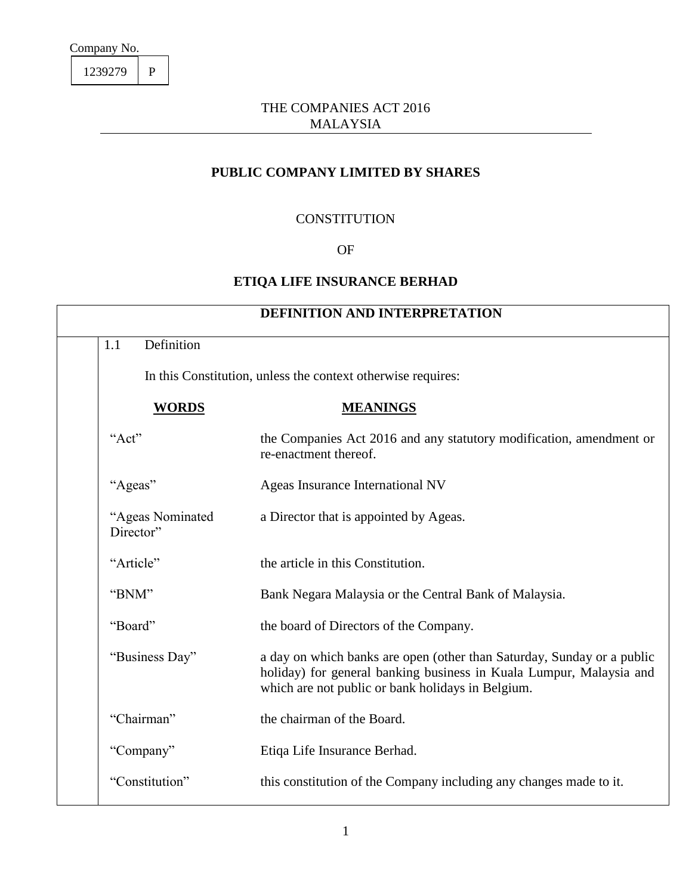Company No.

| 1239279 | P |
|---|---|

THE COMPANIES ACT 2016
MALAYSIA

**PUBLIC COMPANY LIMITED BY SHARES**

CONSTITUTION

OF

**ETIQA LIFE INSURANCE BERHAD**

## DEFINITION AND INTERPRETATION

1.1 Definition

In this Constitution, unless the context otherwise requires:

| **WORDS** | **MEANINGS** |
|---|---|
| "Act" | the Companies Act 2016 and any statutory modification, amendment or re-enactment thereof. |
| "Ageas" | Ageas Insurance International NV |
| "Ageas Nominated Director" | a Director that is appointed by Ageas. |
| "Article" | the article in this Constitution. |
| "BNM" | Bank Negara Malaysia or the Central Bank of Malaysia. |
| "Board" | the board of Directors of the Company. |
| "Business Day" | a day on which banks are open (other than Saturday, Sunday or a public holiday) for general banking business in Kuala Lumpur, Malaysia and which are not public or bank holidays in Belgium. |
| "Chairman" | the chairman of the Board. |
| "Company" | Etiqa Life Insurance Berhad. |
| "Constitution" | this constitution of the Company including any changes made to it. |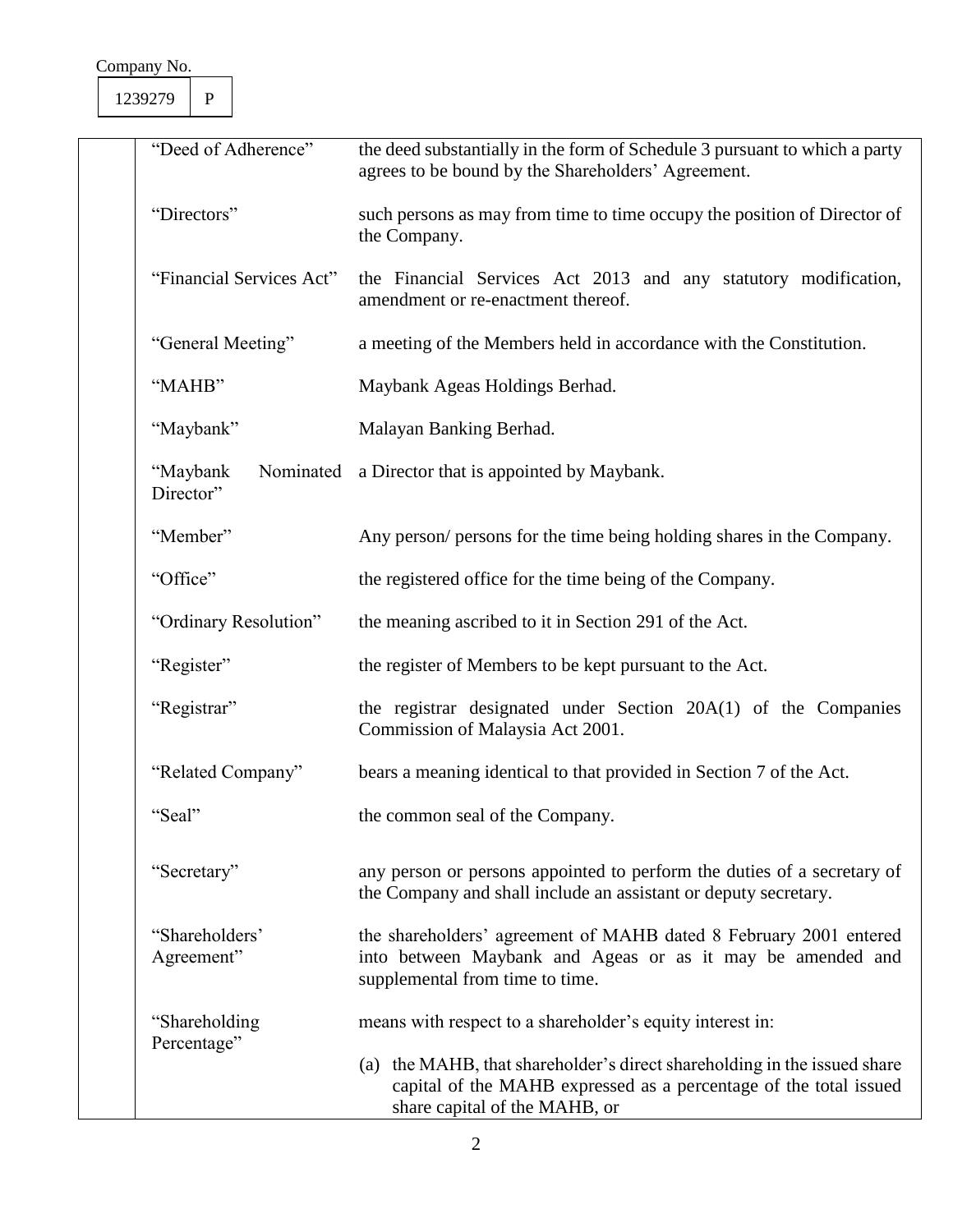Company No.

| 1239279 | P |
|---|---|

| Term | Definition |
|---|---|
| "Deed of Adherence" | the deed substantially in the form of Schedule 3 pursuant to which a party agrees to be bound by the Shareholders' Agreement. |
| "Directors" | such persons as may from time to time occupy the position of Director of the Company. |
| "Financial Services Act" | the Financial Services Act 2013 and any statutory modification, amendment or re-enactment thereof. |
| "General Meeting" | a meeting of the Members held in accordance with the Constitution. |
| "MAHB" | Maybank Ageas Holdings Berhad. |
| "Maybank" | Malayan Banking Berhad. |
| "Maybank Nominated Director" | a Director that is appointed by Maybank. |
| "Member" | Any person/ persons for the time being holding shares in the Company. |
| "Office" | the registered office for the time being of the Company. |
| "Ordinary Resolution" | the meaning ascribed to it in Section 291 of the Act. |
| "Register" | the register of Members to be kept pursuant to the Act. |
| "Registrar" | the registrar designated under Section 20A(1) of the Companies Commission of Malaysia Act 2001. |
| "Related Company" | bears a meaning identical to that provided in Section 7 of the Act. |
| "Seal" | the common seal of the Company. |
| "Secretary" | any person or persons appointed to perform the duties of a secretary of the Company and shall include an assistant or deputy secretary. |
| "Shareholders' Agreement" | the shareholders' agreement of MAHB dated 8 February 2001 entered into between Maybank and Ageas or as it may be amended and supplemental from time to time. |
| "Shareholding Percentage" | means with respect to a shareholder's equity interest in:<br><br>(a) the MAHB, that shareholder's direct shareholding in the issued share capital of the MAHB expressed as a percentage of the total issued share capital of the MAHB, or |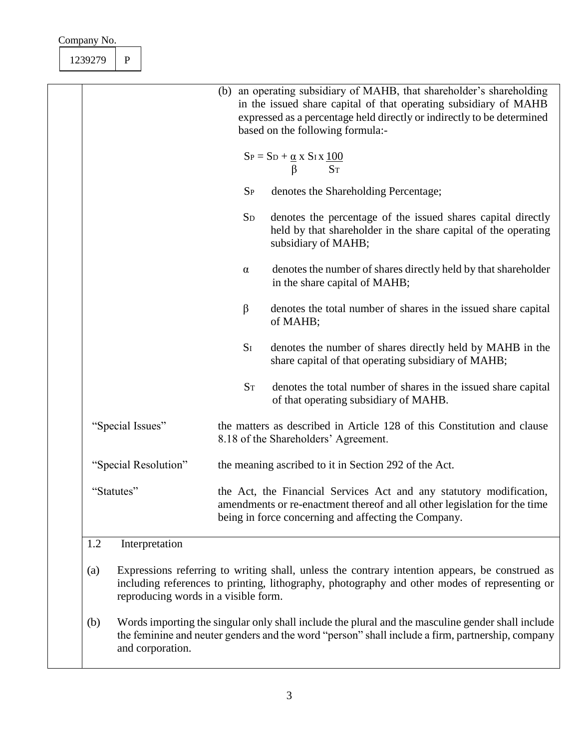Company No.

1239279 P

(b) an operating subsidiary of MAHB, that shareholder's shareholding in the issued share capital of that operating subsidiary of MAHB expressed as a percentage held directly or indirectly to be determined based on the following formula:-

$$S_P = S_D + \frac{\alpha}{\beta} \times S_I \times \frac{100}{S_T}$$

$S_P$ denotes the Shareholding Percentage;

$S_D$ denotes the percentage of the issued shares capital directly held by that shareholder in the share capital of the operating subsidiary of MAHB;

$\alpha$ denotes the number of shares directly held by that shareholder in the share capital of MAHB;

$\beta$ denotes the total number of shares in the issued share capital of MAHB;

$S_I$ denotes the number of shares directly held by MAHB in the share capital of that operating subsidiary of MAHB;

$S_T$ denotes the total number of shares in the issued share capital of that operating subsidiary of MAHB.

"Special Issues" the matters as described in Article 128 of this Constitution and clause 8.18 of the Shareholders' Agreement.

"Special Resolution" the meaning ascribed to it in Section 292 of the Act.

"Statutes" the Act, the Financial Services Act and any statutory modification, amendments or re-enactment thereof and all other legislation for the time being in force concerning and affecting the Company.

1.2 Interpretation

(a) Expressions referring to writing shall, unless the contrary intention appears, be construed as including references to printing, lithography, photography and other modes of representing or reproducing words in a visible form.

(b) Words importing the singular only shall include the plural and the masculine gender shall include the feminine and neuter genders and the word "person" shall include a firm, partnership, company and corporation.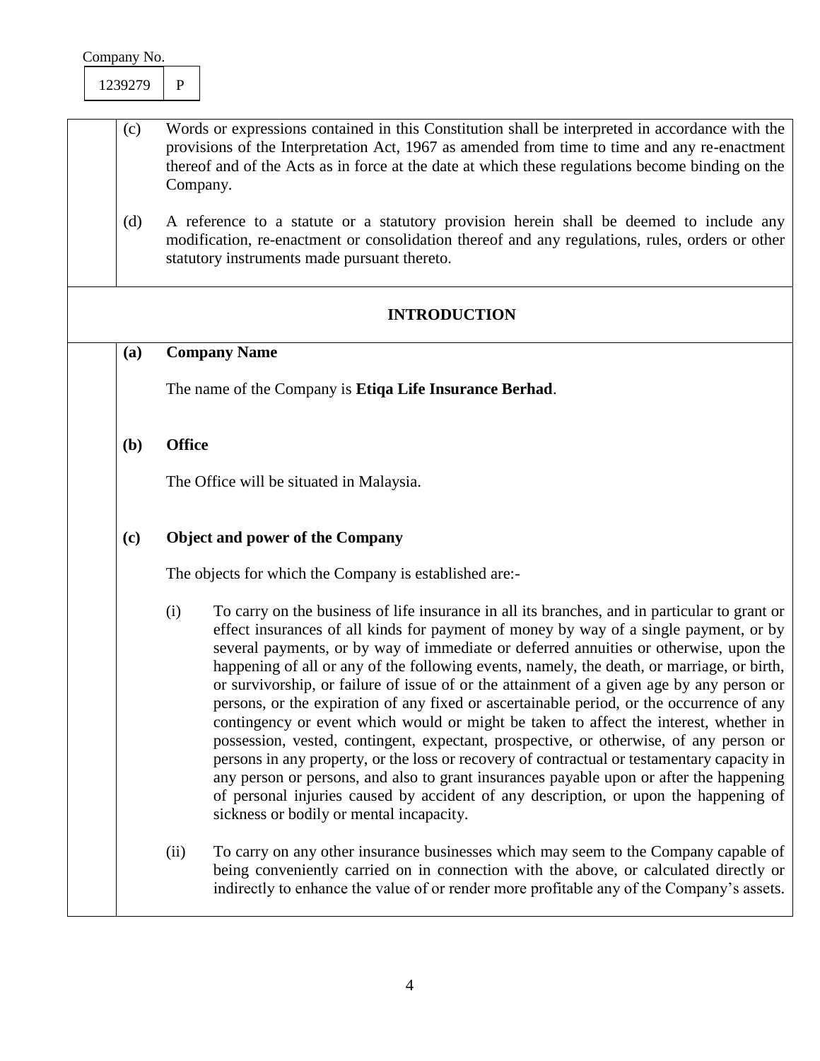Company No.

| 1239279 | P |
|---|---|

(c) Words or expressions contained in this Constitution shall be interpreted in accordance with the provisions of the Interpretation Act, 1967 as amended from time to time and any re-enactment thereof and of the Acts as in force at the date at which these regulations become binding on the Company.

(d) A reference to a statute or a statutory provision herein shall be deemed to include any modification, re-enactment or consolidation thereof and any regulations, rules, orders or other statutory instruments made pursuant thereto.

## INTRODUCTION

**(a) Company Name**

The name of the Company is **Etiqa Life Insurance Berhad**.

**(b) Office**

The Office will be situated in Malaysia.

**(c) Object and power of the Company**

The objects for which the Company is established are:-

(i) To carry on the business of life insurance in all its branches, and in particular to grant or effect insurances of all kinds for payment of money by way of a single payment, or by several payments, or by way of immediate or deferred annuities or otherwise, upon the happening of all or any of the following events, namely, the death, or marriage, or birth, or survivorship, or failure of issue of or the attainment of a given age by any person or persons, or the expiration of any fixed or ascertainable period, or the occurrence of any contingency or event which would or might be taken to affect the interest, whether in possession, vested, contingent, expectant, prospective, or otherwise, of any person or persons in any property, or the loss or recovery of contractual or testamentary capacity in any person or persons, and also to grant insurances payable upon or after the happening of personal injuries caused by accident of any description, or upon the happening of sickness or bodily or mental incapacity.

(ii) To carry on any other insurance businesses which may seem to the Company capable of being conveniently carried on in connection with the above, or calculated directly or indirectly to enhance the value of or render more profitable any of the Company's assets.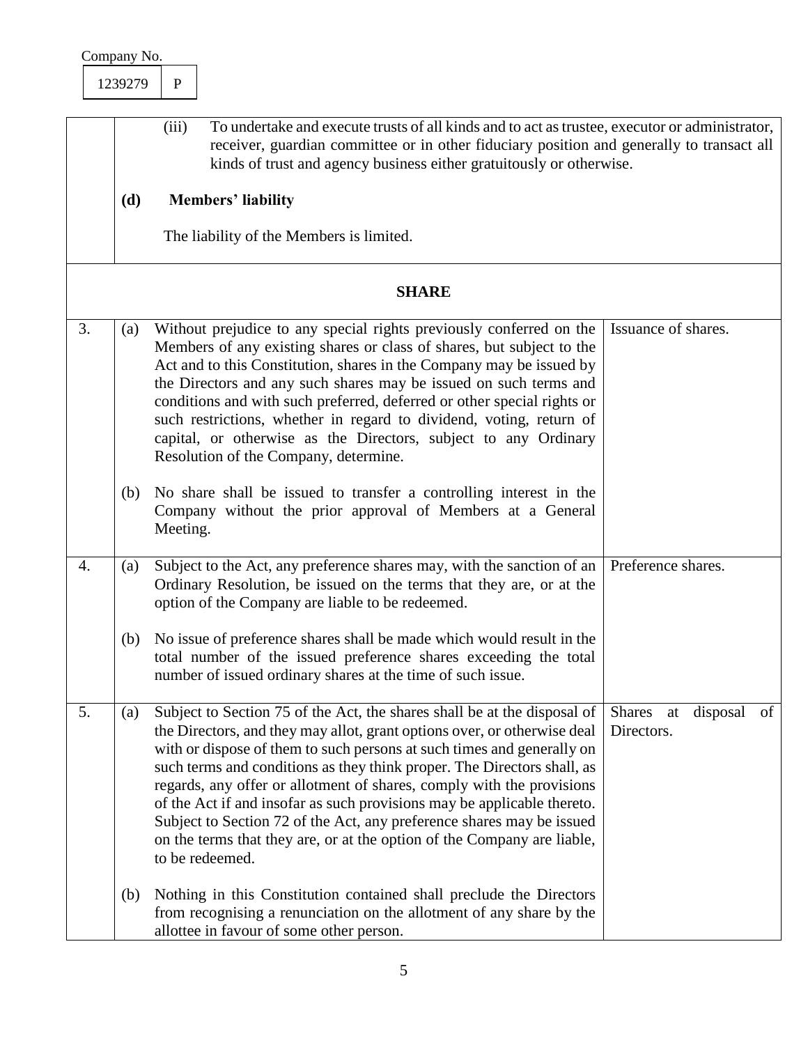Company No.

| 1239279 | P |
|---|---|

(iii) To undertake and execute trusts of all kinds and to act as trustee, executor or administrator, receiver, guardian committee or in other fiduciary position and generally to transact all kinds of trust and agency business either gratuitously or otherwise.

**(d) Members' liability**

The liability of the Members is limited.

## SHARE

| | | | |
|---|---|---|---|
| 3. | (a) | Without prejudice to any special rights previously conferred on the Members of any existing shares or class of shares, but subject to the Act and to this Constitution, shares in the Company may be issued by the Directors and any such shares may be issued on such terms and conditions and with such preferred, deferred or other special rights or such restrictions, whether in regard to dividend, voting, return of capital, or otherwise as the Directors, subject to any Ordinary Resolution of the Company, determine. | Issuance of shares. |
| | (b) | No share shall be issued to transfer a controlling interest in the Company without the prior approval of Members at a General Meeting. | |
| 4. | (a) | Subject to the Act, any preference shares may, with the sanction of an Ordinary Resolution, be issued on the terms that they are, or at the option of the Company are liable to be redeemed. | Preference shares. |
| | (b) | No issue of preference shares shall be made which would result in the total number of the issued preference shares exceeding the total number of issued ordinary shares at the time of such issue. | |
| 5. | (a) | Subject to Section 75 of the Act, the shares shall be at the disposal of the Directors, and they may allot, grant options over, or otherwise deal with or dispose of them to such persons at such times and generally on such terms and conditions as they think proper. The Directors shall, as regards, any offer or allotment of shares, comply with the provisions of the Act if and insofar as such provisions may be applicable thereto. Subject to Section 72 of the Act, any preference shares may be issued on the terms that they are, or at the option of the Company are liable, to be redeemed. | Shares at disposal of Directors. |
| | (b) | Nothing in this Constitution contained shall preclude the Directors from recognising a renunciation on the allotment of any share by the allottee in favour of some other person. | |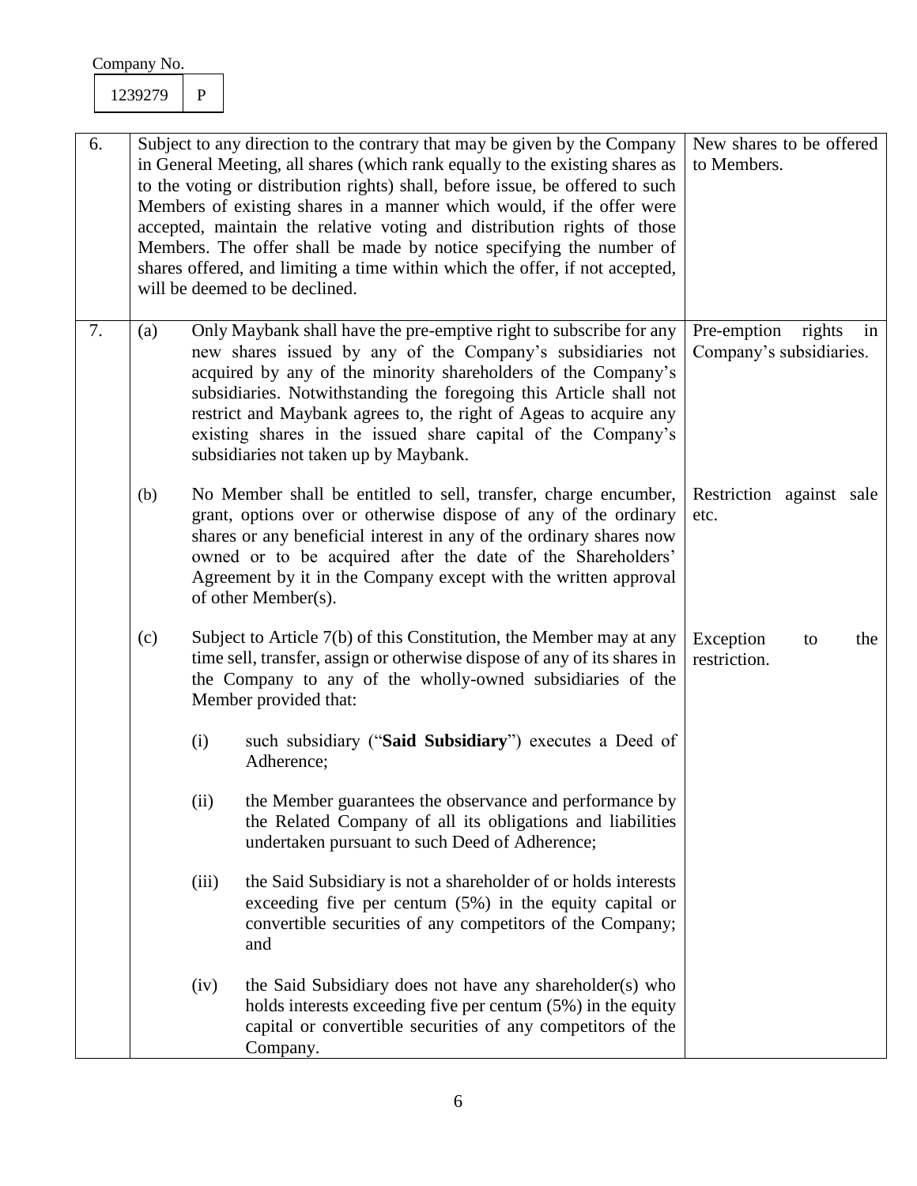Company No.

| 1239279 | P |
|---|---|

| | | |
|---|---|---|
| 6. | Subject to any direction to the contrary that may be given by the Company in General Meeting, all shares (which rank equally to the existing shares as to the voting or distribution rights) shall, before issue, be offered to such Members of existing shares in a manner which would, if the offer were accepted, maintain the relative voting and distribution rights of those Members. The offer shall be made by notice specifying the number of shares offered, and limiting a time within which the offer, if not accepted, will be deemed to be declined. | New shares to be offered to Members. |
| 7. | (a) Only Maybank shall have the pre-emptive right to subscribe for any new shares issued by any of the Company's subsidiaries not acquired by any of the minority shareholders of the Company's subsidiaries. Notwithstanding the foregoing this Article shall not restrict and Maybank agrees to, the right of Ageas to acquire any existing shares in the issued share capital of the Company's subsidiaries not taken up by Maybank. | Pre-emption rights in Company's subsidiaries. |
| | (b) No Member shall be entitled to sell, transfer, charge encumber, grant, options over or otherwise dispose of any of the ordinary shares or any beneficial interest in any of the ordinary shares now owned or to be acquired after the date of the Shareholders' Agreement by it in the Company except with the written approval of other Member(s). | Restriction against sale etc. |
| | (c) Subject to Article 7(b) of this Constitution, the Member may at any time sell, transfer, assign or otherwise dispose of any of its shares in the Company to any of the wholly-owned subsidiaries of the Member provided that:<br><br>(i) such subsidiary ("**Said Subsidiary**") executes a Deed of Adherence;<br><br>(ii) the Member guarantees the observance and performance by the Related Company of all its obligations and liabilities undertaken pursuant to such Deed of Adherence;<br><br>(iii) the Said Subsidiary is not a shareholder of or holds interests exceeding five per centum (5%) in the equity capital or convertible securities of any competitors of the Company; and<br><br>(iv) the Said Subsidiary does not have any shareholder(s) who holds interests exceeding five per centum (5%) in the equity capital or convertible securities of any competitors of the Company. | Exception to the restriction. |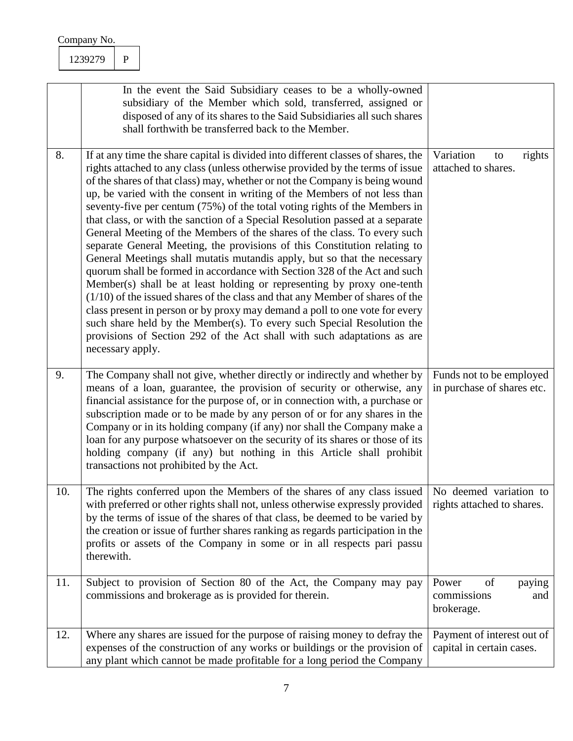Company No.

| 1239279 | P |
|---|---|

| | | |
|---|---|---|
| | In the event the Said Subsidiary ceases to be a wholly-owned subsidiary of the Member which sold, transferred, assigned or disposed of any of its shares to the Said Subsidiaries all such shares shall forthwith be transferred back to the Member. | |
| 8. | If at any time the share capital is divided into different classes of shares, the rights attached to any class (unless otherwise provided by the terms of issue of the shares of that class) may, whether or not the Company is being wound up, be varied with the consent in writing of the Members of not less than seventy-five per centum (75%) of the total voting rights of the Members in that class, or with the sanction of a Special Resolution passed at a separate General Meeting of the Members of the shares of the class. To every such separate General Meeting, the provisions of this Constitution relating to General Meetings shall mutatis mutandis apply, but so that the necessary quorum shall be formed in accordance with Section 328 of the Act and such Member(s) shall be at least holding or representing by proxy one-tenth (1/10) of the issued shares of the class and that any Member of shares of the class present in person or by proxy may demand a poll to one vote for every such share held by the Member(s). To every such Special Resolution the provisions of Section 292 of the Act shall with such adaptations as are necessary apply. | Variation to rights attached to shares. |
| 9. | The Company shall not give, whether directly or indirectly and whether by means of a loan, guarantee, the provision of security or otherwise, any financial assistance for the purpose of, or in connection with, a purchase or subscription made or to be made by any person of or for any shares in the Company or in its holding company (if any) nor shall the Company make a loan for any purpose whatsoever on the security of its shares or those of its holding company (if any) but nothing in this Article shall prohibit transactions not prohibited by the Act. | Funds not to be employed in purchase of shares etc. |
| 10. | The rights conferred upon the Members of the shares of any class issued with preferred or other rights shall not, unless otherwise expressly provided by the terms of issue of the shares of that class, be deemed to be varied by the creation or issue of further shares ranking as regards participation in the profits or assets of the Company in some or in all respects pari passu therewith. | No deemed variation to rights attached to shares. |
| 11. | Subject to provision of Section 80 of the Act, the Company may pay commissions and brokerage as is provided for therein. | Power of paying commissions and brokerage. |
| 12. | Where any shares are issued for the purpose of raising money to defray the expenses of the construction of any works or buildings or the provision of any plant which cannot be made profitable for a long period the Company | Payment of interest out of capital in certain cases. |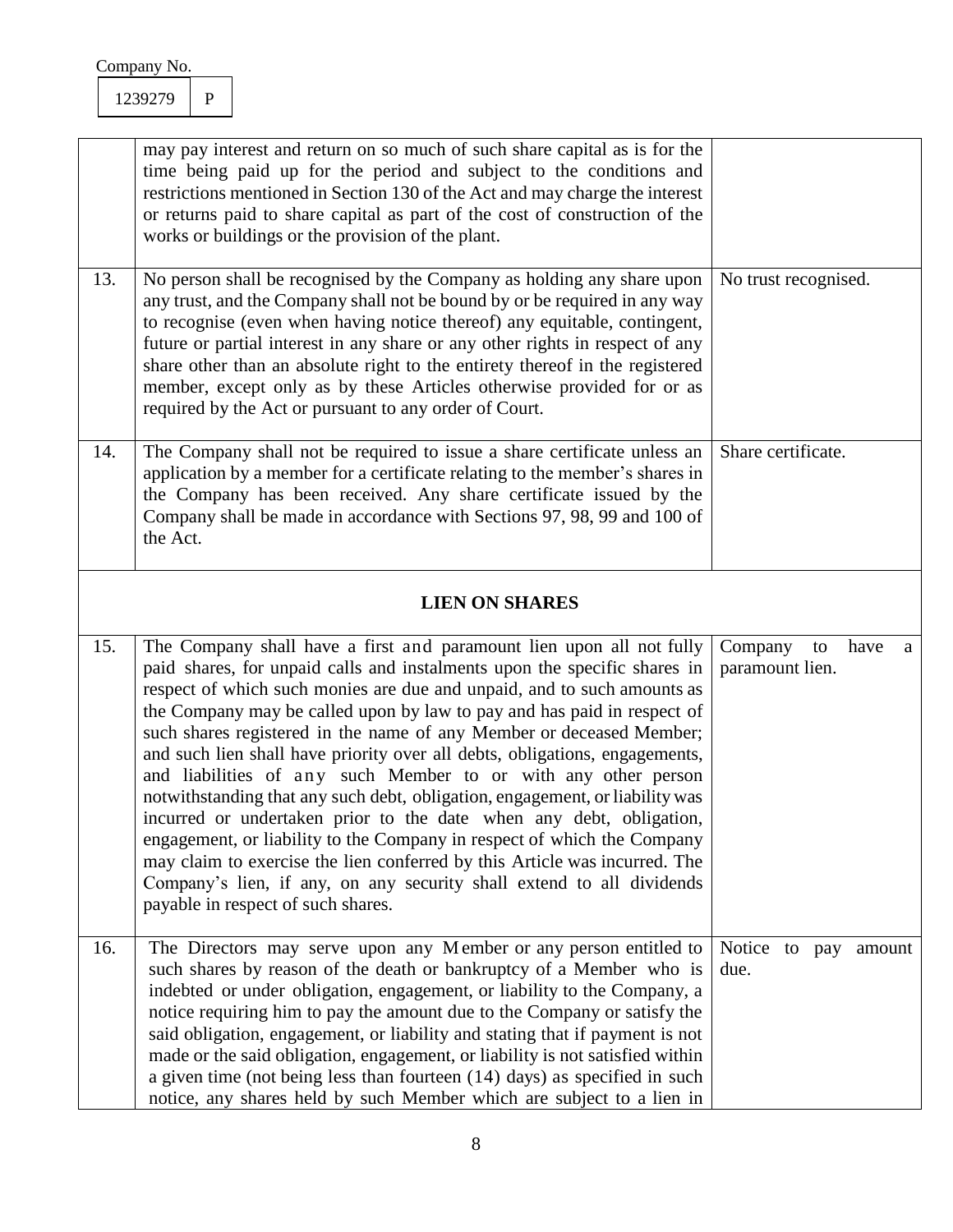Company No.

| 1239279 | P |
|---|---|

| | | |
|---|---|---|
| | may pay interest and return on so much of such share capital as is for the time being paid up for the period and subject to the conditions and restrictions mentioned in Section 130 of the Act and may charge the interest or returns paid to share capital as part of the cost of construction of the works or buildings or the provision of the plant. | |
| 13. | No person shall be recognised by the Company as holding any share upon any trust, and the Company shall not be bound by or be required in any way to recognise (even when having notice thereof) any equitable, contingent, future or partial interest in any share or any other rights in respect of any share other than an absolute right to the entirety thereof in the registered member, except only as by these Articles otherwise provided for or as required by the Act or pursuant to any order of Court. | No trust recognised. |
| 14. | The Company shall not be required to issue a share certificate unless an application by a member for a certificate relating to the member's shares in the Company has been received. Any share certificate issued by the Company shall be made in accordance with Sections 97, 98, 99 and 100 of the Act. | Share certificate. |
| | **LIEN ON SHARES** | |
| 15. | The Company shall have a first and paramount lien upon all not fully paid shares, for unpaid calls and instalments upon the specific shares in respect of which such monies are due and unpaid, and to such amounts as the Company may be called upon by law to pay and has paid in respect of such shares registered in the name of any Member or deceased Member; and such lien shall have priority over all debts, obligations, engagements, and liabilities of any such Member to or with any other person notwithstanding that any such debt, obligation, engagement, or liability was incurred or undertaken prior to the date when any debt, obligation, engagement, or liability to the Company in respect of which the Company may claim to exercise the lien conferred by this Article was incurred. The Company's lien, if any, on any security shall extend to all dividends payable in respect of such shares. | Company to have a paramount lien. |
| 16. | The Directors may serve upon any Member or any person entitled to such shares by reason of the death or bankruptcy of a Member who is indebted or under obligation, engagement, or liability to the Company, a notice requiring him to pay the amount due to the Company or satisfy the said obligation, engagement, or liability and stating that if payment is not made or the said obligation, engagement, or liability is not satisfied within a given time (not being less than fourteen (14) days) as specified in such notice, any shares held by such Member which are subject to a lien in | Notice to pay amount due. |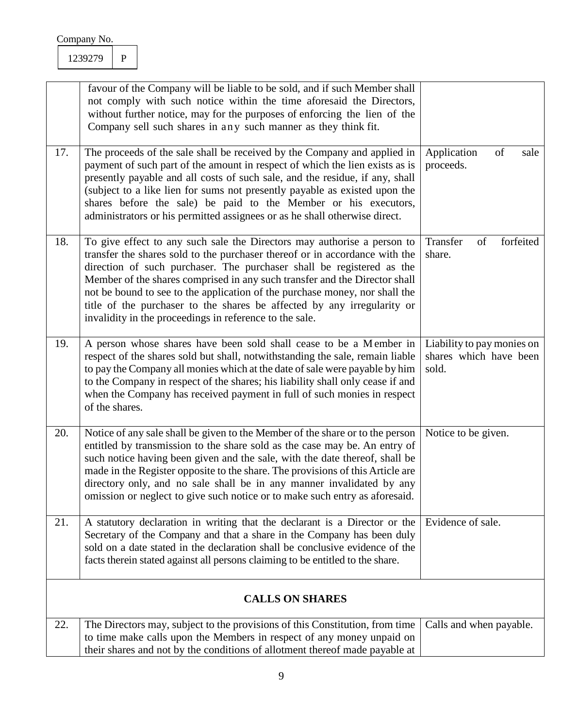Company No.

| 1239279 | P |
|---|---|

| | | |
|---|---|---|
| | favour of the Company will be liable to be sold, and if such Member shall not comply with such notice within the time aforesaid the Directors, without further notice, may for the purposes of enforcing the lien of the Company sell such shares in any such manner as they think fit. | |
| 17. | The proceeds of the sale shall be received by the Company and applied in payment of such part of the amount in respect of which the lien exists as is presently payable and all costs of such sale, and the residue, if any, shall (subject to a like lien for sums not presently payable as existed upon the shares before the sale) be paid to the Member or his executors, administrators or his permitted assignees or as he shall otherwise direct. | Application of sale proceeds. |
| 18. | To give effect to any such sale the Directors may authorise a person to transfer the shares sold to the purchaser thereof or in accordance with the direction of such purchaser. The purchaser shall be registered as the Member of the shares comprised in any such transfer and the Director shall not be bound to see to the application of the purchase money, nor shall the title of the purchaser to the shares be affected by any irregularity or invalidity in the proceedings in reference to the sale. | Transfer of forfeited share. |
| 19. | A person whose shares have been sold shall cease to be a Member in respect of the shares sold but shall, notwithstanding the sale, remain liable to pay the Company all monies which at the date of sale were payable by him to the Company in respect of the shares; his liability shall only cease if and when the Company has received payment in full of such monies in respect of the shares. | Liability to pay monies on shares which have been sold. |
| 20. | Notice of any sale shall be given to the Member of the share or to the person entitled by transmission to the share sold as the case may be. An entry of such notice having been given and the sale, with the date thereof, shall be made in the Register opposite to the share. The provisions of this Article are directory only, and no sale shall be in any manner invalidated by any omission or neglect to give such notice or to make such entry as aforesaid. | Notice to be given. |
| 21. | A statutory declaration in writing that the declarant is a Director or the Secretary of the Company and that a share in the Company has been duly sold on a date stated in the declaration shall be conclusive evidence of the facts therein stated against all persons claiming to be entitled to the share. | Evidence of sale. |
| | **CALLS ON SHARES** | |
| 22. | The Directors may, subject to the provisions of this Constitution, from time to time make calls upon the Members in respect of any money unpaid on their shares and not by the conditions of allotment thereof made payable at | Calls and when payable. |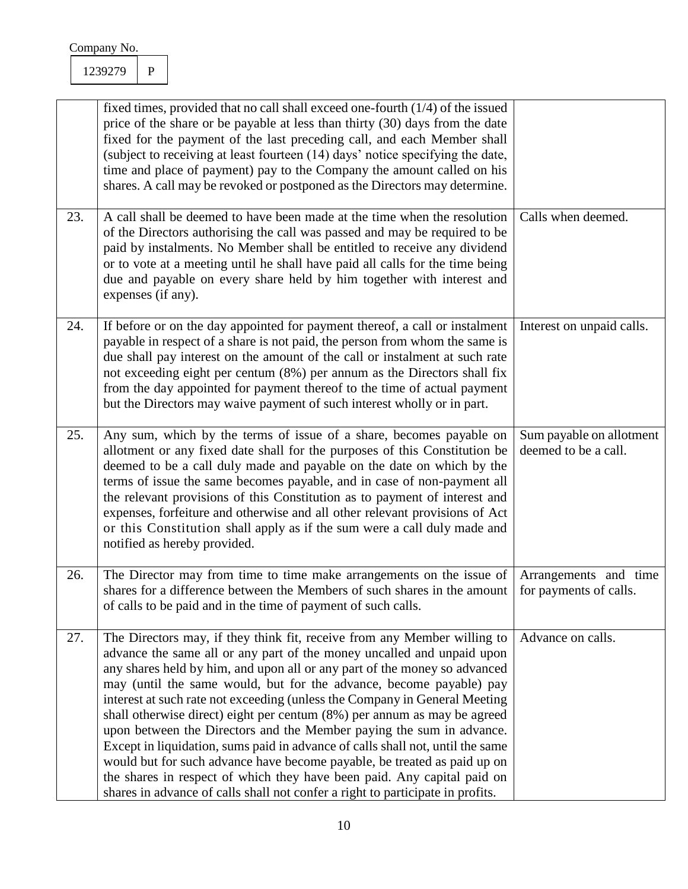| | | |
|---|---|---|
| | fixed times, provided that no call shall exceed one-fourth (1/4) of the issued price of the share or be payable at less than thirty (30) days from the date fixed for the payment of the last preceding call, and each Member shall (subject to receiving at least fourteen (14) days' notice specifying the date, time and place of payment) pay to the Company the amount called on his shares. A call may be revoked or postponed as the Directors may determine. | |
| 23. | A call shall be deemed to have been made at the time when the resolution of the Directors authorising the call was passed and may be required to be paid by instalments. No Member shall be entitled to receive any dividend or to vote at a meeting until he shall have paid all calls for the time being due and payable on every share held by him together with interest and expenses (if any). | Calls when deemed. |
| 24. | If before or on the day appointed for payment thereof, a call or instalment payable in respect of a share is not paid, the person from whom the same is due shall pay interest on the amount of the call or instalment at such rate not exceeding eight per centum (8%) per annum as the Directors shall fix from the day appointed for payment thereof to the time of actual payment but the Directors may waive payment of such interest wholly or in part. | Interest on unpaid calls. |
| 25. | Any sum, which by the terms of issue of a share, becomes payable on allotment or any fixed date shall for the purposes of this Constitution be deemed to be a call duly made and payable on the date on which by the terms of issue the same becomes payable, and in case of non-payment all the relevant provisions of this Constitution as to payment of interest and expenses, forfeiture and otherwise and all other relevant provisions of Act or this Constitution shall apply as if the sum were a call duly made and notified as hereby provided. | Sum payable on allotment deemed to be a call. |
| 26. | The Director may from time to time make arrangements on the issue of shares for a difference between the Members of such shares in the amount of calls to be paid and in the time of payment of such calls. | Arrangements and time for payments of calls. |
| 27. | The Directors may, if they think fit, receive from any Member willing to advance the same all or any part of the money uncalled and unpaid upon any shares held by him, and upon all or any part of the money so advanced may (until the same would, but for the advance, become payable) pay interest at such rate not exceeding (unless the Company in General Meeting shall otherwise direct) eight per centum (8%) per annum as may be agreed upon between the Directors and the Member paying the sum in advance. Except in liquidation, sums paid in advance of calls shall not, until the same would but for such advance have become payable, be treated as paid up on the shares in respect of which they have been paid. Any capital paid on shares in advance of calls shall not confer a right to participate in profits. | Advance on calls. |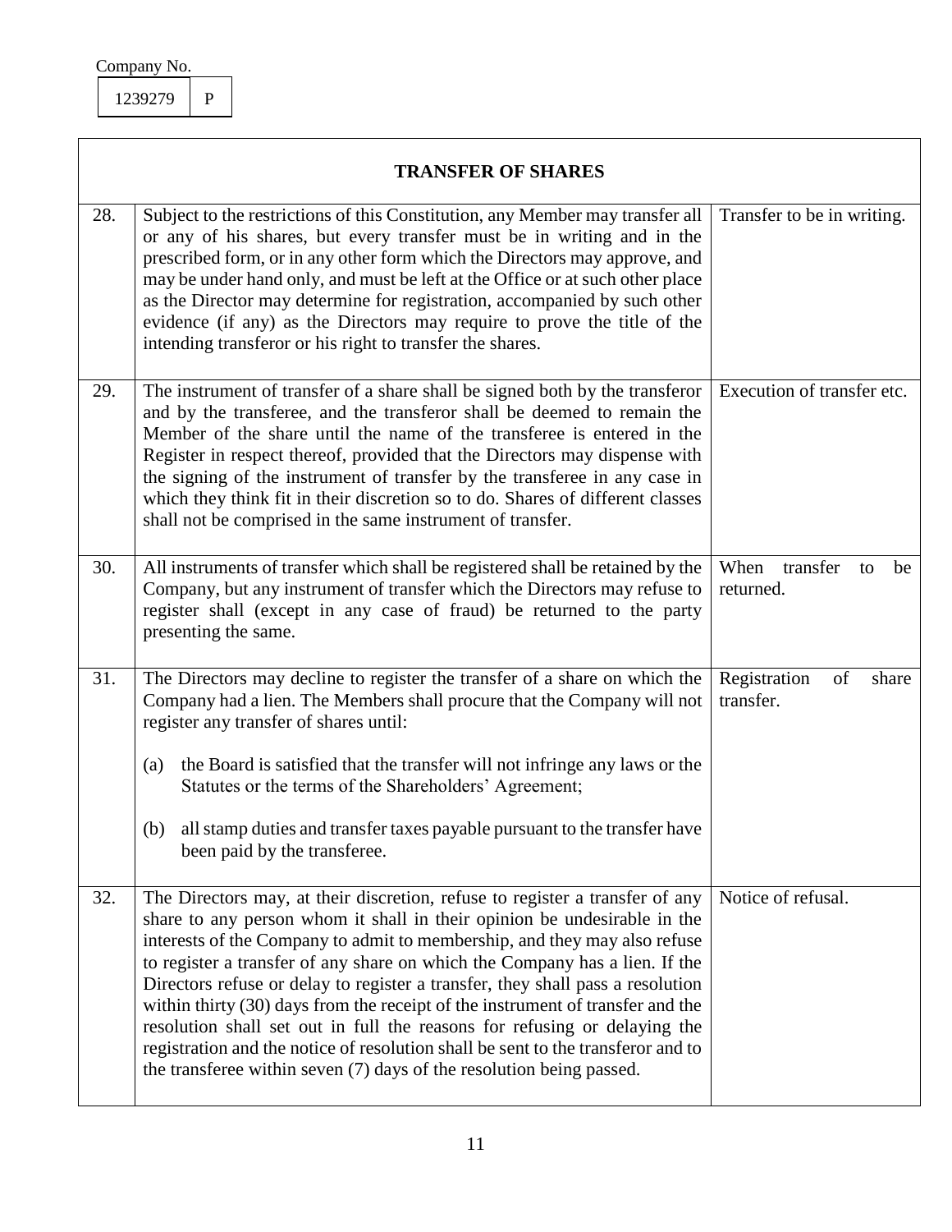Company No.

| 1239279 | P |
|---|---|

| TRANSFER OF SHARES | | |
|---|---|---|
| 28. | Subject to the restrictions of this Constitution, any Member may transfer all or any of his shares, but every transfer must be in writing and in the prescribed form, or in any other form which the Directors may approve, and may be under hand only, and must be left at the Office or at such other place as the Director may determine for registration, accompanied by such other evidence (if any) as the Directors may require to prove the title of the intending transferor or his right to transfer the shares. | Transfer to be in writing. |
| 29. | The instrument of transfer of a share shall be signed both by the transferor and by the transferee, and the transferor shall be deemed to remain the Member of the share until the name of the transferee is entered in the Register in respect thereof, provided that the Directors may dispense with the signing of the instrument of transfer by the transferee in any case in which they think fit in their discretion so to do. Shares of different classes shall not be comprised in the same instrument of transfer. | Execution of transfer etc. |
| 30. | All instruments of transfer which shall be registered shall be retained by the Company, but any instrument of transfer which the Directors may refuse to register shall (except in any case of fraud) be returned to the party presenting the same. | When transfer to be returned. |
| 31. | The Directors may decline to register the transfer of a share on which the Company had a lien. The Members shall procure that the Company will not register any transfer of shares until:<br><br>(a) the Board is satisfied that the transfer will not infringe any laws or the Statutes or the terms of the Shareholders' Agreement;<br><br>(b) all stamp duties and transfer taxes payable pursuant to the transfer have been paid by the transferee. | Registration of share transfer. |
| 32. | The Directors may, at their discretion, refuse to register a transfer of any share to any person whom it shall in their opinion be undesirable in the interests of the Company to admit to membership, and they may also refuse to register a transfer of any share on which the Company has a lien. If the Directors refuse or delay to register a transfer, they shall pass a resolution within thirty (30) days from the receipt of the instrument of transfer and the resolution shall set out in full the reasons for refusing or delaying the registration and the notice of resolution shall be sent to the transferor and to the transferee within seven (7) days of the resolution being passed. | Notice of refusal. |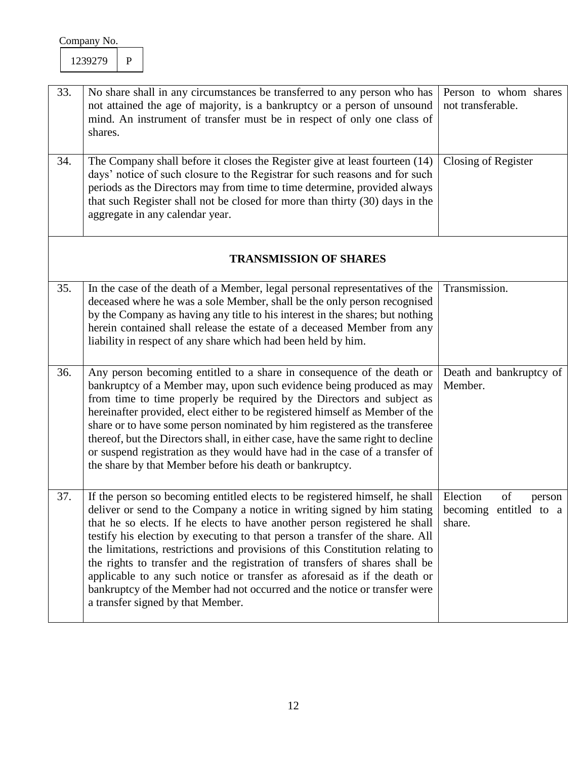Company No.

| 1239279 | P |
|---|---|

| | | |
|---|---|---|
| 33. | No share shall in any circumstances be transferred to any person who has not attained the age of majority, is a bankruptcy or a person of unsound mind. An instrument of transfer must be in respect of only one class of shares. | Person to whom shares not transferable. |
| 34. | The Company shall before it closes the Register give at least fourteen (14) days' notice of such closure to the Registrar for such reasons and for such periods as the Directors may from time to time determine, provided always that such Register shall not be closed for more than thirty (30) days in the aggregate in any calendar year. | Closing of Register |
| | **TRANSMISSION OF SHARES** | |
| 35. | In the case of the death of a Member, legal personal representatives of the deceased where he was a sole Member, shall be the only person recognised by the Company as having any title to his interest in the shares; but nothing herein contained shall release the estate of a deceased Member from any liability in respect of any share which had been held by him. | Transmission. |
| 36. | Any person becoming entitled to a share in consequence of the death or bankruptcy of a Member may, upon such evidence being produced as may from time to time properly be required by the Directors and subject as hereinafter provided, elect either to be registered himself as Member of the share or to have some person nominated by him registered as the transferee thereof, but the Directors shall, in either case, have the same right to decline or suspend registration as they would have had in the case of a transfer of the share by that Member before his death or bankruptcy. | Death and bankruptcy of Member. |
| 37. | If the person so becoming entitled elects to be registered himself, he shall deliver or send to the Company a notice in writing signed by him stating that he so elects. If he elects to have another person registered he shall testify his election by executing to that person a transfer of the share. All the limitations, restrictions and provisions of this Constitution relating to the rights to transfer and the registration of transfers of shares shall be applicable to any such notice or transfer as aforesaid as if the death or bankruptcy of the Member had not occurred and the notice or transfer were a transfer signed by that Member. | Election of person becoming entitled to a share. |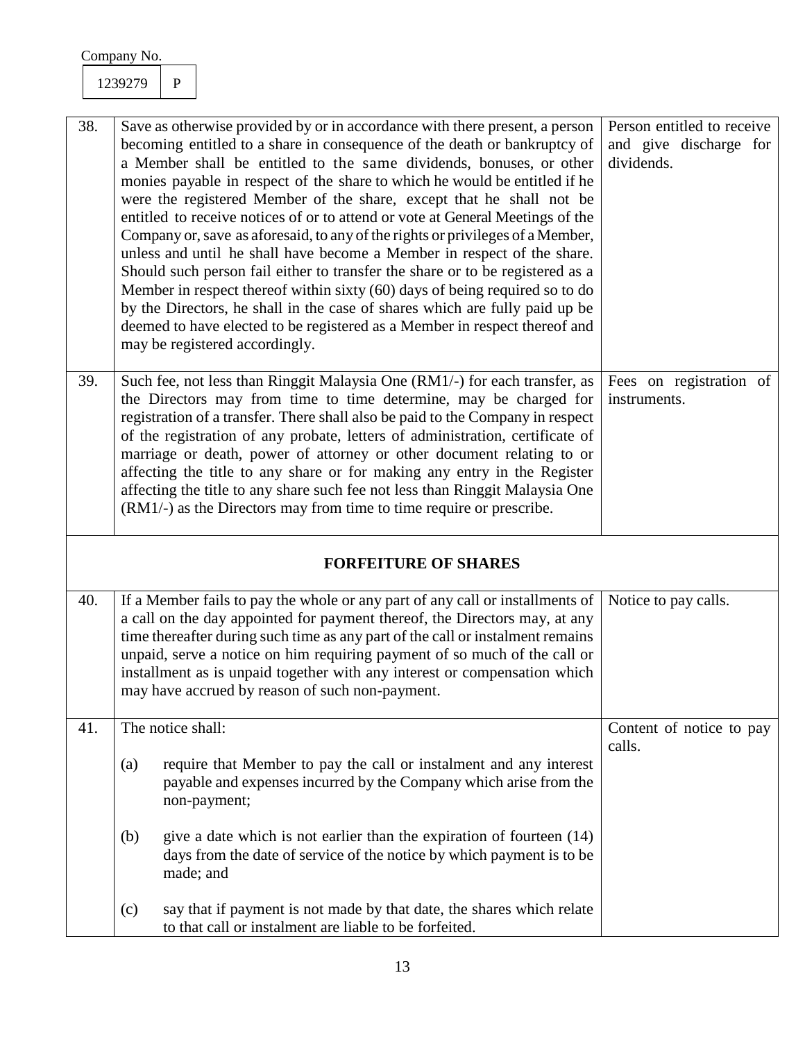Company No.

| 1239279 | P |
|---|---|

| | | |
|---|---|---|
| 38. | Save as otherwise provided by or in accordance with there present, a person becoming entitled to a share in consequence of the death or bankruptcy of a Member shall be entitled to the same dividends, bonuses, or other monies payable in respect of the share to which he would be entitled if he were the registered Member of the share, except that he shall not be entitled to receive notices of or to attend or vote at General Meetings of the Company or, save as aforesaid, to any of the rights or privileges of a Member, unless and until he shall have become a Member in respect of the share. Should such person fail either to transfer the share or to be registered as a Member in respect thereof within sixty (60) days of being required so to do by the Directors, he shall in the case of shares which are fully paid up be deemed to have elected to be registered as a Member in respect thereof and may be registered accordingly. | Person entitled to receive and give discharge for dividends. |
| 39. | Such fee, not less than Ringgit Malaysia One (RM1/-) for each transfer, as the Directors may from time to time determine, may be charged for registration of a transfer. There shall also be paid to the Company in respect of the registration of any probate, letters of administration, certificate of marriage or death, power of attorney or other document relating to or affecting the title to any share or for making any entry in the Register affecting the title to any share such fee not less than Ringgit Malaysia One (RM1/-) as the Directors may from time to time require or prescribe. | Fees on registration of instruments. |
| | **FORFEITURE OF SHARES** | |
| 40. | If a Member fails to pay the whole or any part of any call or installments of a call on the day appointed for payment thereof, the Directors may, at any time thereafter during such time as any part of the call or instalment remains unpaid, serve a notice on him requiring payment of so much of the call or installment as is unpaid together with any interest or compensation which may have accrued by reason of such non-payment. | Notice to pay calls. |
| 41. | The notice shall:<br><br>(a) require that Member to pay the call or instalment and any interest payable and expenses incurred by the Company which arise from the non-payment;<br><br>(b) give a date which is not earlier than the expiration of fourteen (14) days from the date of service of the notice by which payment is to be made; and<br><br>(c) say that if payment is not made by that date, the shares which relate to that call or instalment are liable to be forfeited. | Content of notice to pay calls. |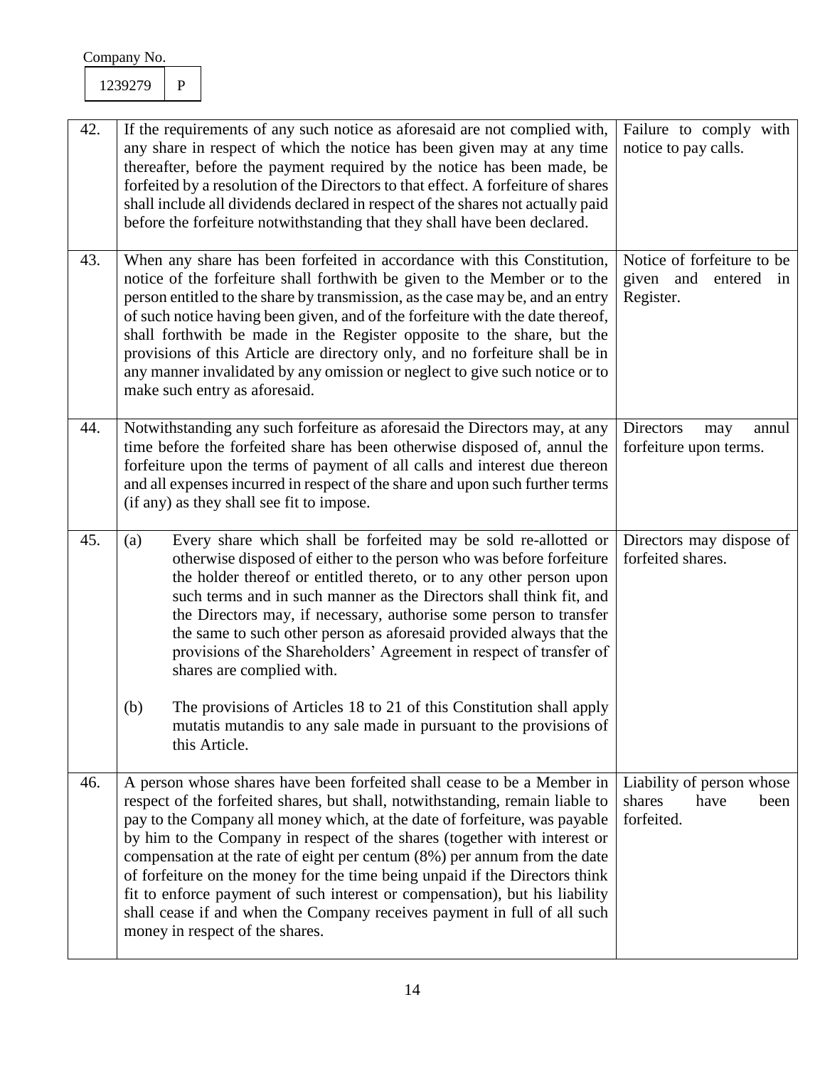Company No.

| 1239279 | P |
|---|---|

| | | |
|---|---|---|
| 42. | If the requirements of any such notice as aforesaid are not complied with, any share in respect of which the notice has been given may at any time thereafter, before the payment required by the notice has been made, be forfeited by a resolution of the Directors to that effect. A forfeiture of shares shall include all dividends declared in respect of the shares not actually paid before the forfeiture notwithstanding that they shall have been declared. | Failure to comply with notice to pay calls. |
| 43. | When any share has been forfeited in accordance with this Constitution, notice of the forfeiture shall forthwith be given to the Member or to the person entitled to the share by transmission, as the case may be, and an entry of such notice having been given, and of the forfeiture with the date thereof, shall forthwith be made in the Register opposite to the share, but the provisions of this Article are directory only, and no forfeiture shall be in any manner invalidated by any omission or neglect to give such notice or to make such entry as aforesaid. | Notice of forfeiture to be given and entered in Register. |
| 44. | Notwithstanding any such forfeiture as aforesaid the Directors may, at any time before the forfeited share has been otherwise disposed of, annul the forfeiture upon the terms of payment of all calls and interest due thereon and all expenses incurred in respect of the share and upon such further terms (if any) as they shall see fit to impose. | Directors may annul forfeiture upon terms. |
| 45. | (a) Every share which shall be forfeited may be sold re-allotted or otherwise disposed of either to the person who was before forfeiture the holder thereof or entitled thereto, or to any other person upon such terms and in such manner as the Directors shall think fit, and the Directors may, if necessary, authorise some person to transfer the same to such other person as aforesaid provided always that the provisions of the Shareholders' Agreement in respect of transfer of shares are complied with.<br><br>(b) The provisions of Articles 18 to 21 of this Constitution shall apply mutatis mutandis to any sale made in pursuant to the provisions of this Article. | Directors may dispose of forfeited shares. |
| 46. | A person whose shares have been forfeited shall cease to be a Member in respect of the forfeited shares, but shall, notwithstanding, remain liable to pay to the Company all money which, at the date of forfeiture, was payable by him to the Company in respect of the shares (together with interest or compensation at the rate of eight per centum (8%) per annum from the date of forfeiture on the money for the time being unpaid if the Directors think fit to enforce payment of such interest or compensation), but his liability shall cease if and when the Company receives payment in full of all such money in respect of the shares. | Liability of person whose shares have been forfeited. |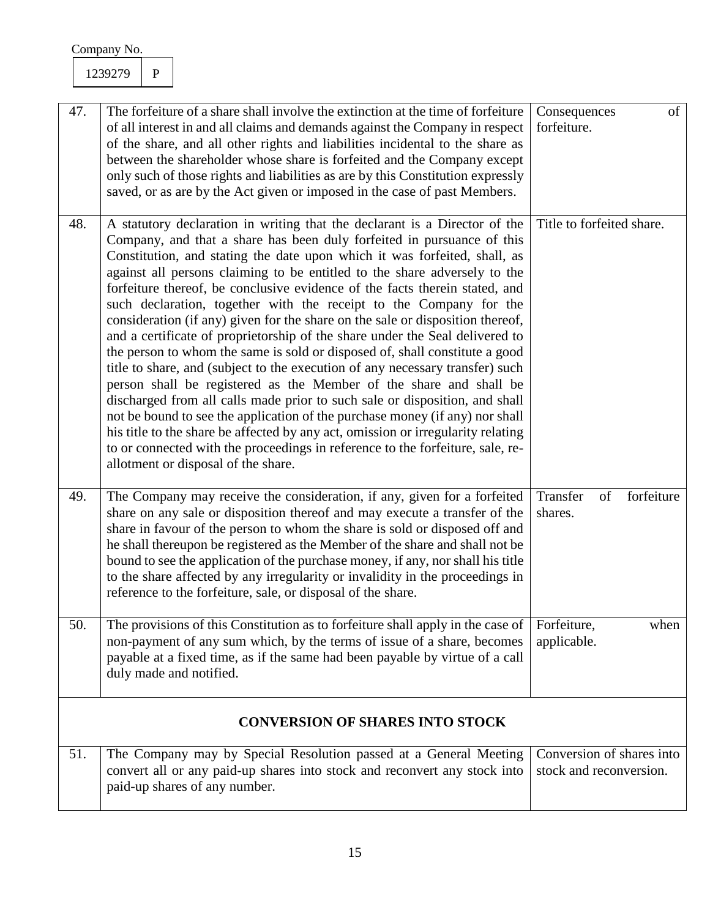Company No.

| 1239279 | P |
|---|---|

| | | |
|---|---|---|
| 47. | The forfeiture of a share shall involve the extinction at the time of forfeiture of all interest in and all claims and demands against the Company in respect of the share, and all other rights and liabilities incidental to the share as between the shareholder whose share is forfeited and the Company except only such of those rights and liabilities as are by this Constitution expressly saved, or as are by the Act given or imposed in the case of past Members. | Consequences of forfeiture. |
| 48. | A statutory declaration in writing that the declarant is a Director of the Company, and that a share has been duly forfeited in pursuance of this Constitution, and stating the date upon which it was forfeited, shall, as against all persons claiming to be entitled to the share adversely to the forfeiture thereof, be conclusive evidence of the facts therein stated, and such declaration, together with the receipt to the Company for the consideration (if any) given for the share on the sale or disposition thereof, and a certificate of proprietorship of the share under the Seal delivered to the person to whom the same is sold or disposed of, shall constitute a good title to share, and (subject to the execution of any necessary transfer) such person shall be registered as the Member of the share and shall be discharged from all calls made prior to such sale or disposition, and shall not be bound to see the application of the purchase money (if any) nor shall his title to the share be affected by any act, omission or irregularity relating to or connected with the proceedings in reference to the forfeiture, sale, re-allotment or disposal of the share. | Title to forfeited share. |
| 49. | The Company may receive the consideration, if any, given for a forfeited share on any sale or disposition thereof and may execute a transfer of the share in favour of the person to whom the share is sold or disposed off and he shall thereupon be registered as the Member of the share and shall not be bound to see the application of the purchase money, if any, nor shall his title to the share affected by any irregularity or invalidity in the proceedings in reference to the forfeiture, sale, or disposal of the share. | Transfer of forfeiture shares. |
| 50. | The provisions of this Constitution as to forfeiture shall apply in the case of non-payment of any sum which, by the terms of issue of a share, becomes payable at a fixed time, as if the same had been payable by virtue of a call duly made and notified. | Forfeiture, when applicable. |
| | **CONVERSION OF SHARES INTO STOCK** | |
| 51. | The Company may by Special Resolution passed at a General Meeting convert all or any paid-up shares into stock and reconvert any stock into paid-up shares of any number. | Conversion of shares into stock and reconversion. |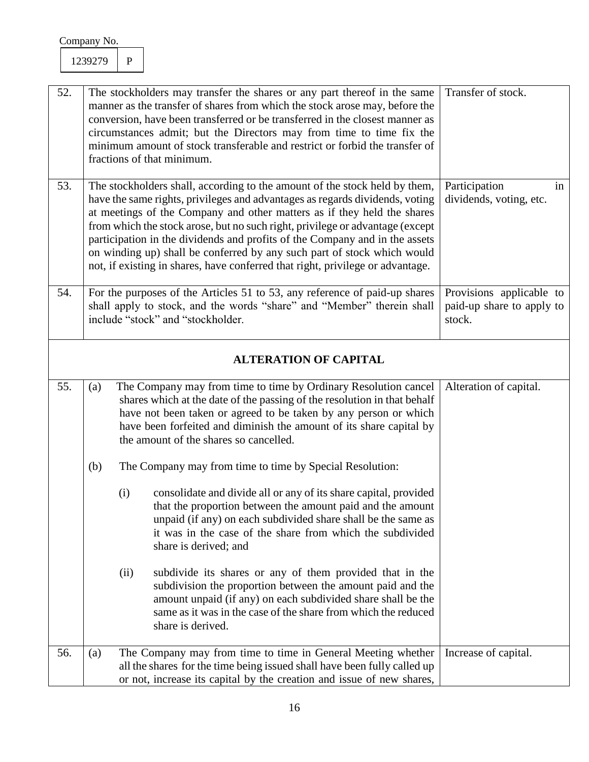Company No.

| 1239279 | P |
|---|---|

| | | |
|---|---|---|
| 52. | The stockholders may transfer the shares or any part thereof in the same manner as the transfer of shares from which the stock arose may, before the conversion, have been transferred or be transferred in the closest manner as circumstances admit; but the Directors may from time to time fix the minimum amount of stock transferable and restrict or forbid the transfer of fractions of that minimum. | Transfer of stock. |
| 53. | The stockholders shall, according to the amount of the stock held by them, have the same rights, privileges and advantages as regards dividends, voting at meetings of the Company and other matters as if they held the shares from which the stock arose, but no such right, privilege or advantage (except participation in the dividends and profits of the Company and in the assets on winding up) shall be conferred by any such part of stock which would not, if existing in shares, have conferred that right, privilege or advantage. | Participation in dividends, voting, etc. |
| 54. | For the purposes of the Articles 51 to 53, any reference of paid-up shares shall apply to stock, and the words "share" and "Member" therein shall include "stock" and "stockholder. | Provisions applicable to paid-up share to apply to stock. |
| | **ALTERATION OF CAPITAL** | |
| 55. | (a) The Company may from time to time by Ordinary Resolution cancel shares which at the date of the passing of the resolution in that behalf have not been taken or agreed to be taken by any person or which have been forfeited and diminish the amount of its share capital by the amount of the shares so cancelled.<br><br>(b) The Company may from time to time by Special Resolution:<br><br>(i) consolidate and divide all or any of its share capital, provided that the proportion between the amount paid and the amount unpaid (if any) on each subdivided share shall be the same as it was in the case of the share from which the subdivided share is derived; and<br><br>(ii) subdivide its shares or any of them provided that in the subdivision the proportion between the amount paid and the amount unpaid (if any) on each subdivided share shall be the same as it was in the case of the share from which the reduced share is derived. | Alteration of capital. |
| 56. | (a) The Company may from time to time in General Meeting whether all the shares for the time being issued shall have been fully called up or not, increase its capital by the creation and issue of new shares, | Increase of capital. |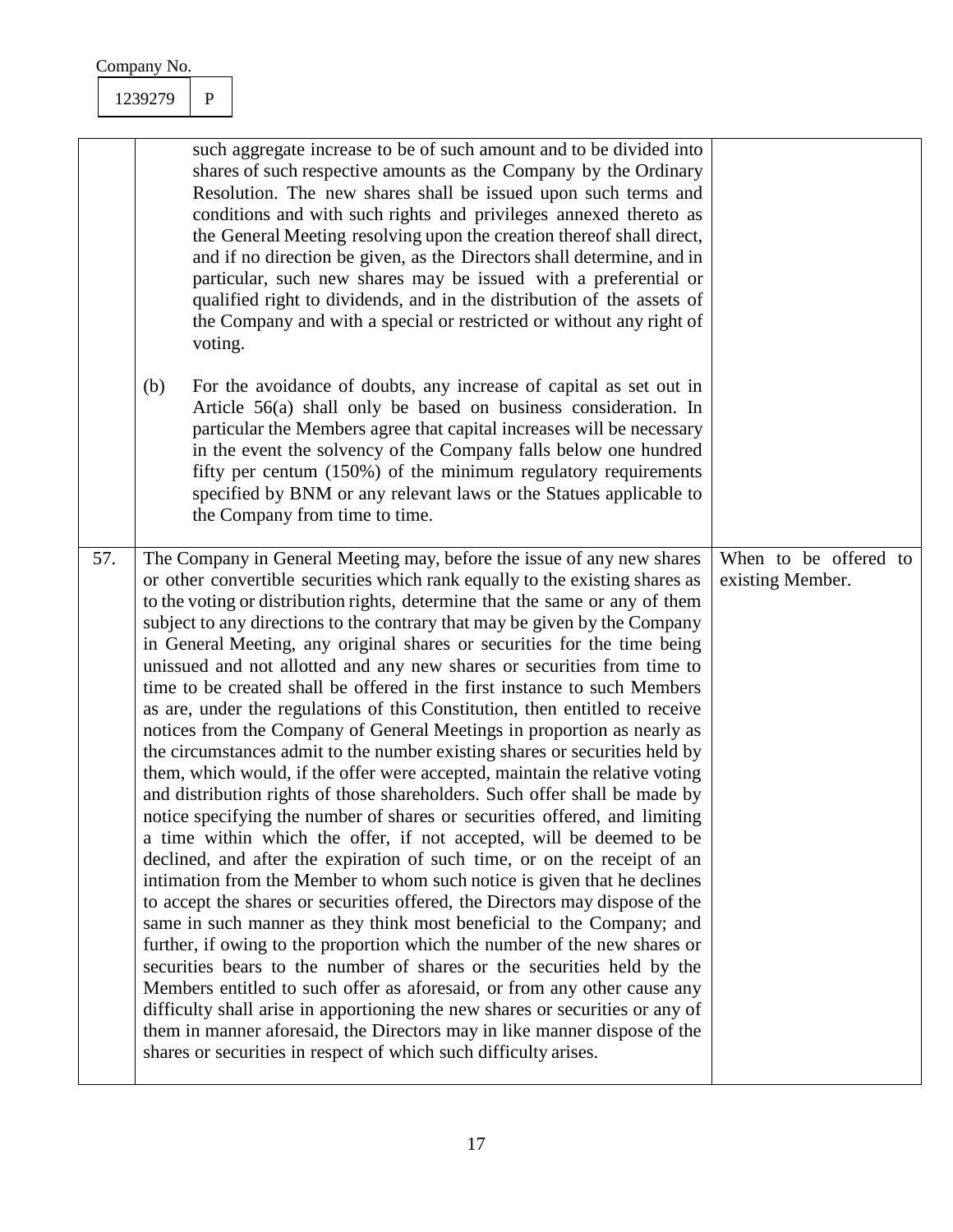Company No.

| 1239279 | P |
|---|---|

| | | |
|---|---|---|
| | such aggregate increase to be of such amount and to be divided into shares of such respective amounts as the Company by the Ordinary Resolution. The new shares shall be issued upon such terms and conditions and with such rights and privileges annexed thereto as the General Meeting resolving upon the creation thereof shall direct, and if no direction be given, as the Directors shall determine, and in particular, such new shares may be issued with a preferential or qualified right to dividends, and in the distribution of the assets of the Company and with a special or restricted or without any right of voting.<br><br>(b) For the avoidance of doubts, any increase of capital as set out in Article 56(a) shall only be based on business consideration. In particular the Members agree that capital increases will be necessary in the event the solvency of the Company falls below one hundred fifty per centum (150%) of the minimum regulatory requirements specified by BNM or any relevant laws or the Statues applicable to the Company from time to time. | |
| 57. | The Company in General Meeting may, before the issue of any new shares or other convertible securities which rank equally to the existing shares as to the voting or distribution rights, determine that the same or any of them subject to any directions to the contrary that may be given by the Company in General Meeting, any original shares or securities for the time being unissued and not allotted and any new shares or securities from time to time to be created shall be offered in the first instance to such Members as are, under the regulations of this Constitution, then entitled to receive notices from the Company of General Meetings in proportion as nearly as the circumstances admit to the number existing shares or securities held by them, which would, if the offer were accepted, maintain the relative voting and distribution rights of those shareholders. Such offer shall be made by notice specifying the number of shares or securities offered, and limiting a time within which the offer, if not accepted, will be deemed to be declined, and after the expiration of such time, or on the receipt of an intimation from the Member to whom such notice is given that he declines to accept the shares or securities offered, the Directors may dispose of the same in such manner as they think most beneficial to the Company; and further, if owing to the proportion which the number of the new shares or securities bears to the number of shares or the securities held by the Members entitled to such offer as aforesaid, or from any other cause any difficulty shall arise in apportioning the new shares or securities or any of them in manner aforesaid, the Directors may in like manner dispose of the shares or securities in respect of which such difficulty arises. | When to be offered to existing Member. |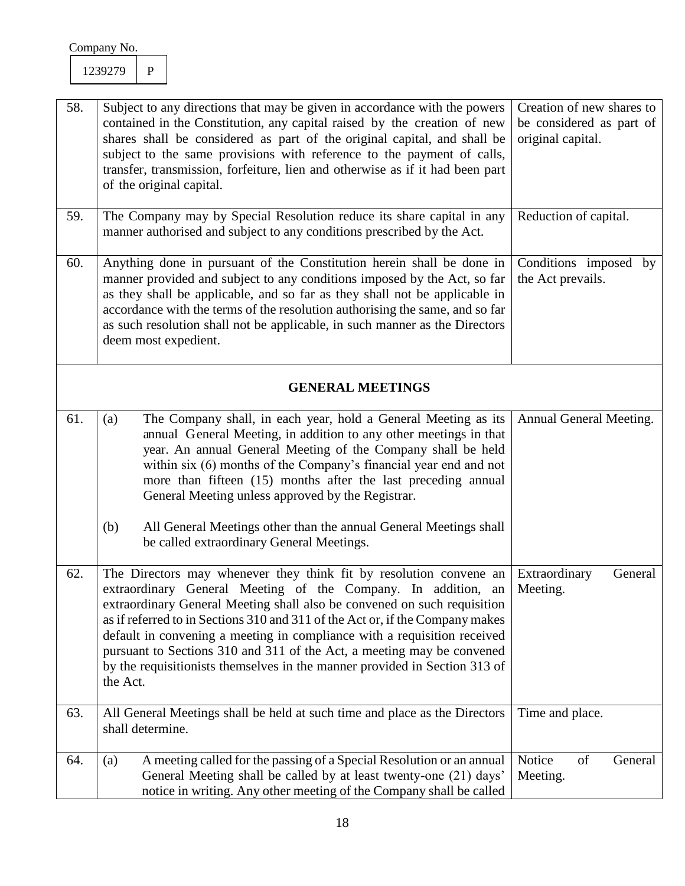Company No.

| 1239279 | P |
|---|---|

| | | |
|---|---|---|
| 58. | Subject to any directions that may be given in accordance with the powers contained in the Constitution, any capital raised by the creation of new shares shall be considered as part of the original capital, and shall be subject to the same provisions with reference to the payment of calls, transfer, transmission, forfeiture, lien and otherwise as if it had been part of the original capital. | Creation of new shares to be considered as part of original capital. |
| 59. | The Company may by Special Resolution reduce its share capital in any manner authorised and subject to any conditions prescribed by the Act. | Reduction of capital. |
| 60. | Anything done in pursuant of the Constitution herein shall be done in manner provided and subject to any conditions imposed by the Act, so far as they shall be applicable, and so far as they shall not be applicable in accordance with the terms of the resolution authorising the same, and so far as such resolution shall not be applicable, in such manner as the Directors deem most expedient. | Conditions imposed by the Act prevails. |
| | **GENERAL MEETINGS** | |
| 61. | (a) The Company shall, in each year, hold a General Meeting as its annual General Meeting, in addition to any other meetings in that year. An annual General Meeting of the Company shall be held within six (6) months of the Company's financial year end and not more than fifteen (15) months after the last preceding annual General Meeting unless approved by the Registrar.<br><br>(b) All General Meetings other than the annual General Meetings shall be called extraordinary General Meetings. | Annual General Meeting. |
| 62. | The Directors may whenever they think fit by resolution convene an extraordinary General Meeting of the Company. In addition, an extraordinary General Meeting shall also be convened on such requisition as if referred to in Sections 310 and 311 of the Act or, if the Company makes default in convening a meeting in compliance with a requisition received pursuant to Sections 310 and 311 of the Act, a meeting may be convened by the requisitionists themselves in the manner provided in Section 313 of the Act. | Extraordinary General Meeting. |
| 63. | All General Meetings shall be held at such time and place as the Directors shall determine. | Time and place. |
| 64. | (a) A meeting called for the passing of a Special Resolution or an annual General Meeting shall be called by at least twenty-one (21) days' notice in writing. Any other meeting of the Company shall be called | Notice of General Meeting. |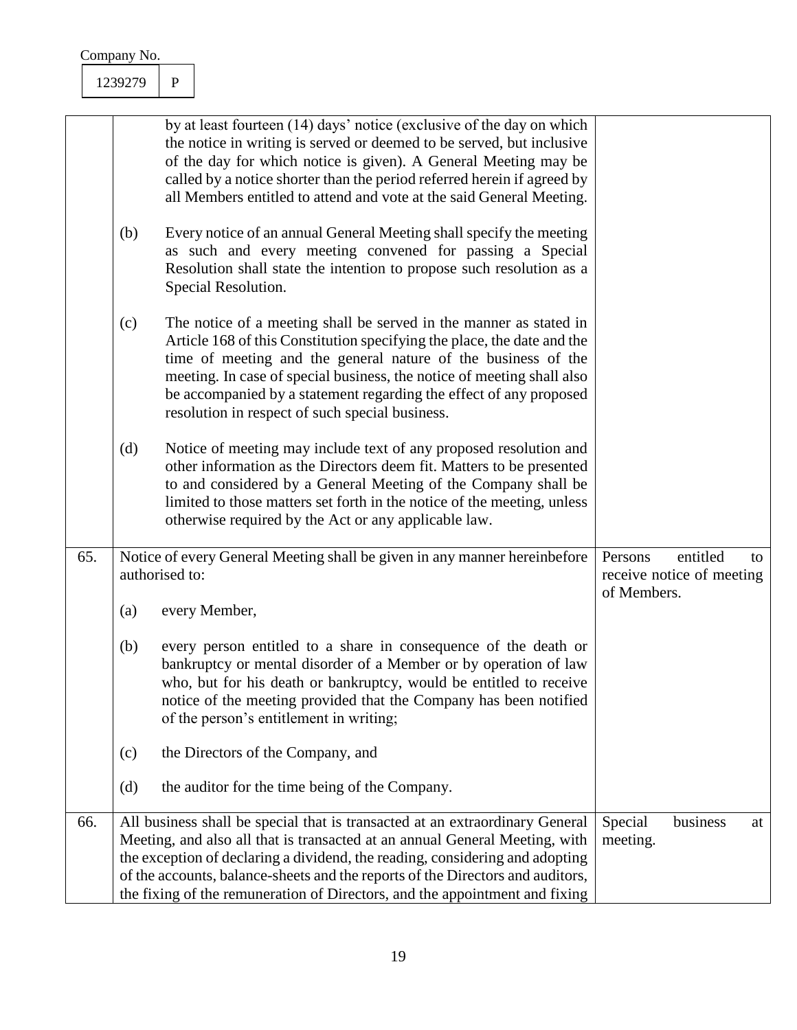Company No.

| 1239279 | P |
|---|---|

| | | |
|---|---|---|
| | by at least fourteen (14) days' notice (exclusive of the day on which the notice in writing is served or deemed to be served, but inclusive of the day for which notice is given). A General Meeting may be called by a notice shorter than the period referred herein if agreed by all Members entitled to attend and vote at the said General Meeting.<br><br>(b) Every notice of an annual General Meeting shall specify the meeting as such and every meeting convened for passing a Special Resolution shall state the intention to propose such resolution as a Special Resolution.<br><br>(c) The notice of a meeting shall be served in the manner as stated in Article 168 of this Constitution specifying the place, the date and the time of meeting and the general nature of the business of the meeting. In case of special business, the notice of meeting shall also be accompanied by a statement regarding the effect of any proposed resolution in respect of such special business.<br><br>(d) Notice of meeting may include text of any proposed resolution and other information as the Directors deem fit. Matters to be presented to and considered by a General Meeting of the Company shall be limited to those matters set forth in the notice of the meeting, unless otherwise required by the Act or any applicable law. | |
| 65. | Notice of every General Meeting shall be given in any manner hereinbefore authorised to:<br><br>(a) every Member,<br><br>(b) every person entitled to a share in consequence of the death or bankruptcy or mental disorder of a Member or by operation of law who, but for his death or bankruptcy, would be entitled to receive notice of the meeting provided that the Company has been notified of the person's entitlement in writing;<br><br>(c) the Directors of the Company, and<br><br>(d) the auditor for the time being of the Company. | Persons entitled to receive notice of meeting of Members. |
| 66. | All business shall be special that is transacted at an extraordinary General Meeting, and also all that is transacted at an annual General Meeting, with the exception of declaring a dividend, the reading, considering and adopting of the accounts, balance-sheets and the reports of the Directors and auditors, the fixing of the remuneration of Directors, and the appointment and fixing | Special business at meeting. |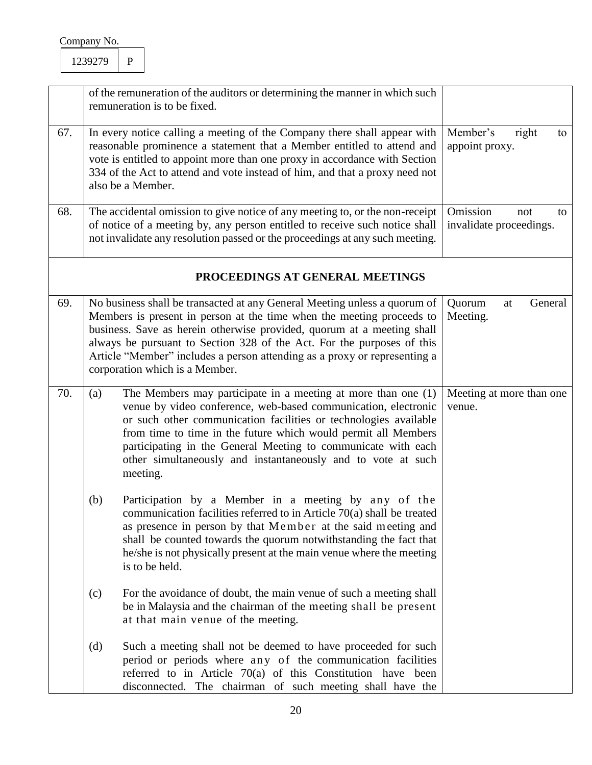Company No.

| 1239279 | P |
|---|---|

| | | |
|---|---|---|
| | of the remuneration of the auditors or determining the manner in which such remuneration is to be fixed. | |
| 67. | In every notice calling a meeting of the Company there shall appear with reasonable prominence a statement that a Member entitled to attend and vote is entitled to appoint more than one proxy in accordance with Section 334 of the Act to attend and vote instead of him, and that a proxy need not also be a Member. | Member's right to appoint proxy. |
| 68. | The accidental omission to give notice of any meeting to, or the non-receipt of notice of a meeting by, any person entitled to receive such notice shall not invalidate any resolution passed or the proceedings at any such meeting. | Omission not to invalidate proceedings. |
| | **PROCEEDINGS AT GENERAL MEETINGS** | |
| 69. | No business shall be transacted at any General Meeting unless a quorum of Members is present in person at the time when the meeting proceeds to business. Save as herein otherwise provided, quorum at a meeting shall always be pursuant to Section 328 of the Act. For the purposes of this Article "Member" includes a person attending as a proxy or representing a corporation which is a Member. | Quorum at General Meeting. |
| 70. | (a) The Members may participate in a meeting at more than one (1) venue by video conference, web-based communication, electronic or such other communication facilities or technologies available from time to time in the future which would permit all Members participating in the General Meeting to communicate with each other simultaneously and instantaneously and to vote at such meeting.<br><br>(b) Participation by a Member in a meeting by any of the communication facilities referred to in Article 70(a) shall be treated as presence in person by that Member at the said meeting and shall be counted towards the quorum notwithstanding the fact that he/she is not physically present at the main venue where the meeting is to be held.<br><br>(c) For the avoidance of doubt, the main venue of such a meeting shall be in Malaysia and the chairman of the meeting shall be present at that main venue of the meeting.<br><br>(d) Such a meeting shall not be deemed to have proceeded for such period or periods where any of the communication facilities referred to in Article 70(a) of this Constitution have been disconnected. The chairman of such meeting shall have the | Meeting at more than one venue. |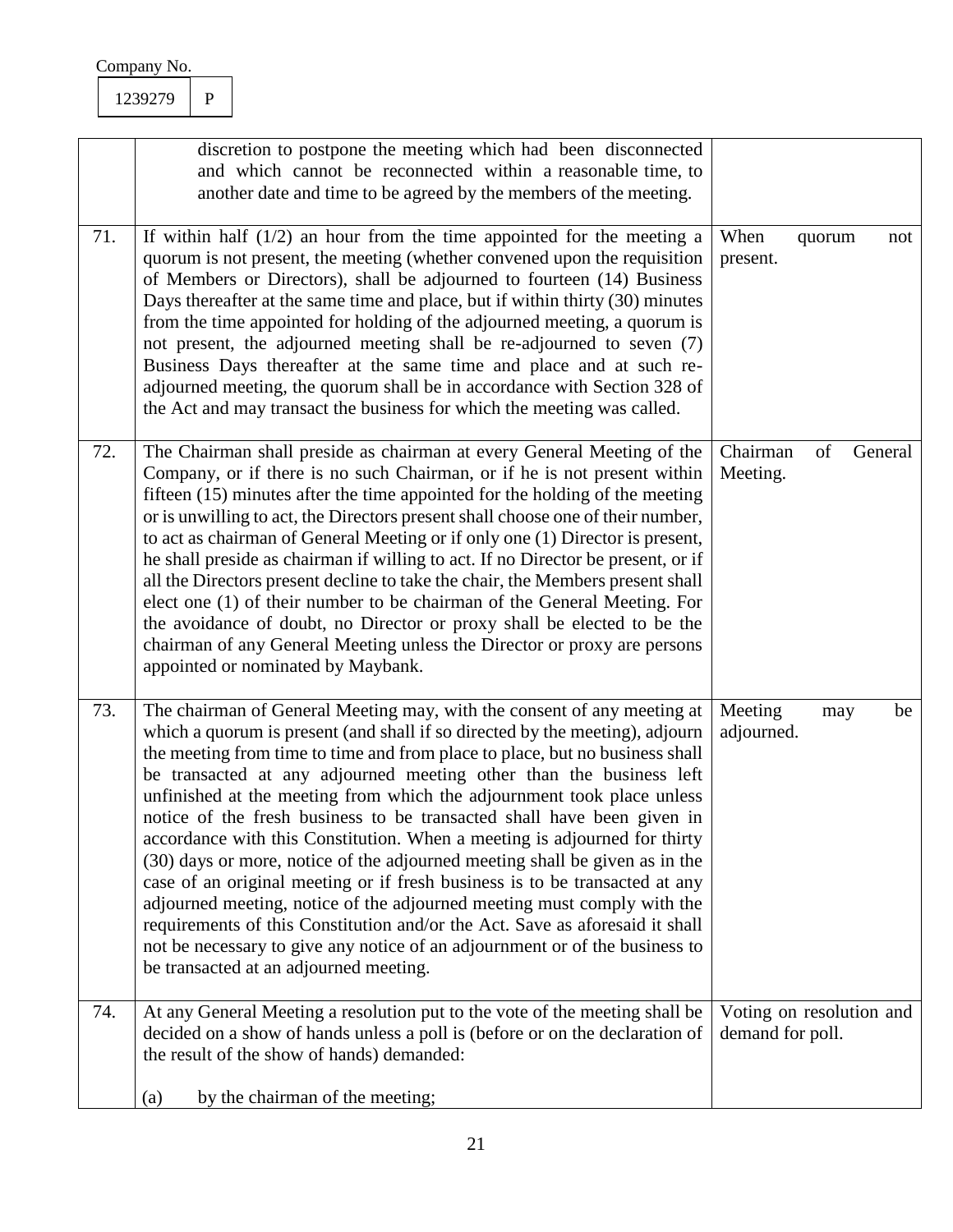Company No.

| 1239279 | P |
|---|---|

| | | |
|---|---|---|
| | discretion to postpone the meeting which had been disconnected and which cannot be reconnected within a reasonable time, to another date and time to be agreed by the members of the meeting. | |
| 71. | If within half (1/2) an hour from the time appointed for the meeting a quorum is not present, the meeting (whether convened upon the requisition of Members or Directors), shall be adjourned to fourteen (14) Business Days thereafter at the same time and place, but if within thirty (30) minutes from the time appointed for holding of the adjourned meeting, a quorum is not present, the adjourned meeting shall be re-adjourned to seven (7) Business Days thereafter at the same time and place and at such re-adjourned meeting, the quorum shall be in accordance with Section 328 of the Act and may transact the business for which the meeting was called. | When quorum not present. |
| 72. | The Chairman shall preside as chairman at every General Meeting of the Company, or if there is no such Chairman, or if he is not present within fifteen (15) minutes after the time appointed for the holding of the meeting or is unwilling to act, the Directors present shall choose one of their number, to act as chairman of General Meeting or if only one (1) Director is present, he shall preside as chairman if willing to act. If no Director be present, or if all the Directors present decline to take the chair, the Members present shall elect one (1) of their number to be chairman of the General Meeting. For the avoidance of doubt, no Director or proxy shall be elected to be the chairman of any General Meeting unless the Director or proxy are persons appointed or nominated by Maybank. | Chairman of General Meeting. |
| 73. | The chairman of General Meeting may, with the consent of any meeting at which a quorum is present (and shall if so directed by the meeting), adjourn the meeting from time to time and from place to place, but no business shall be transacted at any adjourned meeting other than the business left unfinished at the meeting from which the adjournment took place unless notice of the fresh business to be transacted shall have been given in accordance with this Constitution. When a meeting is adjourned for thirty (30) days or more, notice of the adjourned meeting shall be given as in the case of an original meeting or if fresh business is to be transacted at any adjourned meeting, notice of the adjourned meeting must comply with the requirements of this Constitution and/or the Act. Save as aforesaid it shall not be necessary to give any notice of an adjournment or of the business to be transacted at an adjourned meeting. | Meeting may be adjourned. |
| 74. | At any General Meeting a resolution put to the vote of the meeting shall be decided on a show of hands unless a poll is (before or on the declaration of the result of the show of hands) demanded:<br><br>(a) by the chairman of the meeting; | Voting on resolution and demand for poll. |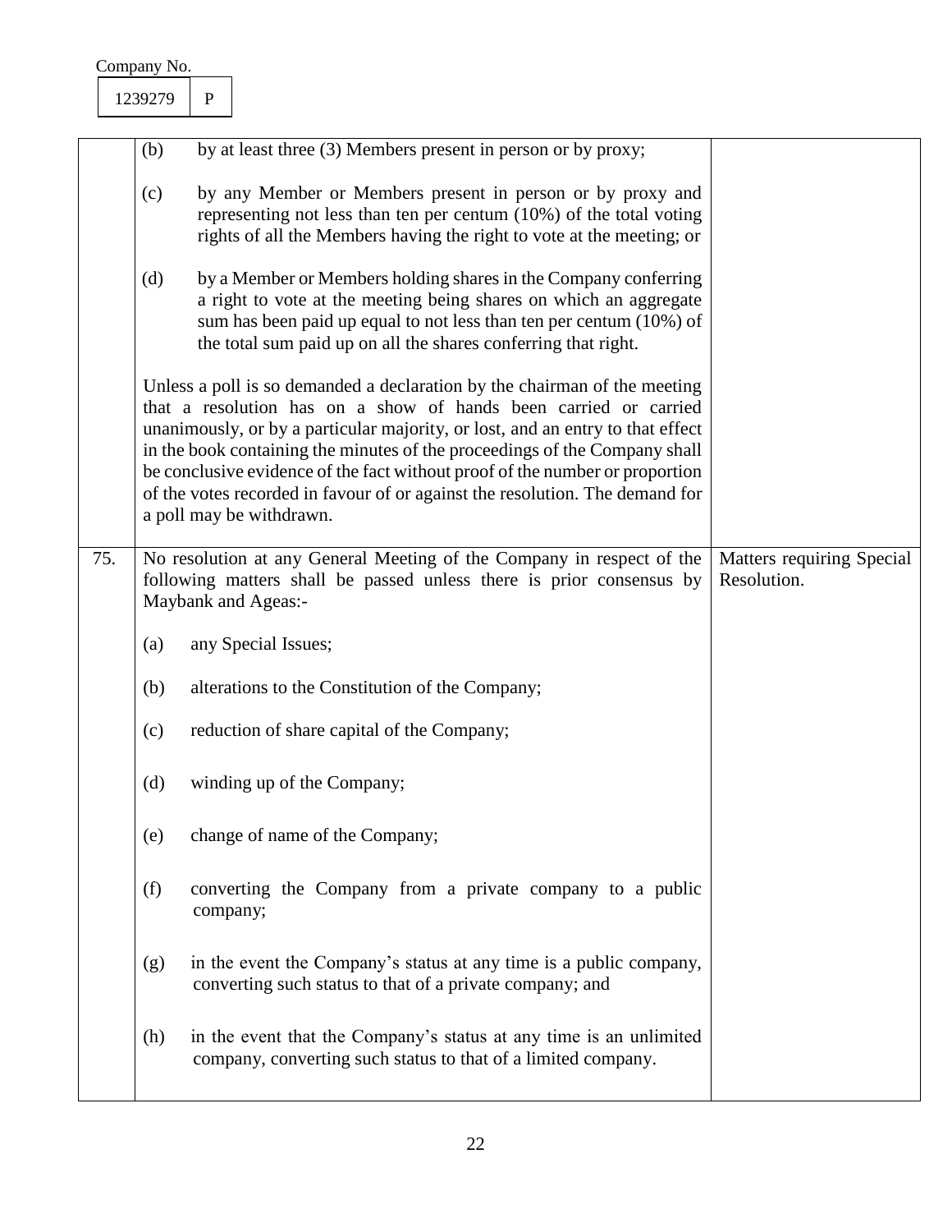| | | |
|---|---|---|
| | (b) by at least three (3) Members present in person or by proxy;<br><br>(c) by any Member or Members present in person or by proxy and representing not less than ten per centum (10%) of the total voting rights of all the Members having the right to vote at the meeting; or<br><br>(d) by a Member or Members holding shares in the Company conferring a right to vote at the meeting being shares on which an aggregate sum has been paid up equal to not less than ten per centum (10%) of the total sum paid up on all the shares conferring that right.<br><br>Unless a poll is so demanded a declaration by the chairman of the meeting that a resolution has on a show of hands been carried or carried unanimously, or by a particular majority, or lost, and an entry to that effect in the book containing the minutes of the proceedings of the Company shall be conclusive evidence of the fact without proof of the number or proportion of the votes recorded in favour of or against the resolution. The demand for a poll may be withdrawn. | |
| 75. | No resolution at any General Meeting of the Company in respect of the following matters shall be passed unless there is prior consensus by Maybank and Ageas:-<br><br>(a) any Special Issues;<br><br>(b) alterations to the Constitution of the Company;<br><br>(c) reduction of share capital of the Company;<br><br>(d) winding up of the Company;<br><br>(e) change of name of the Company;<br><br>(f) converting the Company from a private company to a public company;<br><br>(g) in the event the Company's status at any time is a public company, converting such status to that of a private company; and<br><br>(h) in the event that the Company's status at any time is an unlimited company, converting such status to that of a limited company. | Matters requiring Special Resolution. |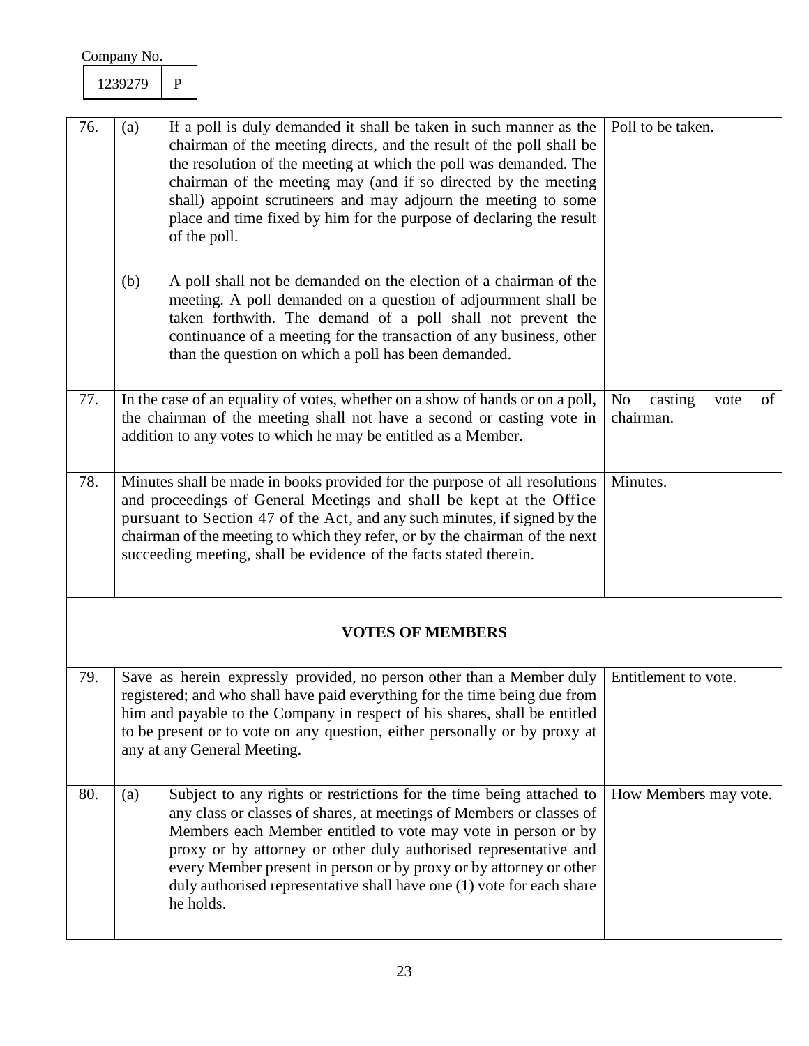Company No.

| 1239279 | P |
|---|---|

| | | |
|---|---|---|
| 76. | (a) If a poll is duly demanded it shall be taken in such manner as the chairman of the meeting directs, and the result of the poll shall be the resolution of the meeting at which the poll was demanded. The chairman of the meeting may (and if so directed by the meeting shall) appoint scrutineers and may adjourn the meeting to some place and time fixed by him for the purpose of declaring the result of the poll.<br><br>(b) A poll shall not be demanded on the election of a chairman of the meeting. A poll demanded on a question of adjournment shall be taken forthwith. The demand of a poll shall not prevent the continuance of a meeting for the transaction of any business, other than the question on which a poll has been demanded. | Poll to be taken. |
| 77. | In the case of an equality of votes, whether on a show of hands or on a poll, the chairman of the meeting shall not have a second or casting vote in addition to any votes to which he may be entitled as a Member. | No casting vote of chairman. |
| 78. | Minutes shall be made in books provided for the purpose of all resolutions and proceedings of General Meetings and shall be kept at the Office pursuant to Section 47 of the Act, and any such minutes, if signed by the chairman of the meeting to which they refer, or by the chairman of the next succeeding meeting, shall be evidence of the facts stated therein. | Minutes. |
| | **VOTES OF MEMBERS** | |
| 79. | Save as herein expressly provided, no person other than a Member duly registered; and who shall have paid everything for the time being due from him and payable to the Company in respect of his shares, shall be entitled to be present or to vote on any question, either personally or by proxy at any at any General Meeting. | Entitlement to vote. |
| 80. | (a) Subject to any rights or restrictions for the time being attached to any class or classes of shares, at meetings of Members or classes of Members each Member entitled to vote may vote in person or by proxy or by attorney or other duly authorised representative and every Member present in person or by proxy or by attorney or other duly authorised representative shall have one (1) vote for each share he holds. | How Members may vote. |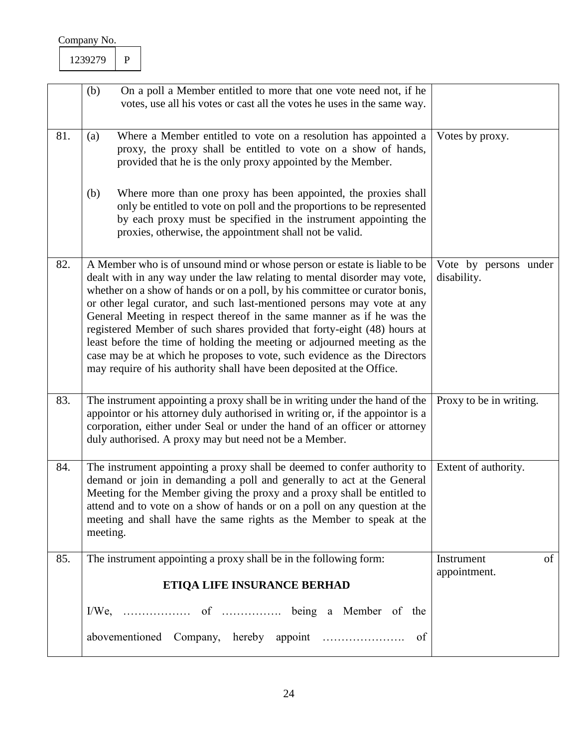Company No.

| 1239279 | P |
|---|---|

| | | |
|---|---|---|
| | (b) On a poll a Member entitled to more that one vote need not, if he votes, use all his votes or cast all the votes he uses in the same way. | |
| 81. | (a) Where a Member entitled to vote on a resolution has appointed a proxy, the proxy shall be entitled to vote on a show of hands, provided that he is the only proxy appointed by the Member.<br><br>(b) Where more than one proxy has been appointed, the proxies shall only be entitled to vote on poll and the proportions to be represented by each proxy must be specified in the instrument appointing the proxies, otherwise, the appointment shall not be valid. | Votes by proxy. |
| 82. | A Member who is of unsound mind or whose person or estate is liable to be dealt with in any way under the law relating to mental disorder may vote, whether on a show of hands or on a poll, by his committee or curator bonis, or other legal curator, and such last-mentioned persons may vote at any General Meeting in respect thereof in the same manner as if he was the registered Member of such shares provided that forty-eight (48) hours at least before the time of holding the meeting or adjourned meeting as the case may be at which he proposes to vote, such evidence as the Directors may require of his authority shall have been deposited at the Office. | Vote by persons under disability. |
| 83. | The instrument appointing a proxy shall be in writing under the hand of the appointor or his attorney duly authorised in writing or, if the appointor is a corporation, either under Seal or under the hand of an officer or attorney duly authorised. A proxy may but need not be a Member. | Proxy to be in writing. |
| 84. | The instrument appointing a proxy shall be deemed to confer authority to demand or join in demanding a poll and generally to act at the General Meeting for the Member giving the proxy and a proxy shall be entitled to attend and to vote on a show of hands or on a poll on any question at the meeting and shall have the same rights as the Member to speak at the meeting. | Extent of authority. |
| 85. | The instrument appointing a proxy shall be in the following form:<br><br>**ETIQA LIFE INSURANCE BERHAD**<br><br>I/We, ……………… of ……………. being a Member of the abovementioned Company, hereby appoint …………………. of | Instrument of appointment. |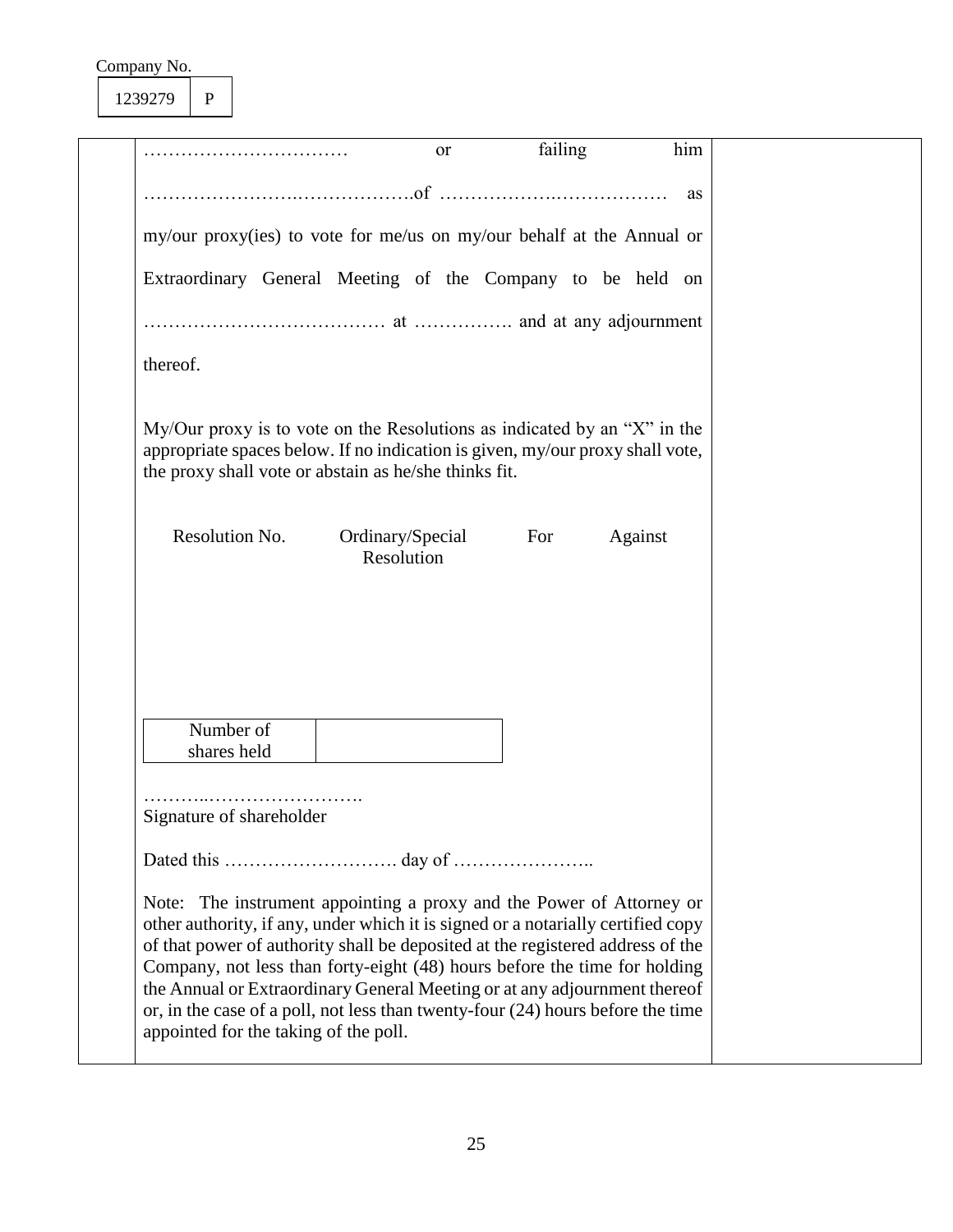Company No.

| 1239279 | P |
|---|---|

…………………………… or failing him

…………………….……………….of ……………….……………… as

my/our proxy(ies) to vote for me/us on my/our behalf at the Annual or Extraordinary General Meeting of the Company to be held on ………………………………… at ……………. and at any adjournment thereof.

My/Our proxy is to vote on the Resolutions as indicated by an "X" in the appropriate spaces below. If no indication is given, my/our proxy shall vote, the proxy shall vote or abstain as he/she thinks fit.

| Resolution No. | Ordinary/Special Resolution | For | Against |
|---|---|---|---|
| | | | |

| Number of shares held | |
|---|---|

………..…………………….
Signature of shareholder

Dated this ………………………. day of …………………..

Note: The instrument appointing a proxy and the Power of Attorney or other authority, if any, under which it is signed or a notarially certified copy of that power of authority shall be deposited at the registered address of the Company, not less than forty-eight (48) hours before the time for holding the Annual or Extraordinary General Meeting or at any adjournment thereof or, in the case of a poll, not less than twenty-four (24) hours before the time appointed for the taking of the poll.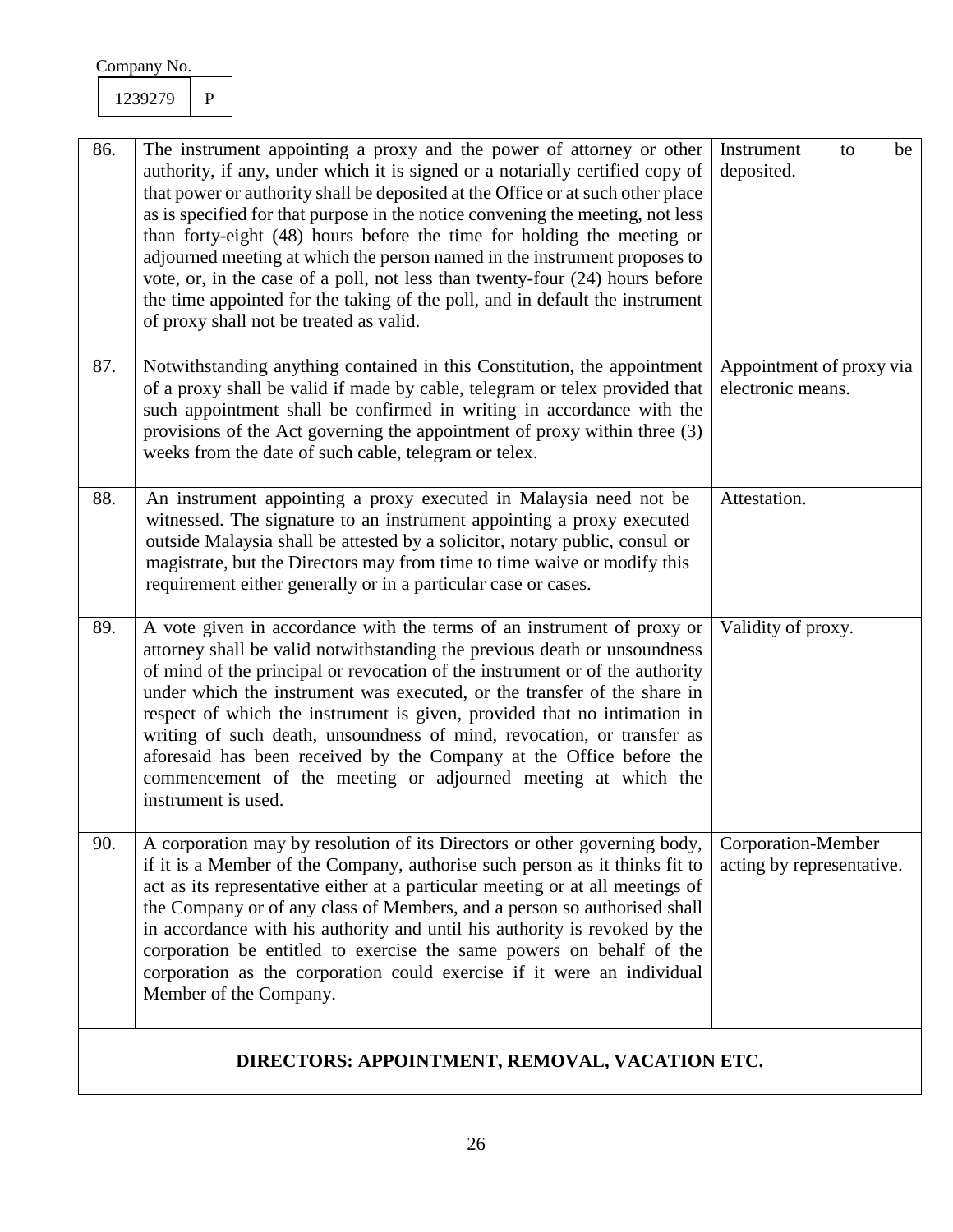Company No.

| 1239279 | P |
|---|---|

| | | |
|---|---|---|
| 86. | The instrument appointing a proxy and the power of attorney or other authority, if any, under which it is signed or a notarially certified copy of that power or authority shall be deposited at the Office or at such other place as is specified for that purpose in the notice convening the meeting, not less than forty-eight (48) hours before the time for holding the meeting or adjourned meeting at which the person named in the instrument proposes to vote, or, in the case of a poll, not less than twenty-four (24) hours before the time appointed for the taking of the poll, and in default the instrument of proxy shall not be treated as valid. | Instrument to be deposited. |
| 87. | Notwithstanding anything contained in this Constitution, the appointment of a proxy shall be valid if made by cable, telegram or telex provided that such appointment shall be confirmed in writing in accordance with the provisions of the Act governing the appointment of proxy within three (3) weeks from the date of such cable, telegram or telex. | Appointment of proxy via electronic means. |
| 88. | An instrument appointing a proxy executed in Malaysia need not be witnessed. The signature to an instrument appointing a proxy executed outside Malaysia shall be attested by a solicitor, notary public, consul or magistrate, but the Directors may from time to time waive or modify this requirement either generally or in a particular case or cases. | Attestation. |
| 89. | A vote given in accordance with the terms of an instrument of proxy or attorney shall be valid notwithstanding the previous death or unsoundness of mind of the principal or revocation of the instrument or of the authority under which the instrument was executed, or the transfer of the share in respect of which the instrument is given, provided that no intimation in writing of such death, unsoundness of mind, revocation, or transfer as aforesaid has been received by the Company at the Office before the commencement of the meeting or adjourned meeting at which the instrument is used. | Validity of proxy. |
| 90. | A corporation may by resolution of its Directors or other governing body, if it is a Member of the Company, authorise such person as it thinks fit to act as its representative either at a particular meeting or at all meetings of the Company or of any class of Members, and a person so authorised shall in accordance with his authority and until his authority is revoked by the corporation be entitled to exercise the same powers on behalf of the corporation as the corporation could exercise if it were an individual Member of the Company. | Corporation-Member acting by representative. |

## DIRECTORS: APPOINTMENT, REMOVAL, VACATION ETC.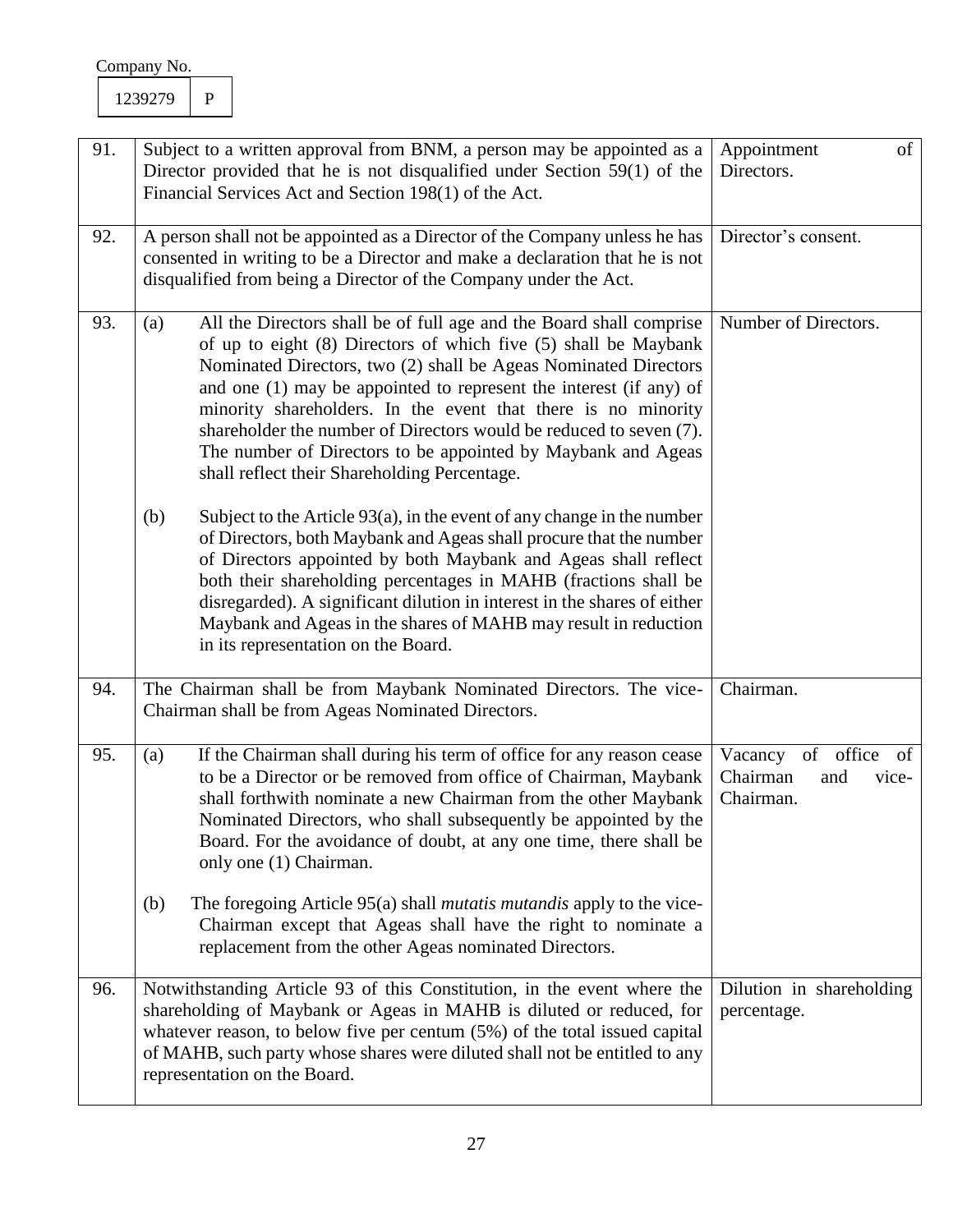Company No.

| 1239279 | P |
|---|---|

| | | |
|---|---|---|
| 91. | Subject to a written approval from BNM, a person may be appointed as a Director provided that he is not disqualified under Section 59(1) of the Financial Services Act and Section 198(1) of the Act. | Appointment of Directors. |
| 92. | A person shall not be appointed as a Director of the Company unless he has consented in writing to be a Director and make a declaration that he is not disqualified from being a Director of the Company under the Act. | Director's consent. |
| 93. | (a) All the Directors shall be of full age and the Board shall comprise of up to eight (8) Directors of which five (5) shall be Maybank Nominated Directors, two (2) shall be Ageas Nominated Directors and one (1) may be appointed to represent the interest (if any) of minority shareholders. In the event that there is no minority shareholder the number of Directors would be reduced to seven (7). The number of Directors to be appointed by Maybank and Ageas shall reflect their Shareholding Percentage.<br><br>(b) Subject to the Article 93(a), in the event of any change in the number of Directors, both Maybank and Ageas shall procure that the number of Directors appointed by both Maybank and Ageas shall reflect both their shareholding percentages in MAHB (fractions shall be disregarded). A significant dilution in interest in the shares of either Maybank and Ageas in the shares of MAHB may result in reduction in its representation on the Board. | Number of Directors. |
| 94. | The Chairman shall be from Maybank Nominated Directors. The vice-Chairman shall be from Ageas Nominated Directors. | Chairman. |
| 95. | (a) If the Chairman shall during his term of office for any reason cease to be a Director or be removed from office of Chairman, Maybank shall forthwith nominate a new Chairman from the other Maybank Nominated Directors, who shall subsequently be appointed by the Board. For the avoidance of doubt, at any one time, there shall be only one (1) Chairman.<br><br>(b) The foregoing Article 95(a) shall *mutatis mutandis* apply to the vice-Chairman except that Ageas shall have the right to nominate a replacement from the other Ageas nominated Directors. | Vacancy of office of Chairman and vice-Chairman. |
| 96. | Notwithstanding Article 93 of this Constitution, in the event where the shareholding of Maybank or Ageas in MAHB is diluted or reduced, for whatever reason, to below five per centum (5%) of the total issued capital of MAHB, such party whose shares were diluted shall not be entitled to any representation on the Board. | Dilution in shareholding percentage. |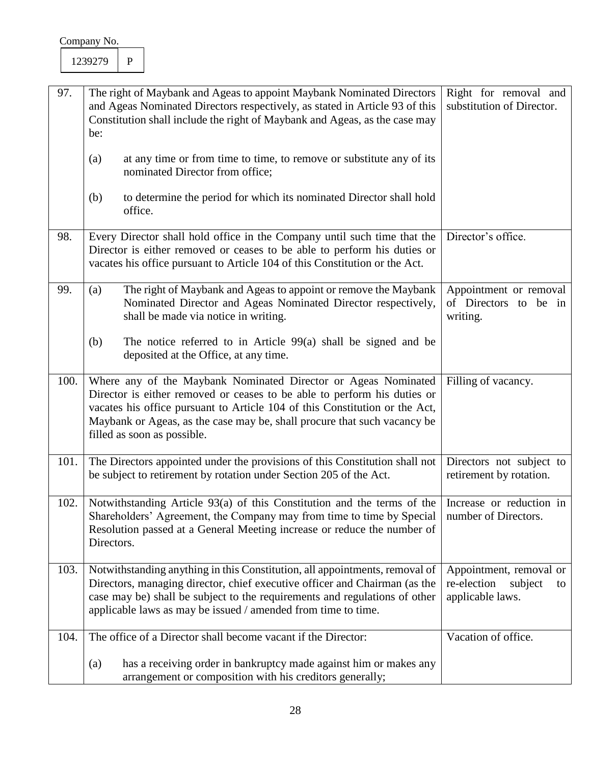Company No.

| 1239279 | P |
|---|---|

| | | |
|---|---|---|
| 97. | The right of Maybank and Ageas to appoint Maybank Nominated Directors and Ageas Nominated Directors respectively, as stated in Article 93 of this Constitution shall include the right of Maybank and Ageas, as the case may be:<br><br>(a) at any time or from time to time, to remove or substitute any of its nominated Director from office;<br><br>(b) to determine the period for which its nominated Director shall hold office. | Right for removal and substitution of Director. |
| 98. | Every Director shall hold office in the Company until such time that the Director is either removed or ceases to be able to perform his duties or vacates his office pursuant to Article 104 of this Constitution or the Act. | Director's office. |
| 99. | (a) The right of Maybank and Ageas to appoint or remove the Maybank Nominated Director and Ageas Nominated Director respectively, shall be made via notice in writing.<br><br>(b) The notice referred to in Article 99(a) shall be signed and be deposited at the Office, at any time. | Appointment or removal of Directors to be in writing. |
| 100. | Where any of the Maybank Nominated Director or Ageas Nominated Director is either removed or ceases to be able to perform his duties or vacates his office pursuant to Article 104 of this Constitution or the Act, Maybank or Ageas, as the case may be, shall procure that such vacancy be filled as soon as possible. | Filling of vacancy. |
| 101. | The Directors appointed under the provisions of this Constitution shall not be subject to retirement by rotation under Section 205 of the Act. | Directors not subject to retirement by rotation. |
| 102. | Notwithstanding Article 93(a) of this Constitution and the terms of the Shareholders' Agreement, the Company may from time to time by Special Resolution passed at a General Meeting increase or reduce the number of Directors. | Increase or reduction in number of Directors. |
| 103. | Notwithstanding anything in this Constitution, all appointments, removal of Directors, managing director, chief executive officer and Chairman (as the case may be) shall be subject to the requirements and regulations of other applicable laws as may be issued / amended from time to time. | Appointment, removal or re-election subject to applicable laws. |
| 104. | The office of a Director shall become vacant if the Director:<br><br>(a) has a receiving order in bankruptcy made against him or makes any arrangement or composition with his creditors generally; | Vacation of office. |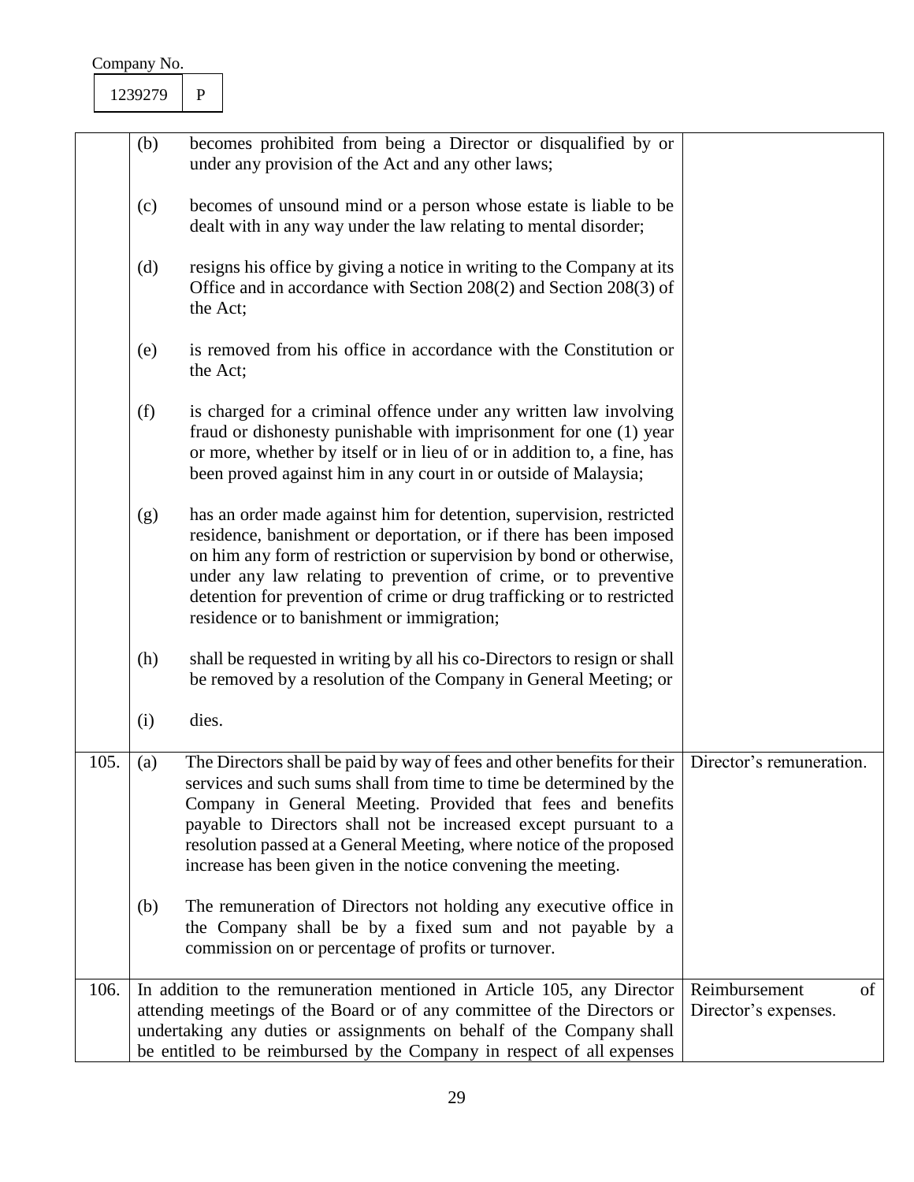Company No.

| 1239279 | P |
|---|---|

| | | |
|---|---|---|
| | (b) becomes prohibited from being a Director or disqualified by or under any provision of the Act and any other laws;<br><br>(c) becomes of unsound mind or a person whose estate is liable to be dealt with in any way under the law relating to mental disorder;<br><br>(d) resigns his office by giving a notice in writing to the Company at its Office and in accordance with Section 208(2) and Section 208(3) of the Act;<br><br>(e) is removed from his office in accordance with the Constitution or the Act;<br><br>(f) is charged for a criminal offence under any written law involving fraud or dishonesty punishable with imprisonment for one (1) year or more, whether by itself or in lieu of or in addition to, a fine, has been proved against him in any court in or outside of Malaysia;<br><br>(g) has an order made against him for detention, supervision, restricted residence, banishment or deportation, or if there has been imposed on him any form of restriction or supervision by bond or otherwise, under any law relating to prevention of crime, or to preventive detention for prevention of crime or drug trafficking or to restricted residence or to banishment or immigration;<br><br>(h) shall be requested in writing by all his co-Directors to resign or shall be removed by a resolution of the Company in General Meeting; or<br><br>(i) dies. | |
| 105. | (a) The Directors shall be paid by way of fees and other benefits for their services and such sums shall from time to time be determined by the Company in General Meeting. Provided that fees and benefits payable to Directors shall not be increased except pursuant to a resolution passed at a General Meeting, where notice of the proposed increase has been given in the notice convening the meeting.<br><br>(b) The remuneration of Directors not holding any executive office in the Company shall be by a fixed sum and not payable by a commission on or percentage of profits or turnover. | Director's remuneration. |
| 106. | In addition to the remuneration mentioned in Article 105, any Director attending meetings of the Board or of any committee of the Directors or undertaking any duties or assignments on behalf of the Company shall be entitled to be reimbursed by the Company in respect of all expenses | Reimbursement of Director's expenses. |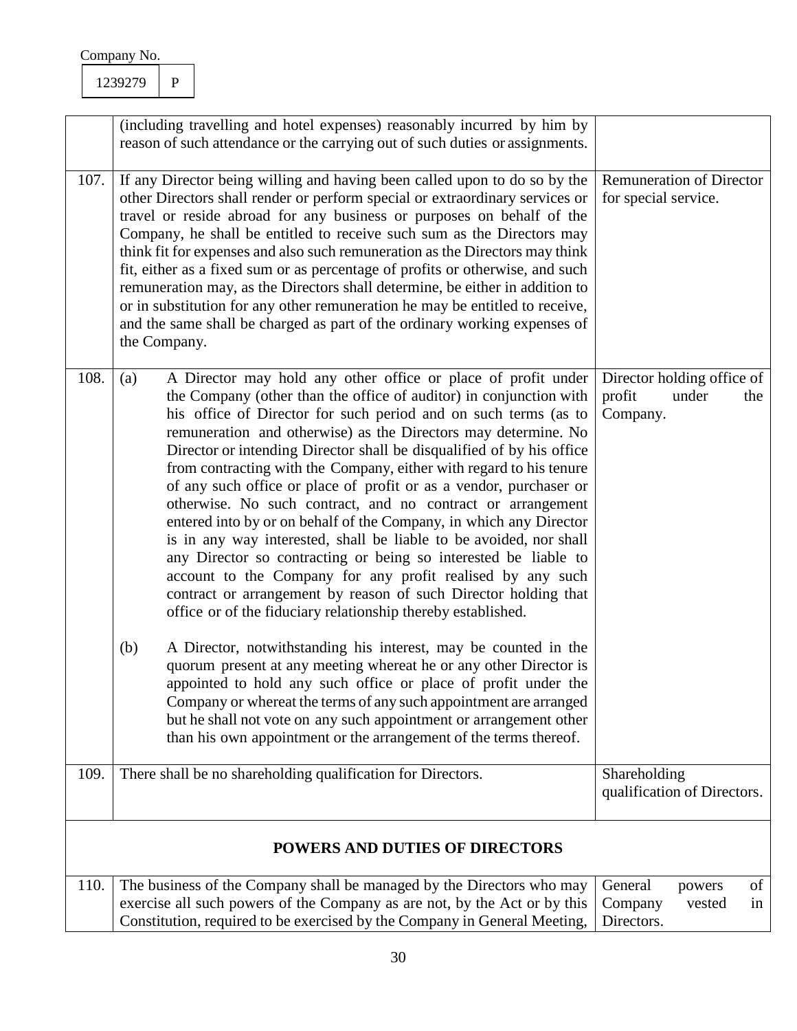Company No.

| 1239279 | P |
|---|---|

| | | |
|---|---|---|
| | (including travelling and hotel expenses) reasonably incurred by him by reason of such attendance or the carrying out of such duties or assignments. | |
| 107. | If any Director being willing and having been called upon to do so by the other Directors shall render or perform special or extraordinary services or travel or reside abroad for any business or purposes on behalf of the Company, he shall be entitled to receive such sum as the Directors may think fit for expenses and also such remuneration as the Directors may think fit, either as a fixed sum or as percentage of profits or otherwise, and such remuneration may, as the Directors shall determine, be either in addition to or in substitution for any other remuneration he may be entitled to receive, and the same shall be charged as part of the ordinary working expenses of the Company. | Remuneration of Director for special service. |
| 108. | (a) A Director may hold any other office or place of profit under the Company (other than the office of auditor) in conjunction with his office of Director for such period and on such terms (as to remuneration and otherwise) as the Directors may determine. No Director or intending Director shall be disqualified of by his office from contracting with the Company, either with regard to his tenure of any such office or place of profit or as a vendor, purchaser or otherwise. No such contract, and no contract or arrangement entered into by or on behalf of the Company, in which any Director is in any way interested, shall be liable to be avoided, nor shall any Director so contracting or being so interested be liable to account to the Company for any profit realised by any such contract or arrangement by reason of such Director holding that office or of the fiduciary relationship thereby established.<br><br>(b) A Director, notwithstanding his interest, may be counted in the quorum present at any meeting whereat he or any other Director is appointed to hold any such office or place of profit under the Company or whereat the terms of any such appointment are arranged but he shall not vote on any such appointment or arrangement other than his own appointment or the arrangement of the terms thereof. | Director holding office of profit under the Company. |
| 109. | There shall be no shareholding qualification for Directors. | Shareholding qualification of Directors. |

**POWERS AND DUTIES OF DIRECTORS**

| | | |
|---|---|---|
| 110. | The business of the Company shall be managed by the Directors who may exercise all such powers of the Company as are not, by the Act or by this Constitution, required to be exercised by the Company in General Meeting, | General powers of Company vested in Directors. |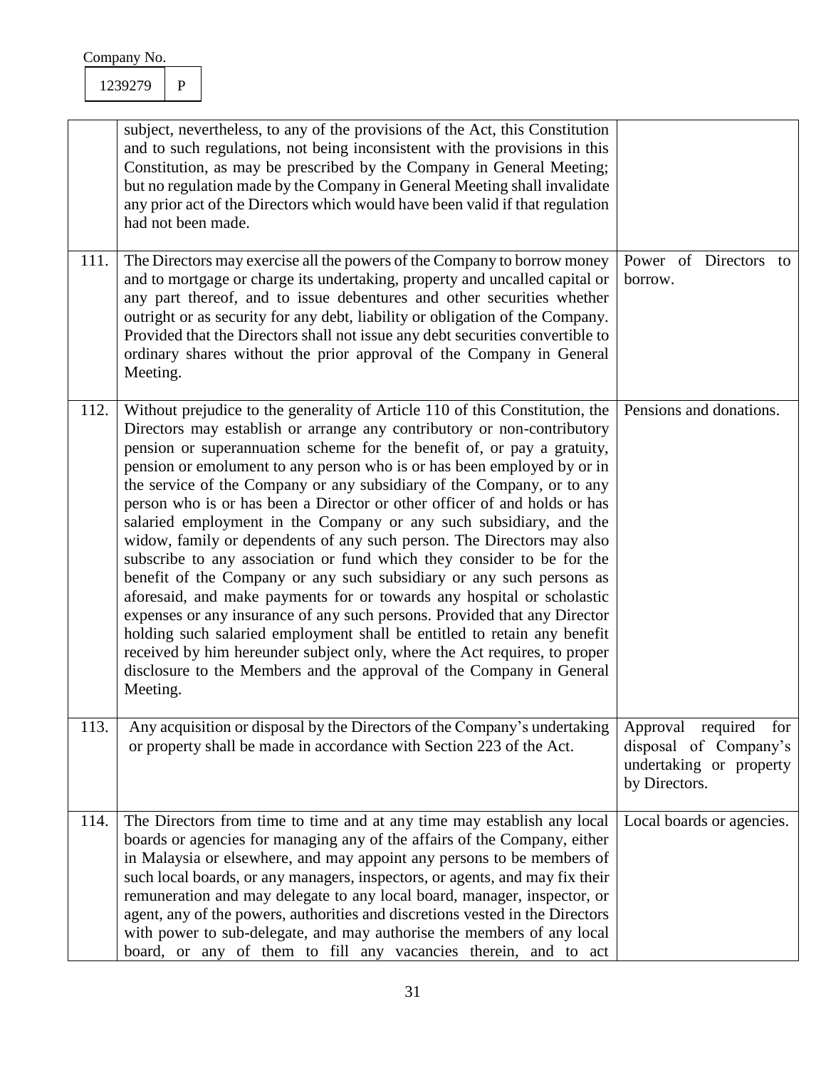Company No.

| 1239279 | P |
|---|---|

| | | |
|---|---|---|
| | subject, nevertheless, to any of the provisions of the Act, this Constitution and to such regulations, not being inconsistent with the provisions in this Constitution, as may be prescribed by the Company in General Meeting; but no regulation made by the Company in General Meeting shall invalidate any prior act of the Directors which would have been valid if that regulation had not been made. | |
| 111. | The Directors may exercise all the powers of the Company to borrow money and to mortgage or charge its undertaking, property and uncalled capital or any part thereof, and to issue debentures and other securities whether outright or as security for any debt, liability or obligation of the Company. Provided that the Directors shall not issue any debt securities convertible to ordinary shares without the prior approval of the Company in General Meeting. | Power of Directors to borrow. |
| 112. | Without prejudice to the generality of Article 110 of this Constitution, the Directors may establish or arrange any contributory or non-contributory pension or superannuation scheme for the benefit of, or pay a gratuity, pension or emolument to any person who is or has been employed by or in the service of the Company or any subsidiary of the Company, or to any person who is or has been a Director or other officer of and holds or has salaried employment in the Company or any such subsidiary, and the widow, family or dependents of any such person. The Directors may also subscribe to any association or fund which they consider to be for the benefit of the Company or any such subsidiary or any such persons as aforesaid, and make payments for or towards any hospital or scholastic expenses or any insurance of any such persons. Provided that any Director holding such salaried employment shall be entitled to retain any benefit received by him hereunder subject only, where the Act requires, to proper disclosure to the Members and the approval of the Company in General Meeting. | Pensions and donations. |
| 113. | Any acquisition or disposal by the Directors of the Company's undertaking or property shall be made in accordance with Section 223 of the Act. | Approval required for disposal of Company's undertaking or property by Directors. |
| 114. | The Directors from time to time and at any time may establish any local boards or agencies for managing any of the affairs of the Company, either in Malaysia or elsewhere, and may appoint any persons to be members of such local boards, or any managers, inspectors, or agents, and may fix their remuneration and may delegate to any local board, manager, inspector, or agent, any of the powers, authorities and discretions vested in the Directors with power to sub-delegate, and may authorise the members of any local board, or any of them to fill any vacancies therein, and to act | Local boards or agencies. |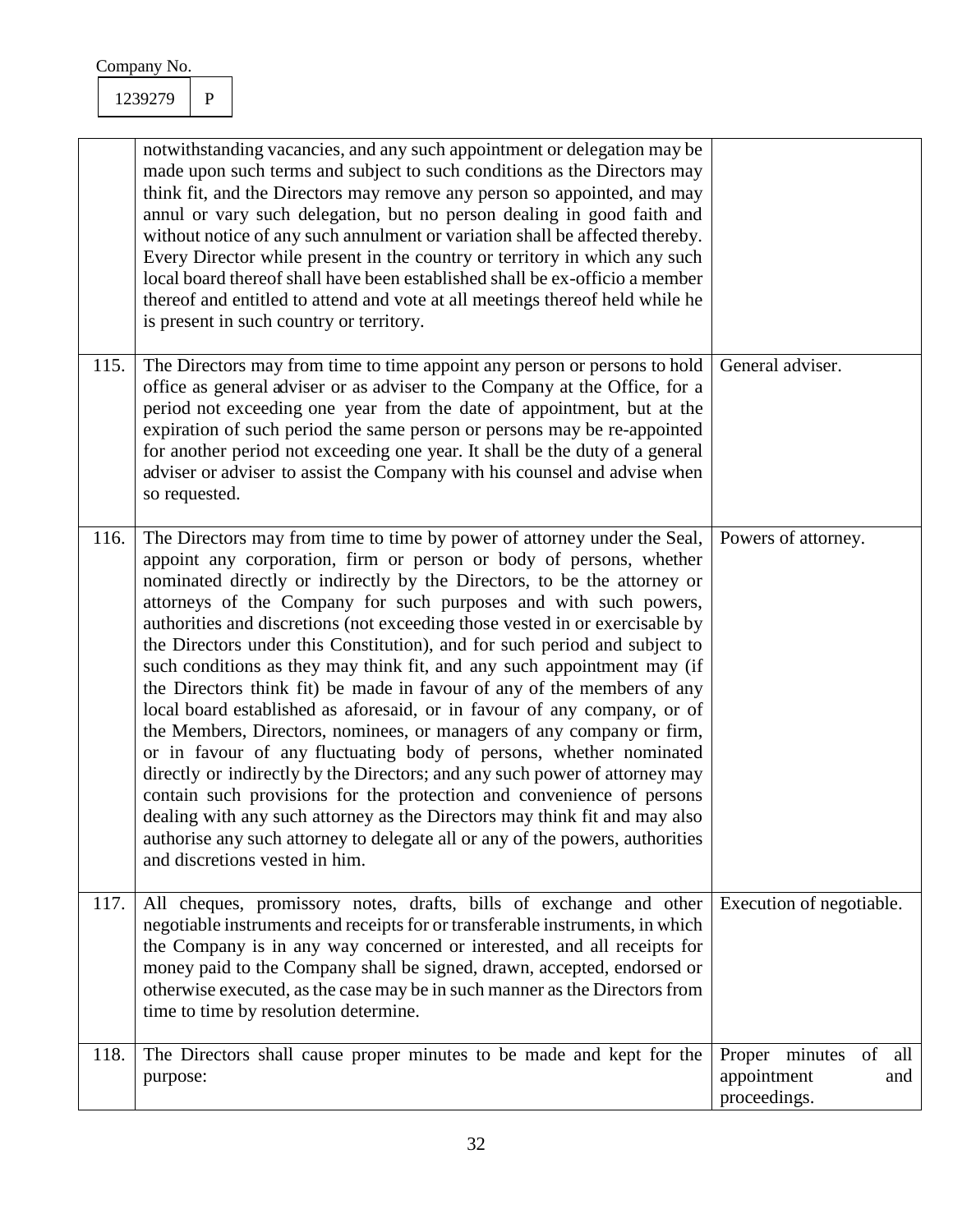Company No.

| 1239279 | P |
|---|---|

| | | |
|---|---|---|
| | notwithstanding vacancies, and any such appointment or delegation may be made upon such terms and subject to such conditions as the Directors may think fit, and the Directors may remove any person so appointed, and may annul or vary such delegation, but no person dealing in good faith and without notice of any such annulment or variation shall be affected thereby. Every Director while present in the country or territory in which any such local board thereof shall have been established shall be ex-officio a member thereof and entitled to attend and vote at all meetings thereof held while he is present in such country or territory. | |
| 115. | The Directors may from time to time appoint any person or persons to hold office as general adviser or as adviser to the Company at the Office, for a period not exceeding one year from the date of appointment, but at the expiration of such period the same person or persons may be re-appointed for another period not exceeding one year. It shall be the duty of a general adviser or adviser to assist the Company with his counsel and advise when so requested. | General adviser. |
| 116. | The Directors may from time to time by power of attorney under the Seal, appoint any corporation, firm or person or body of persons, whether nominated directly or indirectly by the Directors, to be the attorney or attorneys of the Company for such purposes and with such powers, authorities and discretions (not exceeding those vested in or exercisable by the Directors under this Constitution), and for such period and subject to such conditions as they may think fit, and any such appointment may (if the Directors think fit) be made in favour of any of the members of any local board established as aforesaid, or in favour of any company, or of the Members, Directors, nominees, or managers of any company or firm, or in favour of any fluctuating body of persons, whether nominated directly or indirectly by the Directors; and any such power of attorney may contain such provisions for the protection and convenience of persons dealing with any such attorney as the Directors may think fit and may also authorise any such attorney to delegate all or any of the powers, authorities and discretions vested in him. | Powers of attorney. |
| 117. | All cheques, promissory notes, drafts, bills of exchange and other negotiable instruments and receipts for or transferable instruments, in which the Company is in any way concerned or interested, and all receipts for money paid to the Company shall be signed, drawn, accepted, endorsed or otherwise executed, as the case may be in such manner as the Directors from time to time by resolution determine. | Execution of negotiable. |
| 118. | The Directors shall cause proper minutes to be made and kept for the purpose: | Proper minutes of all appointment and proceedings. |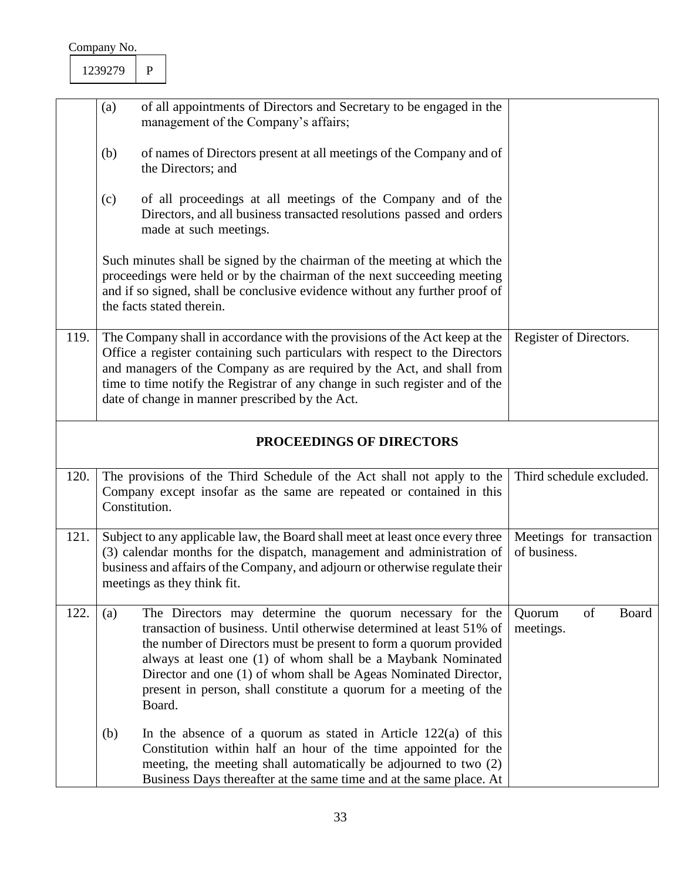Company No.

| 1239279 | P |
|---|---|

| | | |
|---|---|---|
| | (a) of all appointments of Directors and Secretary to be engaged in the management of the Company's affairs;<br><br>(b) of names of Directors present at all meetings of the Company and of the Directors; and<br><br>(c) of all proceedings at all meetings of the Company and of the Directors, and all business transacted resolutions passed and orders made at such meetings.<br><br>Such minutes shall be signed by the chairman of the meeting at which the proceedings were held or by the chairman of the next succeeding meeting and if so signed, shall be conclusive evidence without any further proof of the facts stated therein. | |
| 119. | The Company shall in accordance with the provisions of the Act keep at the Office a register containing such particulars with respect to the Directors and managers of the Company as are required by the Act, and shall from time to time notify the Registrar of any change in such register and of the date of change in manner prescribed by the Act. | Register of Directors. |
| | **PROCEEDINGS OF DIRECTORS** | |
| 120. | The provisions of the Third Schedule of the Act shall not apply to the Company except insofar as the same are repeated or contained in this Constitution. | Third schedule excluded. |
| 121. | Subject to any applicable law, the Board shall meet at least once every three (3) calendar months for the dispatch, management and administration of business and affairs of the Company, and adjourn or otherwise regulate their meetings as they think fit. | Meetings for transaction of business. |
| 122. | (a) The Directors may determine the quorum necessary for the transaction of business. Until otherwise determined at least 51% of the number of Directors must be present to form a quorum provided always at least one (1) of whom shall be a Maybank Nominated Director and one (1) of whom shall be Ageas Nominated Director, present in person, shall constitute a quorum for a meeting of the Board.<br><br>(b) In the absence of a quorum as stated in Article 122(a) of this Constitution within half an hour of the time appointed for the meeting, the meeting shall automatically be adjourned to two (2) Business Days thereafter at the same time and at the same place. At | Quorum of Board meetings. |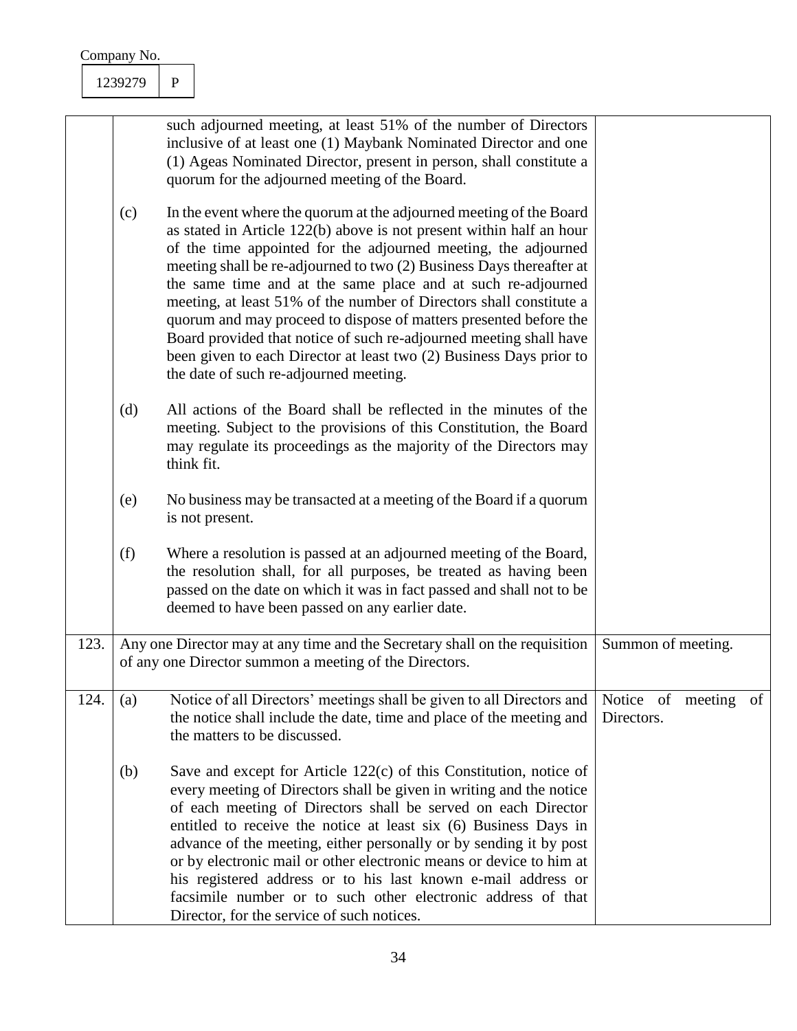Company No.

| 1239279 | P |
|---|---|

| | | |
|---|---|---|
| | such adjourned meeting, at least 51% of the number of Directors inclusive of at least one (1) Maybank Nominated Director and one (1) Ageas Nominated Director, present in person, shall constitute a quorum for the adjourned meeting of the Board.<br><br>(c) In the event where the quorum at the adjourned meeting of the Board as stated in Article 122(b) above is not present within half an hour of the time appointed for the adjourned meeting, the adjourned meeting shall be re-adjourned to two (2) Business Days thereafter at the same time and at the same place and at such re-adjourned meeting, at least 51% of the number of Directors shall constitute a quorum and may proceed to dispose of matters presented before the Board provided that notice of such re-adjourned meeting shall have been given to each Director at least two (2) Business Days prior to the date of such re-adjourned meeting.<br><br>(d) All actions of the Board shall be reflected in the minutes of the meeting. Subject to the provisions of this Constitution, the Board may regulate its proceedings as the majority of the Directors may think fit.<br><br>(e) No business may be transacted at a meeting of the Board if a quorum is not present.<br><br>(f) Where a resolution is passed at an adjourned meeting of the Board, the resolution shall, for all purposes, be treated as having been passed on the date on which it was in fact passed and shall not to be deemed to have been passed on any earlier date. | |
| 123. | Any one Director may at any time and the Secretary shall on the requisition of any one Director summon a meeting of the Directors. | Summon of meeting. |
| 124. | (a) Notice of all Directors' meetings shall be given to all Directors and the notice shall include the date, time and place of the meeting and the matters to be discussed.<br><br>(b) Save and except for Article 122(c) of this Constitution, notice of every meeting of Directors shall be given in writing and the notice of each meeting of Directors shall be served on each Director entitled to receive the notice at least six (6) Business Days in advance of the meeting, either personally or by sending it by post or by electronic mail or other electronic means or device to him at his registered address or to his last known e-mail address or facsimile number or to such other electronic address of that Director, for the service of such notices. | Notice of meeting of Directors. |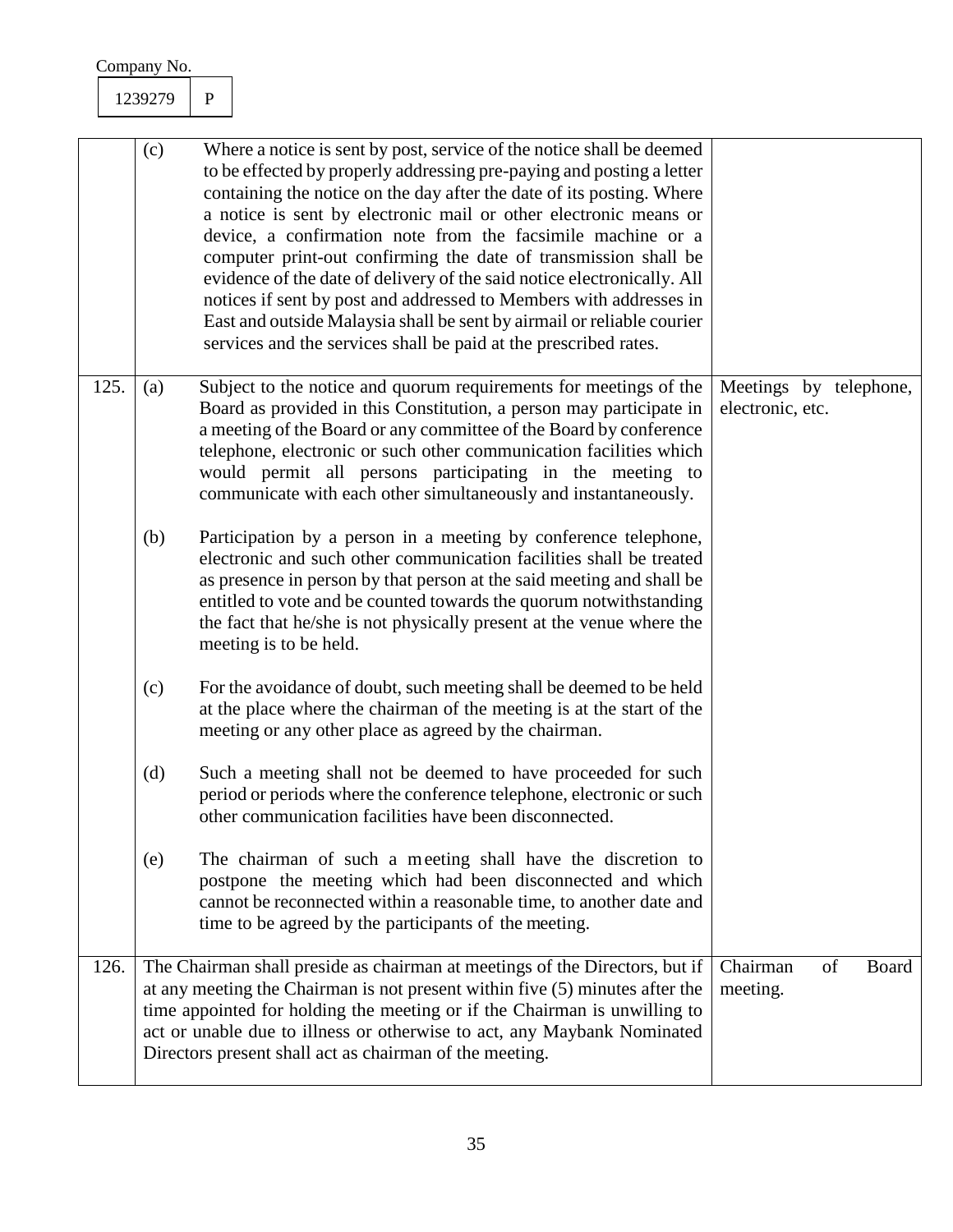Company No.

| 1239279 | P |
|---|---|

| | | |
|---|---|---|
| | (c) Where a notice is sent by post, service of the notice shall be deemed to be effected by properly addressing pre-paying and posting a letter containing the notice on the day after the date of its posting. Where a notice is sent by electronic mail or other electronic means or device, a confirmation note from the facsimile machine or a computer print-out confirming the date of transmission shall be evidence of the date of delivery of the said notice electronically. All notices if sent by post and addressed to Members with addresses in East and outside Malaysia shall be sent by airmail or reliable courier services and the services shall be paid at the prescribed rates. | |
| 125. | (a) Subject to the notice and quorum requirements for meetings of the Board as provided in this Constitution, a person may participate in a meeting of the Board or any committee of the Board by conference telephone, electronic or such other communication facilities which would permit all persons participating in the meeting to communicate with each other simultaneously and instantaneously.<br><br>(b) Participation by a person in a meeting by conference telephone, electronic and such other communication facilities shall be treated as presence in person by that person at the said meeting and shall be entitled to vote and be counted towards the quorum notwithstanding the fact that he/she is not physically present at the venue where the meeting is to be held.<br><br>(c) For the avoidance of doubt, such meeting shall be deemed to be held at the place where the chairman of the meeting is at the start of the meeting or any other place as agreed by the chairman.<br><br>(d) Such a meeting shall not be deemed to have proceeded for such period or periods where the conference telephone, electronic or such other communication facilities have been disconnected.<br><br>(e) The chairman of such a meeting shall have the discretion to postpone the meeting which had been disconnected and which cannot be reconnected within a reasonable time, to another date and time to be agreed by the participants of the meeting. | Meetings by telephone, electronic, etc. |
| 126. | The Chairman shall preside as chairman at meetings of the Directors, but if at any meeting the Chairman is not present within five (5) minutes after the time appointed for holding the meeting or if the Chairman is unwilling to act or unable due to illness or otherwise to act, any Maybank Nominated Directors present shall act as chairman of the meeting. | Chairman of Board meeting. |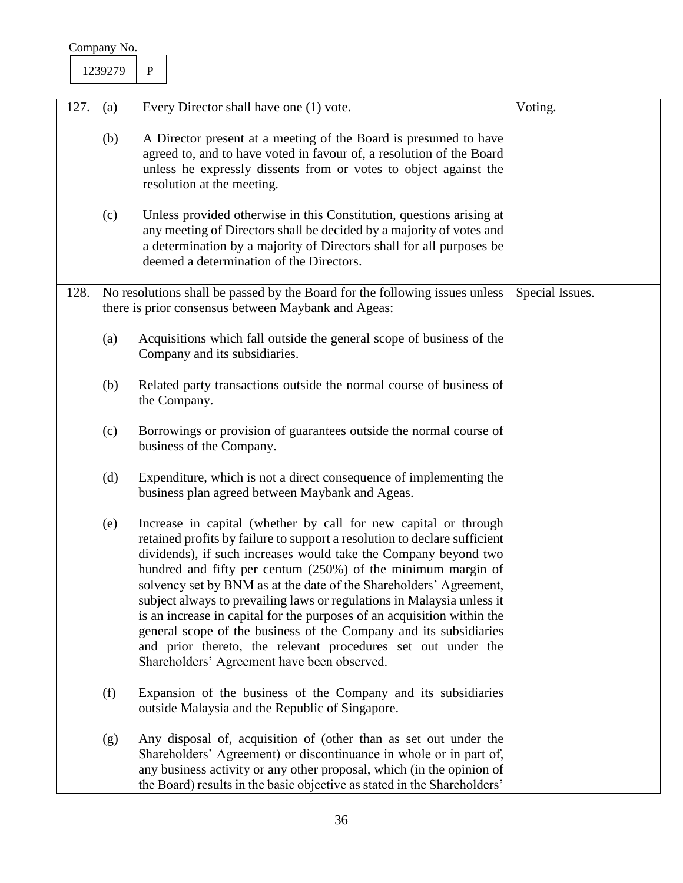Company No.

| 1239279 | P |
|---|---|

| | | |
|---|---|---|
| 127. | (a) Every Director shall have one (1) vote.<br><br>(b) A Director present at a meeting of the Board is presumed to have agreed to, and to have voted in favour of, a resolution of the Board unless he expressly dissents from or votes to object against the resolution at the meeting.<br><br>(c) Unless provided otherwise in this Constitution, questions arising at any meeting of Directors shall be decided by a majority of votes and a determination by a majority of Directors shall for all purposes be deemed a determination of the Directors. | Voting. |
| 128. | No resolutions shall be passed by the Board for the following issues unless there is prior consensus between Maybank and Ageas:<br><br>(a) Acquisitions which fall outside the general scope of business of the Company and its subsidiaries.<br><br>(b) Related party transactions outside the normal course of business of the Company.<br><br>(c) Borrowings or provision of guarantees outside the normal course of business of the Company.<br><br>(d) Expenditure, which is not a direct consequence of implementing the business plan agreed between Maybank and Ageas.<br><br>(e) Increase in capital (whether by call for new capital or through retained profits by failure to support a resolution to declare sufficient dividends), if such increases would take the Company beyond two hundred and fifty per centum (250%) of the minimum margin of solvency set by BNM as at the date of the Shareholders' Agreement, subject always to prevailing laws or regulations in Malaysia unless it is an increase in capital for the purposes of an acquisition within the general scope of the business of the Company and its subsidiaries and prior thereto, the relevant procedures set out under the Shareholders' Agreement have been observed.<br><br>(f) Expansion of the business of the Company and its subsidiaries outside Malaysia and the Republic of Singapore.<br><br>(g) Any disposal of, acquisition of (other than as set out under the Shareholders' Agreement) or discontinuance in whole or in part of, any business activity or any other proposal, which (in the opinion of the Board) results in the basic objective as stated in the Shareholders' | Special Issues. |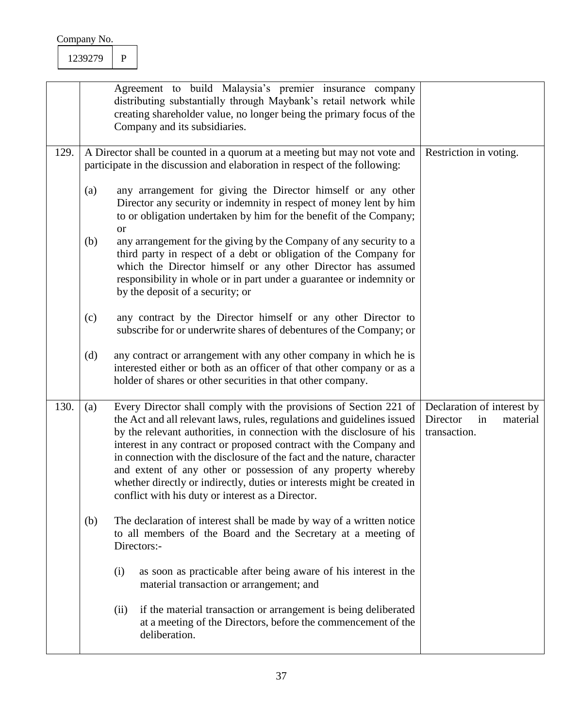Company No.

| 1239279 | P |
|---|---|

| | | |
|---|---|---|
| | Agreement to build Malaysia's premier insurance company distributing substantially through Maybank's retail network while creating shareholder value, no longer being the primary focus of the Company and its subsidiaries. | |
| 129. | A Director shall be counted in a quorum at a meeting but may not vote and participate in the discussion and elaboration in respect of the following:<br><br>(a) any arrangement for giving the Director himself or any other Director any security or indemnity in respect of money lent by him to or obligation undertaken by him for the benefit of the Company; or<br>(b) any arrangement for the giving by the Company of any security to a third party in respect of a debt or obligation of the Company for which the Director himself or any other Director has assumed responsibility in whole or in part under a guarantee or indemnity or by the deposit of a security; or<br><br>(c) any contract by the Director himself or any other Director to subscribe for or underwrite shares of debentures of the Company; or<br><br>(d) any contract or arrangement with any other company in which he is interested either or both as an officer of that other company or as a holder of shares or other securities in that other company. | Restriction in voting. |
| 130. | (a) Every Director shall comply with the provisions of Section 221 of the Act and all relevant laws, rules, regulations and guidelines issued by the relevant authorities, in connection with the disclosure of his interest in any contract or proposed contract with the Company and in connection with the disclosure of the fact and the nature, character and extent of any other or possession of any property whereby whether directly or indirectly, duties or interests might be created in conflict with his duty or interest as a Director.<br><br>(b) The declaration of interest shall be made by way of a written notice to all members of the Board and the Secretary at a meeting of Directors:-<br><br>(i) as soon as practicable after being aware of his interest in the material transaction or arrangement; and<br><br>(ii) if the material transaction or arrangement is being deliberated at a meeting of the Directors, before the commencement of the deliberation. | Declaration of interest by Director in material transaction. |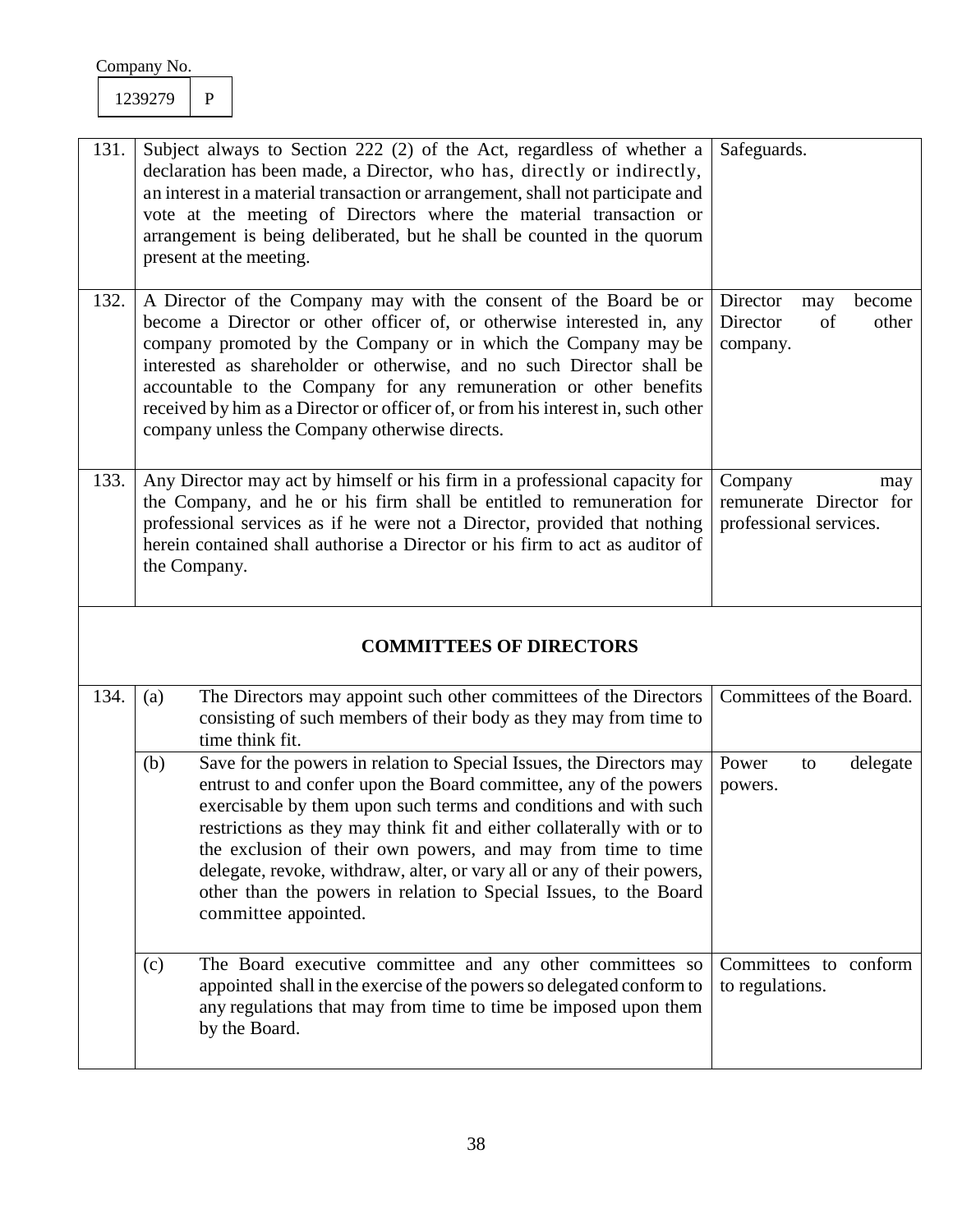Company No.

| 1239279 | P |
|---|---|

| | | |
|---|---|---|
| 131. | Subject always to Section 222 (2) of the Act, regardless of whether a declaration has been made, a Director, who has, directly or indirectly, an interest in a material transaction or arrangement, shall not participate and vote at the meeting of Directors where the material transaction or arrangement is being deliberated, but he shall be counted in the quorum present at the meeting. | Safeguards. |
| 132. | A Director of the Company may with the consent of the Board be or become a Director or other officer of, or otherwise interested in, any company promoted by the Company or in which the Company may be interested as shareholder or otherwise, and no such Director shall be accountable to the Company for any remuneration or other benefits received by him as a Director or officer of, or from his interest in, such other company unless the Company otherwise directs. | Director may become Director of other company. |
| 133. | Any Director may act by himself or his firm in a professional capacity for the Company, and he or his firm shall be entitled to remuneration for professional services as if he were not a Director, provided that nothing herein contained shall authorise a Director or his firm to act as auditor of the Company. | Company may remunerate Director for professional services. |
| | **COMMITTEES OF DIRECTORS** | |
| 134. | (a) The Directors may appoint such other committees of the Directors consisting of such members of their body as they may from time to time think fit. | Committees of the Board. |
| | (b) Save for the powers in relation to Special Issues, the Directors may entrust to and confer upon the Board committee, any of the powers exercisable by them upon such terms and conditions and with such restrictions as they may think fit and either collaterally with or to the exclusion of their own powers, and may from time to time delegate, revoke, withdraw, alter, or vary all or any of their powers, other than the powers in relation to Special Issues, to the Board committee appointed. | Power to delegate powers. |
| | (c) The Board executive committee and any other committees so appointed shall in the exercise of the powers so delegated conform to any regulations that may from time to time be imposed upon them by the Board. | Committees to conform to regulations. |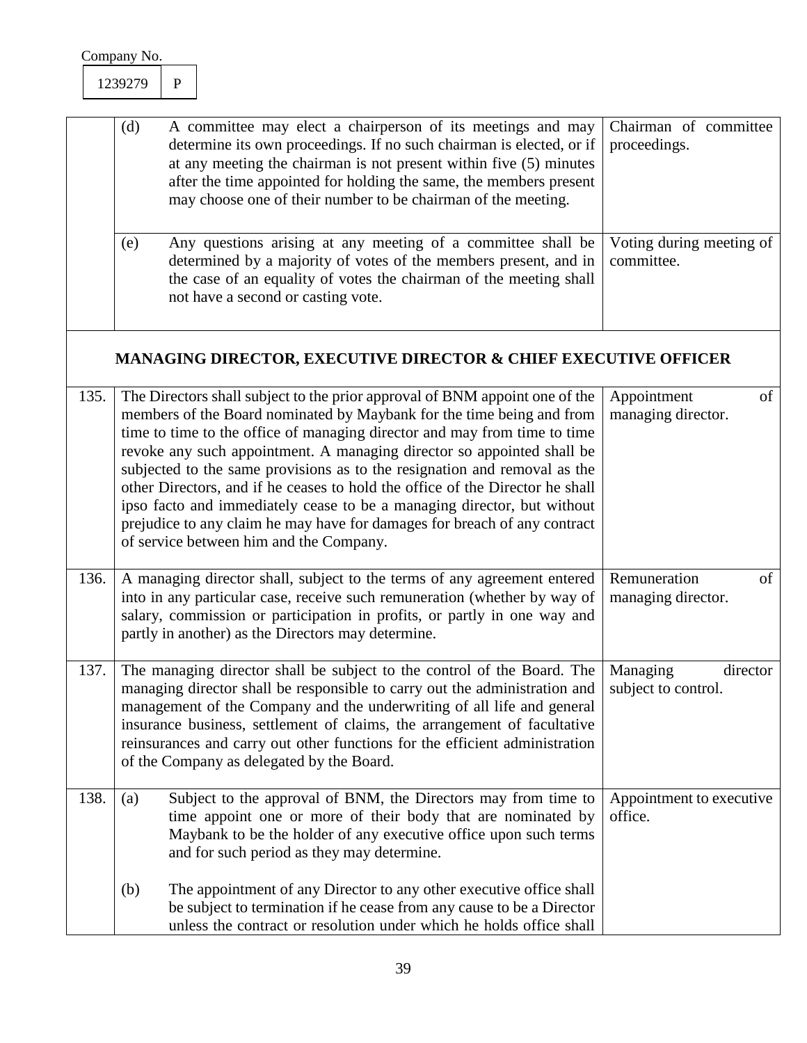Company No.

| 1239279 | P |
|---|---|

| | | | |
|---|---|---|---|
| | (d) | A committee may elect a chairperson of its meetings and may determine its own proceedings. If no such chairman is elected, or if at any meeting the chairman is not present within five (5) minutes after the time appointed for holding the same, the members present may choose one of their number to be chairman of the meeting. | Chairman of committee proceedings. |
| | (e) | Any questions arising at any meeting of a committee shall be determined by a majority of votes of the members present, and in the case of an equality of votes the chairman of the meeting shall not have a second or casting vote. | Voting during meeting of committee. |

## MANAGING DIRECTOR, EXECUTIVE DIRECTOR & CHIEF EXECUTIVE OFFICER

| | | | |
|---|---|---|---|
| 135. | | The Directors shall subject to the prior approval of BNM appoint one of the members of the Board nominated by Maybank for the time being and from time to time to the office of managing director and may from time to time revoke any such appointment. A managing director so appointed shall be subjected to the same provisions as to the resignation and removal as the other Directors, and if he ceases to hold the office of the Director he shall ipso facto and immediately cease to be a managing director, but without prejudice to any claim he may have for damages for breach of any contract of service between him and the Company. | Appointment of managing director. |
| 136. | | A managing director shall, subject to the terms of any agreement entered into in any particular case, receive such remuneration (whether by way of salary, commission or participation in profits, or partly in one way and partly in another) as the Directors may determine. | Remuneration of managing director. |
| 137. | | The managing director shall be subject to the control of the Board. The managing director shall be responsible to carry out the administration and management of the Company and the underwriting of all life and general insurance business, settlement of claims, the arrangement of facultative reinsurances and carry out other functions for the efficient administration of the Company as delegated by the Board. | Managing director subject to control. |
| 138. | (a) | Subject to the approval of BNM, the Directors may from time to time appoint one or more of their body that are nominated by Maybank to be the holder of any executive office upon such terms and for such period as they may determine. | Appointment to executive office. |
| | (b) | The appointment of any Director to any other executive office shall be subject to termination if he cease from any cause to be a Director unless the contract or resolution under which he holds office shall | |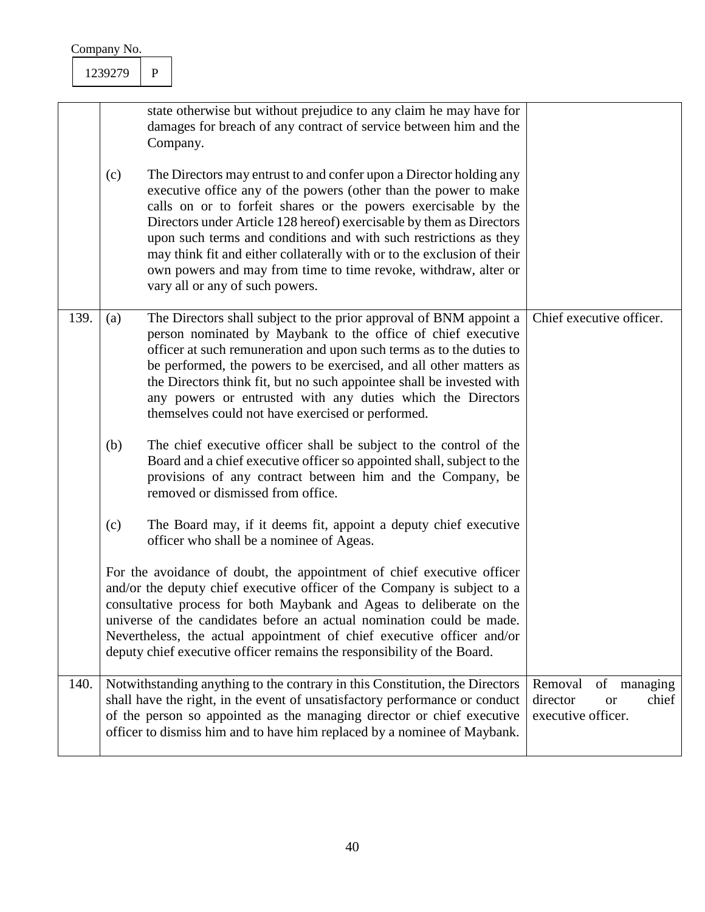Company No.

| 1239279 | P |
|---|---|

| | | |
|---|---|---|
| | state otherwise but without prejudice to any claim he may have for damages for breach of any contract of service between him and the Company.<br><br>(c) The Directors may entrust to and confer upon a Director holding any executive office any of the powers (other than the power to make calls on or to forfeit shares or the powers exercisable by the Directors under Article 128 hereof) exercisable by them as Directors upon such terms and conditions and with such restrictions as they may think fit and either collaterally with or to the exclusion of their own powers and may from time to time revoke, withdraw, alter or vary all or any of such powers. | |
| 139. | (a) The Directors shall subject to the prior approval of BNM appoint a person nominated by Maybank to the office of chief executive officer at such remuneration and upon such terms as to the duties to be performed, the powers to be exercised, and all other matters as the Directors think fit, but no such appointee shall be invested with any powers or entrusted with any duties which the Directors themselves could not have exercised or performed.<br><br>(b) The chief executive officer shall be subject to the control of the Board and a chief executive officer so appointed shall, subject to the provisions of any contract between him and the Company, be removed or dismissed from office.<br><br>(c) The Board may, if it deems fit, appoint a deputy chief executive officer who shall be a nominee of Ageas.<br><br>For the avoidance of doubt, the appointment of chief executive officer and/or the deputy chief executive officer of the Company is subject to a consultative process for both Maybank and Ageas to deliberate on the universe of the candidates before an actual nomination could be made. Nevertheless, the actual appointment of chief executive officer and/or deputy chief executive officer remains the responsibility of the Board. | Chief executive officer. |
| 140. | Notwithstanding anything to the contrary in this Constitution, the Directors shall have the right, in the event of unsatisfactory performance or conduct of the person so appointed as the managing director or chief executive officer to dismiss him and to have him replaced by a nominee of Maybank. | Removal of managing director or chief executive officer. |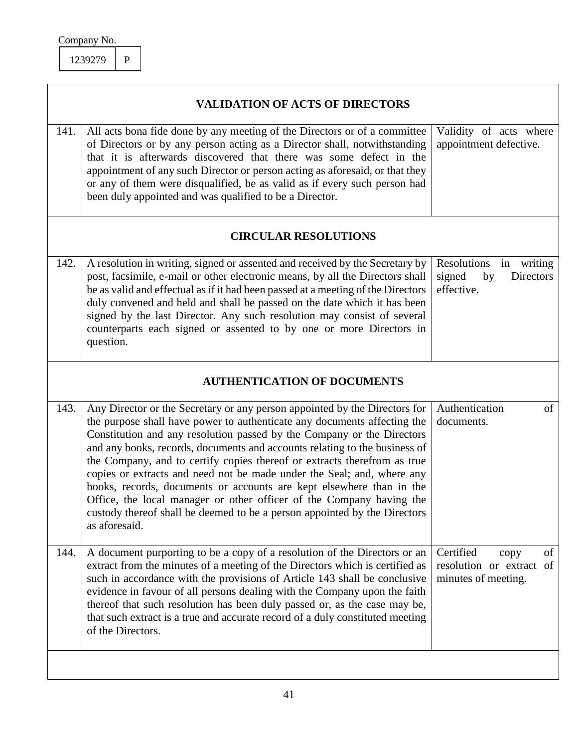Company No.

| 1239279 | P |
|---|---|

## VALIDATION OF ACTS OF DIRECTORS

| | | |
|---|---|---|
| 141. | All acts bona fide done by any meeting of the Directors or of a committee of Directors or by any person acting as a Director shall, notwithstanding that it is afterwards discovered that there was some defect in the appointment of any such Director or person acting as aforesaid, or that they or any of them were disqualified, be as valid as if every such person had been duly appointed and was qualified to be a Director. | Validity of acts where appointment defective. |

## CIRCULAR RESOLUTIONS

| | | |
|---|---|---|
| 142. | A resolution in writing, signed or assented and received by the Secretary by post, facsimile, e-mail or other electronic means, by all the Directors shall be as valid and effectual as if it had been passed at a meeting of the Directors duly convened and held and shall be passed on the date which it has been signed by the last Director. Any such resolution may consist of several counterparts each signed or assented to by one or more Directors in question. | Resolutions in writing signed by Directors effective. |

## AUTHENTICATION OF DOCUMENTS

| | | |
|---|---|---|
| 143. | Any Director or the Secretary or any person appointed by the Directors for the purpose shall have power to authenticate any documents affecting the Constitution and any resolution passed by the Company or the Directors and any books, records, documents and accounts relating to the business of the Company, and to certify copies thereof or extracts therefrom as true copies or extracts and need not be made under the Seal; and, where any books, records, documents or accounts are kept elsewhere than in the Office, the local manager or other officer of the Company having the custody thereof shall be deemed to be a person appointed by the Directors as aforesaid. | Authentication of documents. |
| 144. | A document purporting to be a copy of a resolution of the Directors or an extract from the minutes of a meeting of the Directors which is certified as such in accordance with the provisions of Article 143 shall be conclusive evidence in favour of all persons dealing with the Company upon the faith thereof that such resolution has been duly passed or, as the case may be, that such extract is a true and accurate record of a duly constituted meeting of the Directors. | Certified copy of resolution or extract of minutes of meeting. |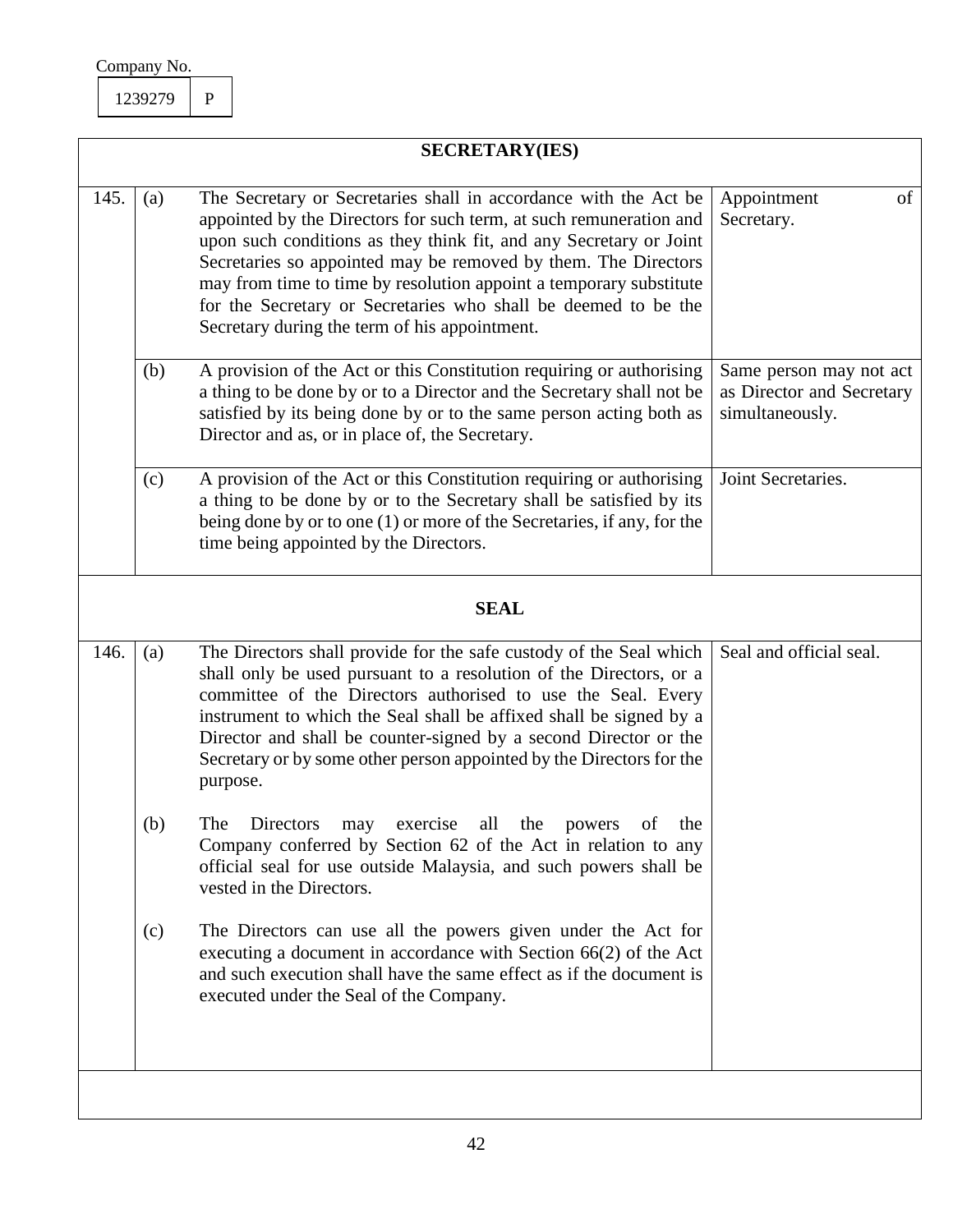Company No.

| 1239279 | P |
|---|---|

## SECRETARY(IES)

| | | | |
|---|---|---|---|
| 145. | (a) | The Secretary or Secretaries shall in accordance with the Act be appointed by the Directors for such term, at such remuneration and upon such conditions as they think fit, and any Secretary or Joint Secretaries so appointed may be removed by them. The Directors may from time to time by resolution appoint a temporary substitute for the Secretary or Secretaries who shall be deemed to be the Secretary during the term of his appointment. | Appointment of Secretary. |
| | (b) | A provision of the Act or this Constitution requiring or authorising a thing to be done by or to a Director and the Secretary shall not be satisfied by its being done by or to the same person acting both as Director and as, or in place of, the Secretary. | Same person may not act as Director and Secretary simultaneously. |
| | (c) | A provision of the Act or this Constitution requiring or authorising a thing to be done by or to the Secretary shall be satisfied by its being done by or to one (1) or more of the Secretaries, if any, for the time being appointed by the Directors. | Joint Secretaries. |

## SEAL

| | | | |
|---|---|---|---|
| 146. | (a) | The Directors shall provide for the safe custody of the Seal which shall only be used pursuant to a resolution of the Directors, or a committee of the Directors authorised to use the Seal. Every instrument to which the Seal shall be affixed shall be signed by a Director and shall be counter-signed by a second Director or the Secretary or by some other person appointed by the Directors for the purpose. | Seal and official seal. |
| | (b) | The Directors may exercise all the powers of the Company conferred by Section 62 of the Act in relation to any official seal for use outside Malaysia, and such powers shall be vested in the Directors. | |
| | (c) | The Directors can use all the powers given under the Act for executing a document in accordance with Section 66(2) of the Act and such execution shall have the same effect as if the document is executed under the Seal of the Company. | |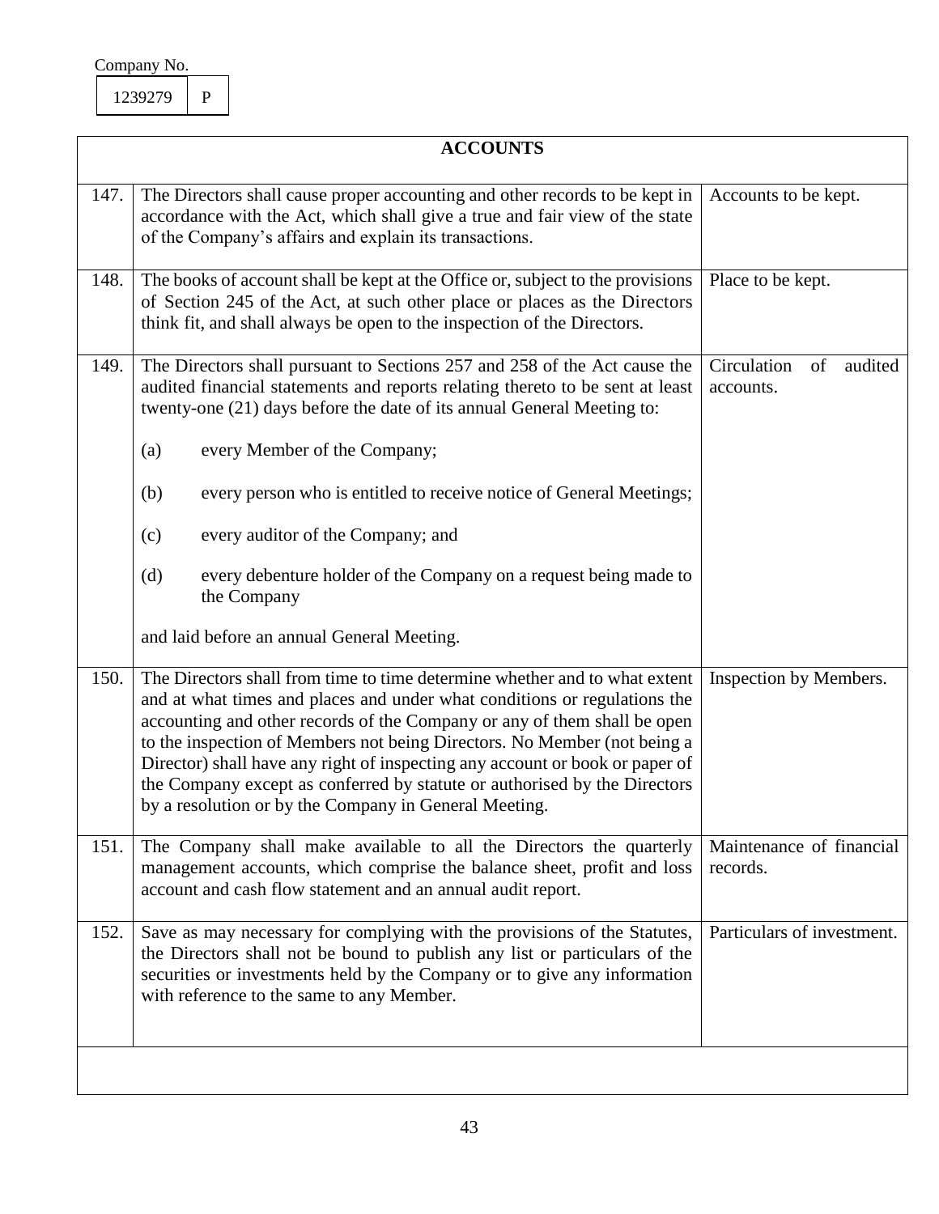Company No.

| 1239279 | P |
|---|---|

| ACCOUNTS | | |
|---|---|---|
| 147. | The Directors shall cause proper accounting and other records to be kept in accordance with the Act, which shall give a true and fair view of the state of the Company's affairs and explain its transactions. | Accounts to be kept. |
| 148. | The books of account shall be kept at the Office or, subject to the provisions of Section 245 of the Act, at such other place or places as the Directors think fit, and shall always be open to the inspection of the Directors. | Place to be kept. |
| 149. | The Directors shall pursuant to Sections 257 and 258 of the Act cause the audited financial statements and reports relating thereto to be sent at least twenty-one (21) days before the date of its annual General Meeting to:<br><br>(a) every Member of the Company;<br><br>(b) every person who is entitled to receive notice of General Meetings;<br><br>(c) every auditor of the Company; and<br><br>(d) every debenture holder of the Company on a request being made to the Company<br><br>and laid before an annual General Meeting. | Circulation of audited accounts. |
| 150. | The Directors shall from time to time determine whether and to what extent and at what times and places and under what conditions or regulations the accounting and other records of the Company or any of them shall be open to the inspection of Members not being Directors. No Member (not being a Director) shall have any right of inspecting any account or book or paper of the Company except as conferred by statute or authorised by the Directors by a resolution or by the Company in General Meeting. | Inspection by Members. |
| 151. | The Company shall make available to all the Directors the quarterly management accounts, which comprise the balance sheet, profit and loss account and cash flow statement and an annual audit report. | Maintenance of financial records. |
| 152. | Save as may necessary for complying with the provisions of the Statutes, the Directors shall not be bound to publish any list or particulars of the securities or investments held by the Company or to give any information with reference to the same to any Member. | Particulars of investment. |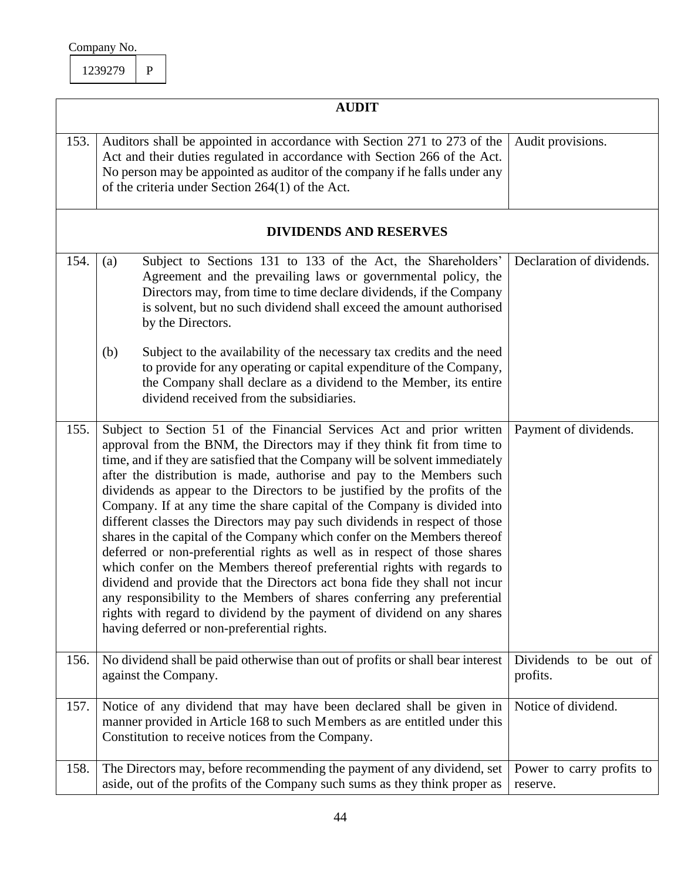Company No.

| 1239279 | P |
|---|---|

| | **AUDIT** | |
|---|---|---|
| 153. | Auditors shall be appointed in accordance with Section 271 to 273 of the Act and their duties regulated in accordance with Section 266 of the Act. No person may be appointed as auditor of the company if he falls under any of the criteria under Section 264(1) of the Act. | Audit provisions. |
| | **DIVIDENDS AND RESERVES** | |
| 154. | (a) Subject to Sections 131 to 133 of the Act, the Shareholders' Agreement and the prevailing laws or governmental policy, the Directors may, from time to time declare dividends, if the Company is solvent, but no such dividend shall exceed the amount authorised by the Directors.<br><br>(b) Subject to the availability of the necessary tax credits and the need to provide for any operating or capital expenditure of the Company, the Company shall declare as a dividend to the Member, its entire dividend received from the subsidiaries. | Declaration of dividends. |
| 155. | Subject to Section 51 of the Financial Services Act and prior written approval from the BNM, the Directors may if they think fit from time to time, and if they are satisfied that the Company will be solvent immediately after the distribution is made, authorise and pay to the Members such dividends as appear to the Directors to be justified by the profits of the Company. If at any time the share capital of the Company is divided into different classes the Directors may pay such dividends in respect of those shares in the capital of the Company which confer on the Members thereof deferred or non-preferential rights as well as in respect of those shares which confer on the Members thereof preferential rights with regards to dividend and provide that the Directors act bona fide they shall not incur any responsibility to the Members of shares conferring any preferential rights with regard to dividend by the payment of dividend on any shares having deferred or non-preferential rights. | Payment of dividends. |
| 156. | No dividend shall be paid otherwise than out of profits or shall bear interest against the Company. | Dividends to be out of profits. |
| 157. | Notice of any dividend that may have been declared shall be given in manner provided in Article 168 to such Members as are entitled under this Constitution to receive notices from the Company. | Notice of dividend. |
| 158. | The Directors may, before recommending the payment of any dividend, set aside, out of the profits of the Company such sums as they think proper as | Power to carry profits to reserve. |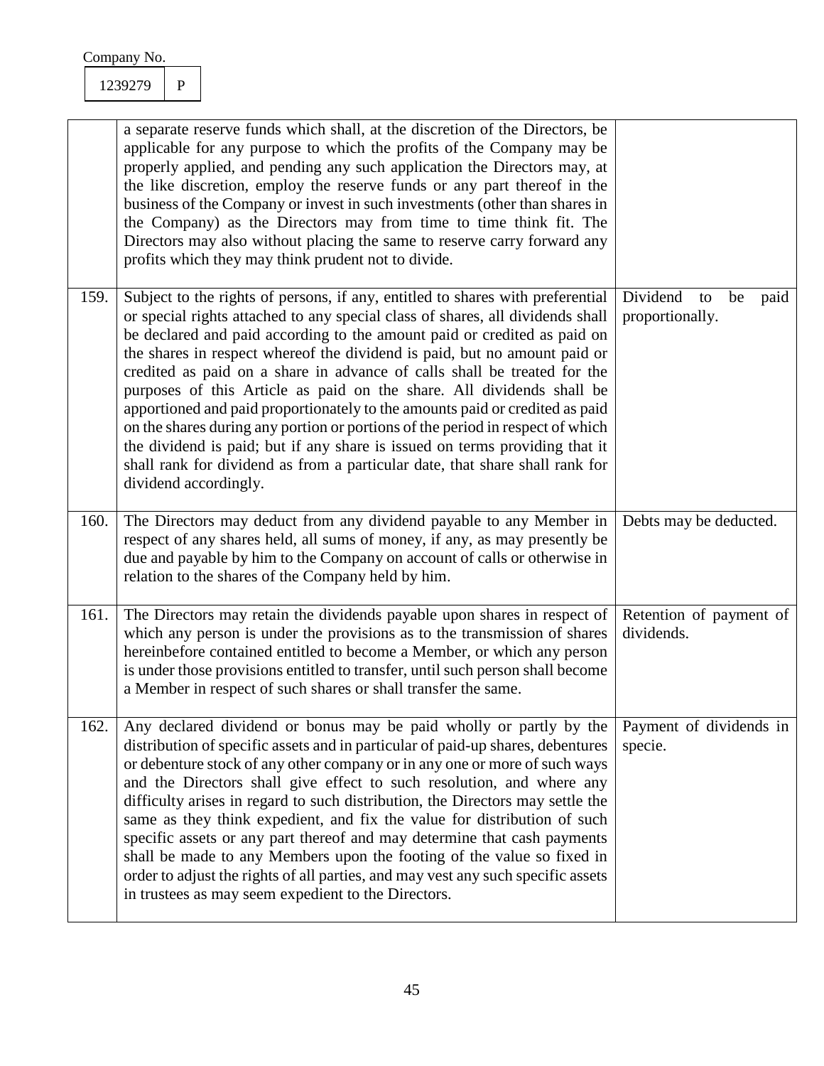Company No.

| 1239279 | P |
|---|---|

| | | |
|---|---|---|
| | a separate reserve funds which shall, at the discretion of the Directors, be applicable for any purpose to which the profits of the Company may be properly applied, and pending any such application the Directors may, at the like discretion, employ the reserve funds or any part thereof in the business of the Company or invest in such investments (other than shares in the Company) as the Directors may from time to time think fit. The Directors may also without placing the same to reserve carry forward any profits which they may think prudent not to divide. | |
| 159. | Subject to the rights of persons, if any, entitled to shares with preferential or special rights attached to any special class of shares, all dividends shall be declared and paid according to the amount paid or credited as paid on the shares in respect whereof the dividend is paid, but no amount paid or credited as paid on a share in advance of calls shall be treated for the purposes of this Article as paid on the share. All dividends shall be apportioned and paid proportionately to the amounts paid or credited as paid on the shares during any portion or portions of the period in respect of which the dividend is paid; but if any share is issued on terms providing that it shall rank for dividend as from a particular date, that share shall rank for dividend accordingly. | Dividend to be paid proportionally. |
| 160. | The Directors may deduct from any dividend payable to any Member in respect of any shares held, all sums of money, if any, as may presently be due and payable by him to the Company on account of calls or otherwise in relation to the shares of the Company held by him. | Debts may be deducted. |
| 161. | The Directors may retain the dividends payable upon shares in respect of which any person is under the provisions as to the transmission of shares hereinbefore contained entitled to become a Member, or which any person is under those provisions entitled to transfer, until such person shall become a Member in respect of such shares or shall transfer the same. | Retention of payment of dividends. |
| 162. | Any declared dividend or bonus may be paid wholly or partly by the distribution of specific assets and in particular of paid-up shares, debentures or debenture stock of any other company or in any one or more of such ways and the Directors shall give effect to such resolution, and where any difficulty arises in regard to such distribution, the Directors may settle the same as they think expedient, and fix the value for distribution of such specific assets or any part thereof and may determine that cash payments shall be made to any Members upon the footing of the value so fixed in order to adjust the rights of all parties, and may vest any such specific assets in trustees as may seem expedient to the Directors. | Payment of dividends in specie. |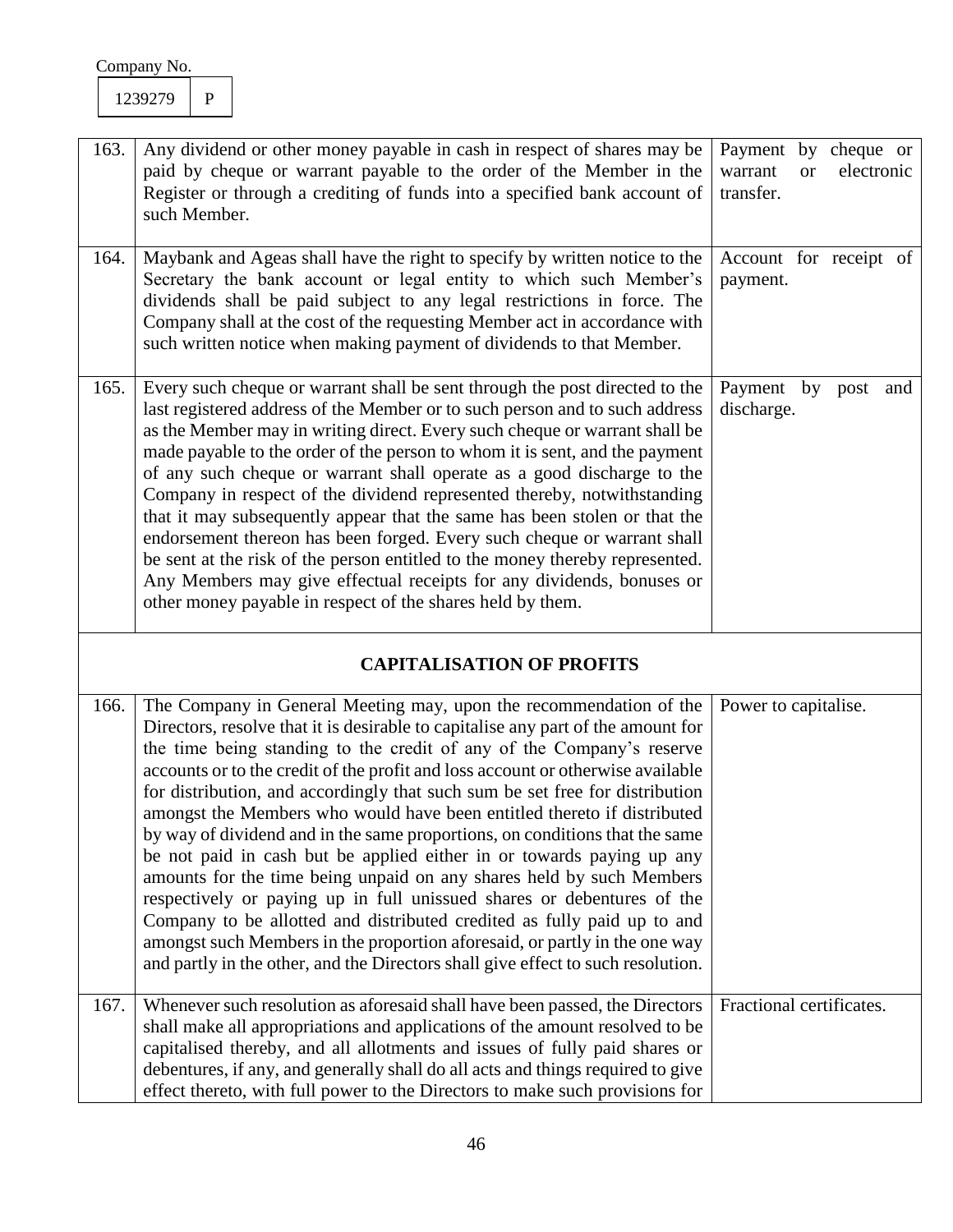Company No.

| 1239279 | P |
|---|---|

| | | |
|---|---|---|
| 163. | Any dividend or other money payable in cash in respect of shares may be paid by cheque or warrant payable to the order of the Member in the Register or through a crediting of funds into a specified bank account of such Member. | Payment by cheque or warrant or electronic transfer. |
| 164. | Maybank and Ageas shall have the right to specify by written notice to the Secretary the bank account or legal entity to which such Member's dividends shall be paid subject to any legal restrictions in force. The Company shall at the cost of the requesting Member act in accordance with such written notice when making payment of dividends to that Member. | Account for receipt of payment. |
| 165. | Every such cheque or warrant shall be sent through the post directed to the last registered address of the Member or to such person and to such address as the Member may in writing direct. Every such cheque or warrant shall be made payable to the order of the person to whom it is sent, and the payment of any such cheque or warrant shall operate as a good discharge to the Company in respect of the dividend represented thereby, notwithstanding that it may subsequently appear that the same has been stolen or that the endorsement thereon has been forged. Every such cheque or warrant shall be sent at the risk of the person entitled to the money thereby represented. Any Members may give effectual receipts for any dividends, bonuses or other money payable in respect of the shares held by them. | Payment by post and discharge. |
| | **CAPITALISATION OF PROFITS** | |
| 166. | The Company in General Meeting may, upon the recommendation of the Directors, resolve that it is desirable to capitalise any part of the amount for the time being standing to the credit of any of the Company's reserve accounts or to the credit of the profit and loss account or otherwise available for distribution, and accordingly that such sum be set free for distribution amongst the Members who would have been entitled thereto if distributed by way of dividend and in the same proportions, on conditions that the same be not paid in cash but be applied either in or towards paying up any amounts for the time being unpaid on any shares held by such Members respectively or paying up in full unissued shares or debentures of the Company to be allotted and distributed credited as fully paid up to and amongst such Members in the proportion aforesaid, or partly in the one way and partly in the other, and the Directors shall give effect to such resolution. | Power to capitalise. |
| 167. | Whenever such resolution as aforesaid shall have been passed, the Directors shall make all appropriations and applications of the amount resolved to be capitalised thereby, and all allotments and issues of fully paid shares or debentures, if any, and generally shall do all acts and things required to give effect thereto, with full power to the Directors to make such provisions for | Fractional certificates. |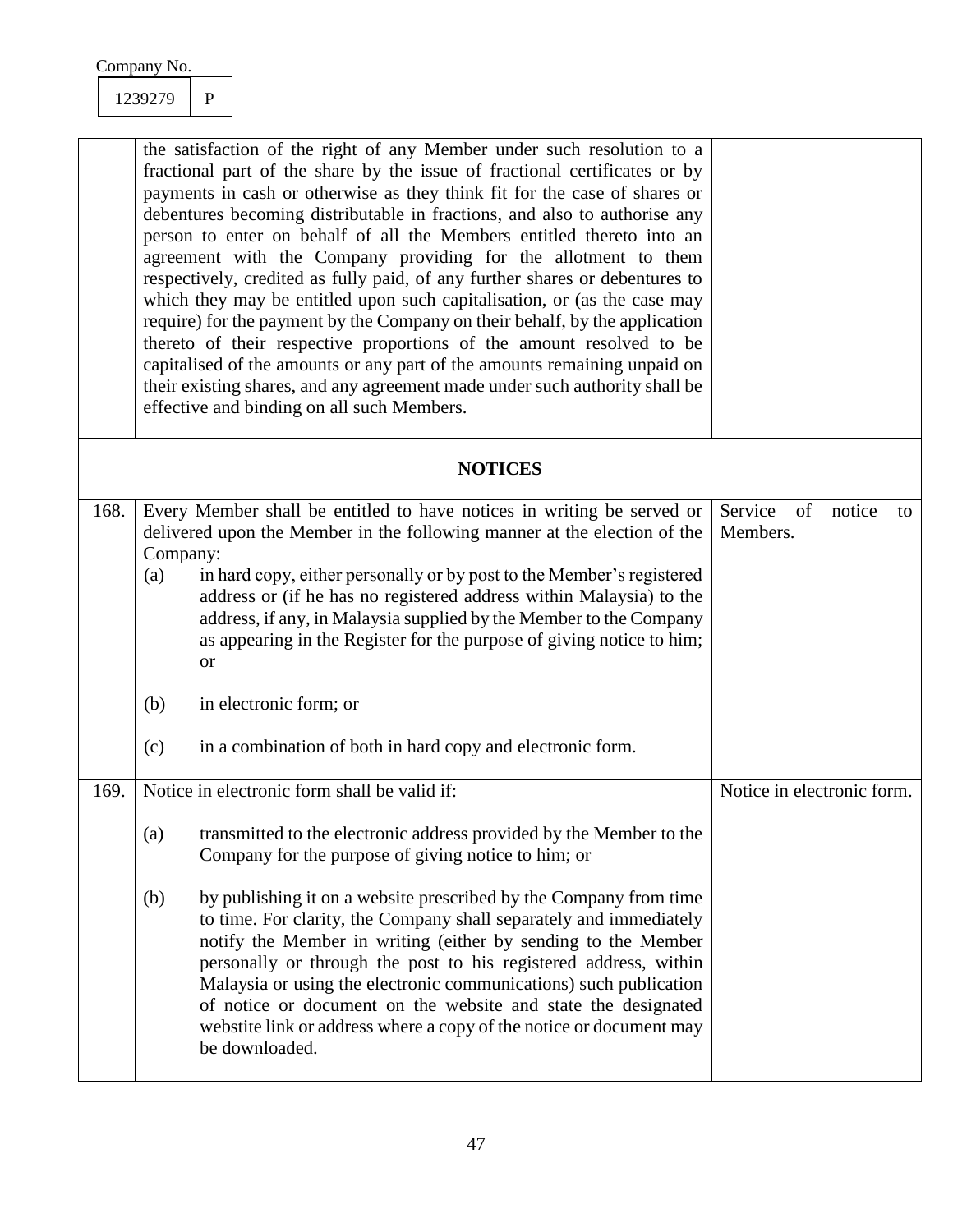Company No.

| 1239279 | P |
|---|---|

| | | |
|---|---|---|
| | the satisfaction of the right of any Member under such resolution to a fractional part of the share by the issue of fractional certificates or by payments in cash or otherwise as they think fit for the case of shares or debentures becoming distributable in fractions, and also to authorise any person to enter on behalf of all the Members entitled thereto into an agreement with the Company providing for the allotment to them respectively, credited as fully paid, of any further shares or debentures to which they may be entitled upon such capitalisation, or (as the case may require) for the payment by the Company on their behalf, by the application thereto of their respective proportions of the amount resolved to be capitalised of the amounts or any part of the amounts remaining unpaid on their existing shares, and any agreement made under such authority shall be effective and binding on all such Members. | |
| | **NOTICES** | |
| 168. | Every Member shall be entitled to have notices in writing be served or delivered upon the Member in the following manner at the election of the Company:<br>(a) in hard copy, either personally or by post to the Member's registered address or (if he has no registered address within Malaysia) to the address, if any, in Malaysia supplied by the Member to the Company as appearing in the Register for the purpose of giving notice to him; or<br>(b) in electronic form; or<br>(c) in a combination of both in hard copy and electronic form. | Service of notice to Members. |
| 169. | Notice in electronic form shall be valid if:<br>(a) transmitted to the electronic address provided by the Member to the Company for the purpose of giving notice to him; or<br>(b) by publishing it on a website prescribed by the Company from time to time. For clarity, the Company shall separately and immediately notify the Member in writing (either by sending to the Member personally or through the post to his registered address, within Malaysia or using the electronic communications) such publication of notice or document on the website and state the designated webstite link or address where a copy of the notice or document may be downloaded. | Notice in electronic form. |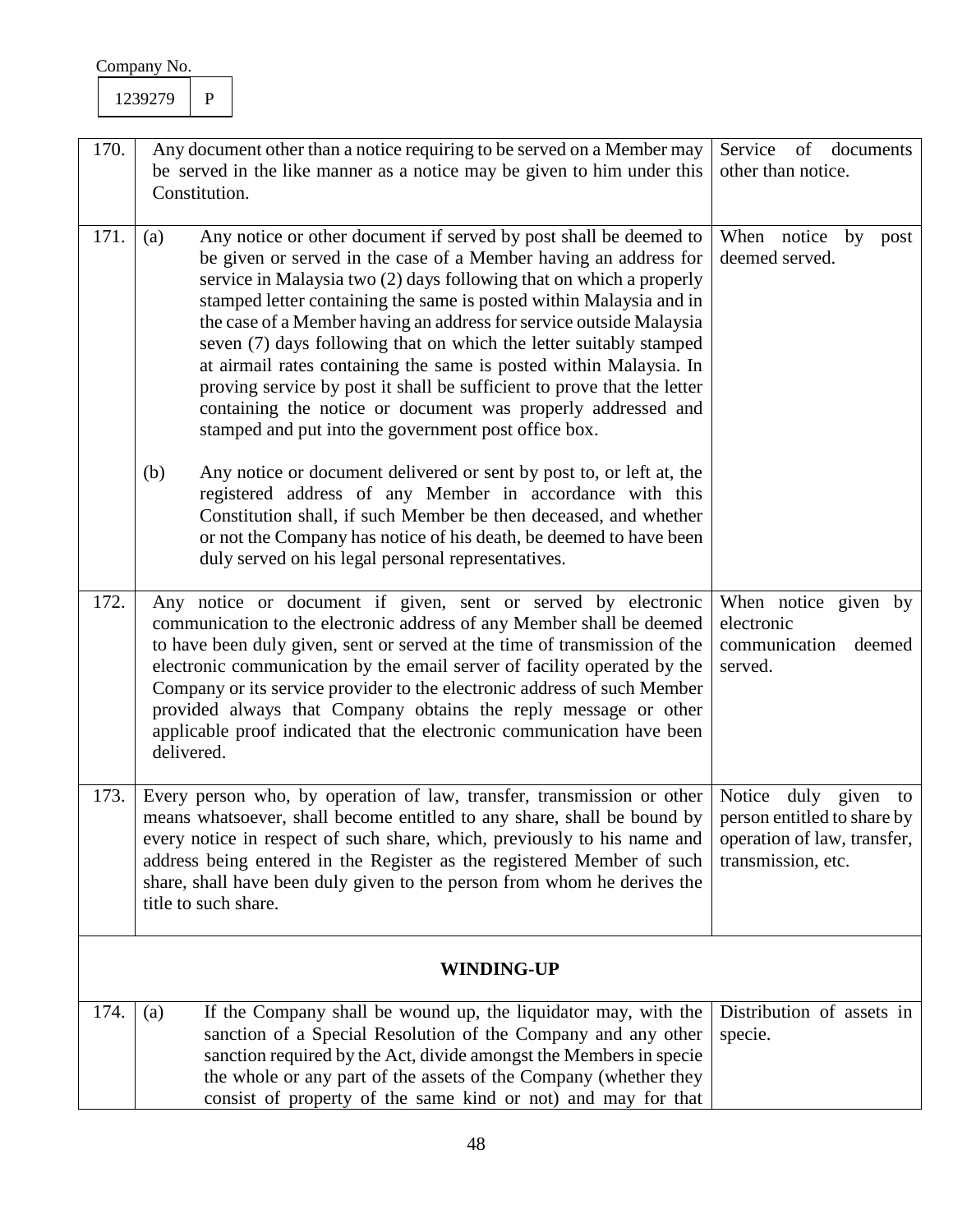Company No.

| 1239279 | P |
|---|---|

| | | |
|---|---|---|
| 170. | Any document other than a notice requiring to be served on a Member may be served in the like manner as a notice may be given to him under this Constitution. | Service of documents other than notice. |
| 171. | (a) Any notice or other document if served by post shall be deemed to be given or served in the case of a Member having an address for service in Malaysia two (2) days following that on which a properly stamped letter containing the same is posted within Malaysia and in the case of a Member having an address for service outside Malaysia seven (7) days following that on which the letter suitably stamped at airmail rates containing the same is posted within Malaysia. In proving service by post it shall be sufficient to prove that the letter containing the notice or document was properly addressed and stamped and put into the government post office box.<br><br>(b) Any notice or document delivered or sent by post to, or left at, the registered address of any Member in accordance with this Constitution shall, if such Member be then deceased, and whether or not the Company has notice of his death, be deemed to have been duly served on his legal personal representatives. | When notice by post deemed served. |
| 172. | Any notice or document if given, sent or served by electronic communication to the electronic address of any Member shall be deemed to have been duly given, sent or served at the time of transmission of the electronic communication by the email server of facility operated by the Company or its service provider to the electronic address of such Member provided always that Company obtains the reply message or other applicable proof indicated that the electronic communication have been delivered. | When notice given by electronic communication deemed served. |
| 173. | Every person who, by operation of law, transfer, transmission or other means whatsoever, shall become entitled to any share, shall be bound by every notice in respect of such share, which, previously to his name and address being entered in the Register as the registered Member of such share, shall have been duly given to the person from whom he derives the title to such share. | Notice duly given to person entitled to share by operation of law, transfer, transmission, etc. |
| | **WINDING-UP** | |
| 174. | (a) If the Company shall be wound up, the liquidator may, with the sanction of a Special Resolution of the Company and any other sanction required by the Act, divide amongst the Members in specie the whole or any part of the assets of the Company (whether they consist of property of the same kind or not) and may for that | Distribution of assets in specie. |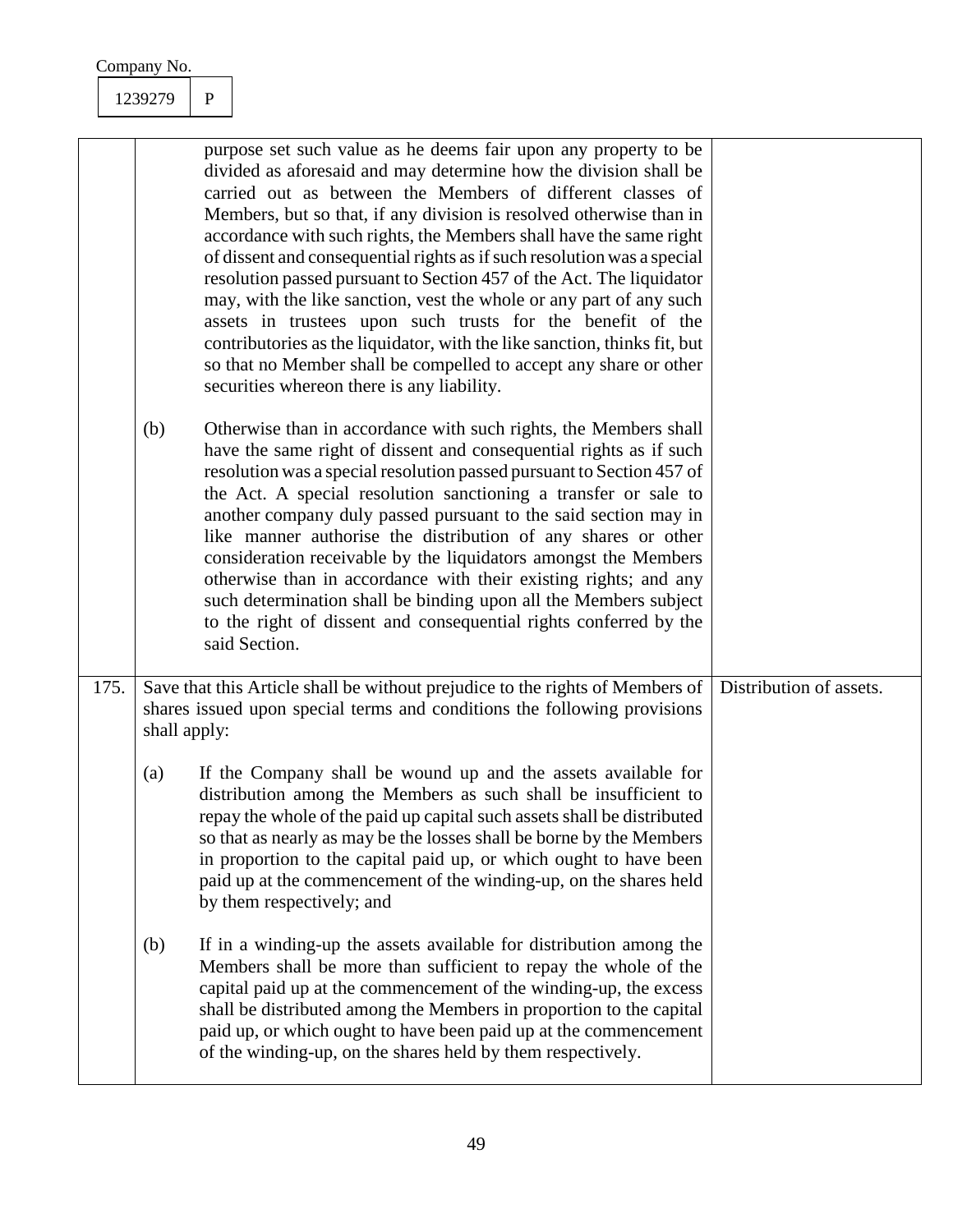Company No.

| 1239279 | P |
|---|---|

| | | |
|---|---|---|
| | purpose set such value as he deems fair upon any property to be divided as aforesaid and may determine how the division shall be carried out as between the Members of different classes of Members, but so that, if any division is resolved otherwise than in accordance with such rights, the Members shall have the same right of dissent and consequential rights as if such resolution was a special resolution passed pursuant to Section 457 of the Act. The liquidator may, with the like sanction, vest the whole or any part of any such assets in trustees upon such trusts for the benefit of the contributories as the liquidator, with the like sanction, thinks fit, but so that no Member shall be compelled to accept any share or other securities whereon there is any liability.<br><br>(b) Otherwise than in accordance with such rights, the Members shall have the same right of dissent and consequential rights as if such resolution was a special resolution passed pursuant to Section 457 of the Act. A special resolution sanctioning a transfer or sale to another company duly passed pursuant to the said section may in like manner authorise the distribution of any shares or other consideration receivable by the liquidators amongst the Members otherwise than in accordance with their existing rights; and any such determination shall be binding upon all the Members subject to the right of dissent and consequential rights conferred by the said Section. | |
| 175. | Save that this Article shall be without prejudice to the rights of Members of shares issued upon special terms and conditions the following provisions shall apply:<br><br>(a) If the Company shall be wound up and the assets available for distribution among the Members as such shall be insufficient to repay the whole of the paid up capital such assets shall be distributed so that as nearly as may be the losses shall be borne by the Members in proportion to the capital paid up, or which ought to have been paid up at the commencement of the winding-up, on the shares held by them respectively; and<br><br>(b) If in a winding-up the assets available for distribution among the Members shall be more than sufficient to repay the whole of the capital paid up at the commencement of the winding-up, the excess shall be distributed among the Members in proportion to the capital paid up, or which ought to have been paid up at the commencement of the winding-up, on the shares held by them respectively. | Distribution of assets. |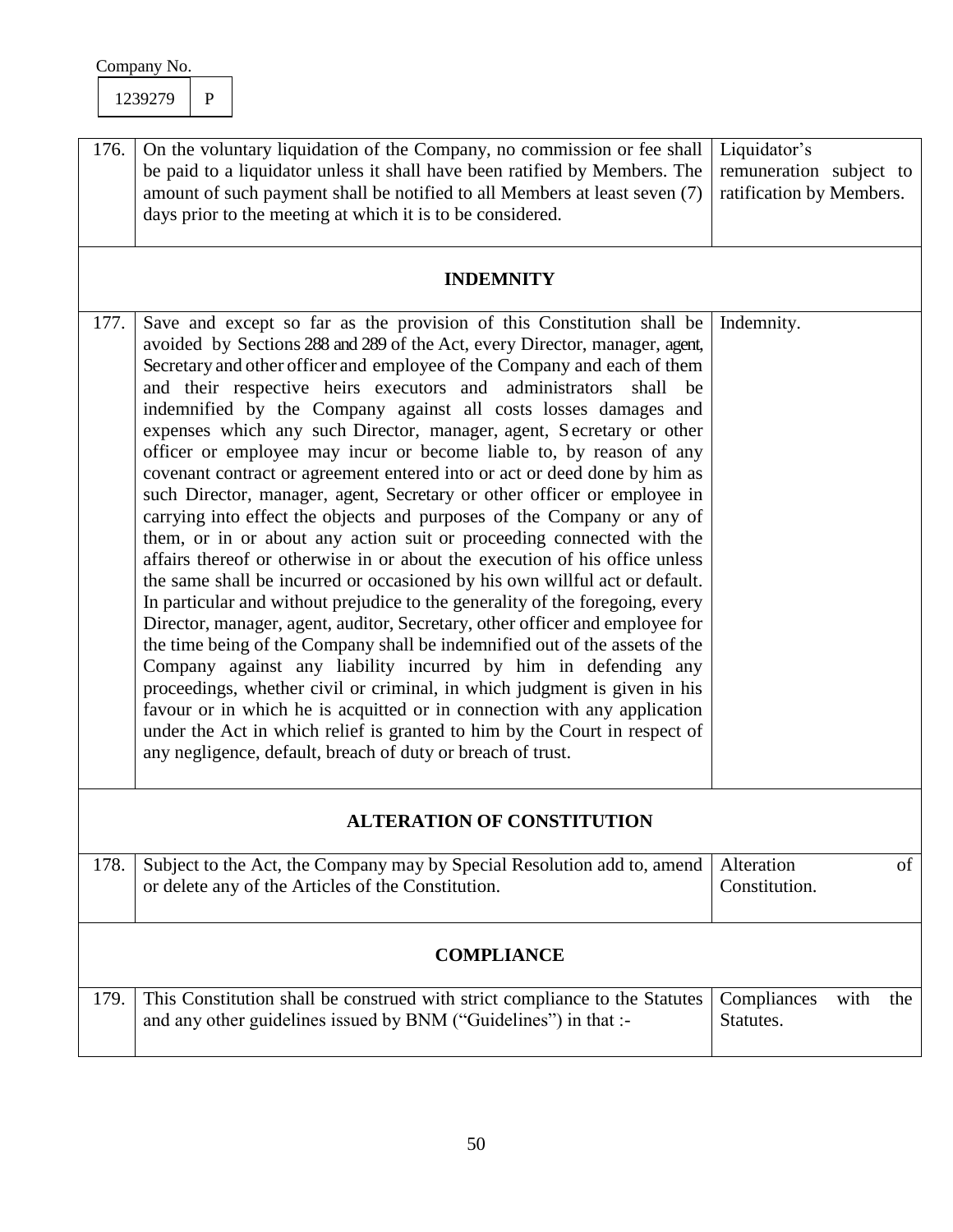Company No.

| 1239279 | P |
|---|---|

| | | |
|---|---|---|
| 176. | On the voluntary liquidation of the Company, no commission or fee shall be paid to a liquidator unless it shall have been ratified by Members. The amount of such payment shall be notified to all Members at least seven (7) days prior to the meeting at which it is to be considered. | Liquidator's remuneration subject to ratification by Members. |
| | **INDEMNITY** | |
| 177. | Save and except so far as the provision of this Constitution shall be avoided by Sections 288 and 289 of the Act, every Director, manager, agent, Secretary and other officer and employee of the Company and each of them and their respective heirs executors and administrators shall be indemnified by the Company against all costs losses damages and expenses which any such Director, manager, agent, Secretary or other officer or employee may incur or become liable to, by reason of any covenant contract or agreement entered into or act or deed done by him as such Director, manager, agent, Secretary or other officer or employee in carrying into effect the objects and purposes of the Company or any of them, or in or about any action suit or proceeding connected with the affairs thereof or otherwise in or about the execution of his office unless the same shall be incurred or occasioned by his own willful act or default. In particular and without prejudice to the generality of the foregoing, every Director, manager, agent, auditor, Secretary, other officer and employee for the time being of the Company shall be indemnified out of the assets of the Company against any liability incurred by him in defending any proceedings, whether civil or criminal, in which judgment is given in his favour or in which he is acquitted or in connection with any application under the Act in which relief is granted to him by the Court in respect of any negligence, default, breach of duty or breach of trust. | Indemnity. |
| | **ALTERATION OF CONSTITUTION** | |
| 178. | Subject to the Act, the Company may by Special Resolution add to, amend or delete any of the Articles of the Constitution. | Alteration of Constitution. |
| | **COMPLIANCE** | |
| 179. | This Constitution shall be construed with strict compliance to the Statutes and any other guidelines issued by BNM ("Guidelines") in that :- | Compliances with the Statutes. |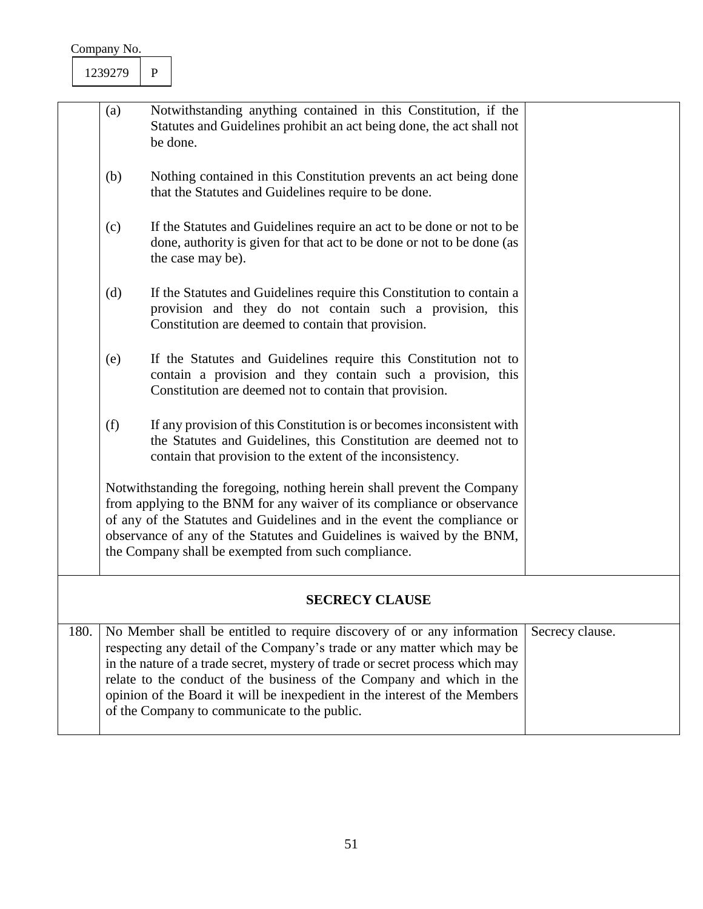Company No.

| 1239279 | P |
|---|---|

| | | |
|---|---|---|
| | (a) Notwithstanding anything contained in this Constitution, if the Statutes and Guidelines prohibit an act being done, the act shall not be done.<br><br>(b) Nothing contained in this Constitution prevents an act being done that the Statutes and Guidelines require to be done.<br><br>(c) If the Statutes and Guidelines require an act to be done or not to be done, authority is given for that act to be done or not to be done (as the case may be).<br><br>(d) If the Statutes and Guidelines require this Constitution to contain a provision and they do not contain such a provision, this Constitution are deemed to contain that provision.<br><br>(e) If the Statutes and Guidelines require this Constitution not to contain a provision and they contain such a provision, this Constitution are deemed not to contain that provision.<br><br>(f) If any provision of this Constitution is or becomes inconsistent with the Statutes and Guidelines, this Constitution are deemed not to contain that provision to the extent of the inconsistency.<br><br>Notwithstanding the foregoing, nothing herein shall prevent the Company from applying to the BNM for any waiver of its compliance or observance of any of the Statutes and Guidelines and in the event the compliance or observance of any of the Statutes and Guidelines is waived by the BNM, the Company shall be exempted from such compliance. | |
| | **SECRECY CLAUSE** | |
| 180. | No Member shall be entitled to require discovery of or any information respecting any detail of the Company's trade or any matter which may be in the nature of a trade secret, mystery of trade or secret process which may relate to the conduct of the business of the Company and which in the opinion of the Board it will be inexpedient in the interest of the Members of the Company to communicate to the public. | Secrecy clause. |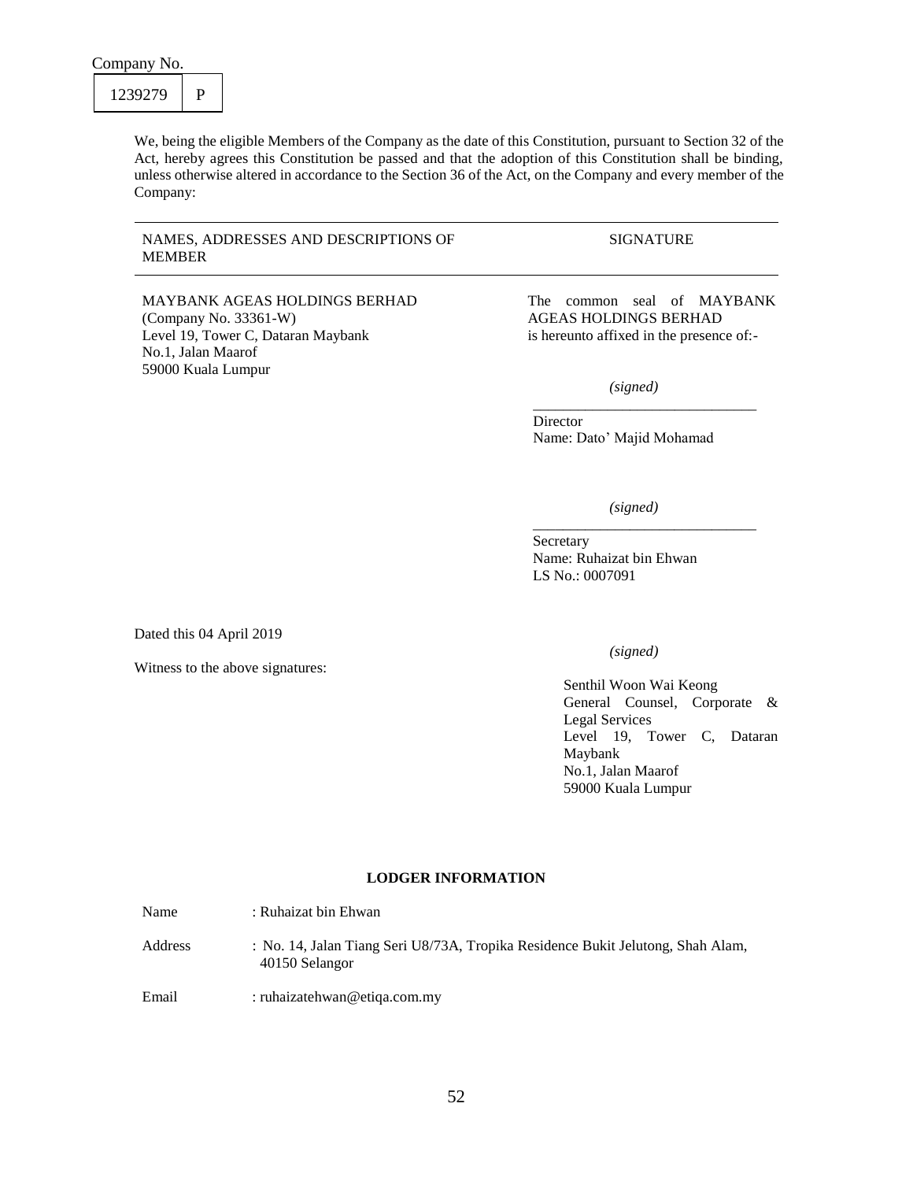Company No.

| | |
|---|---|
| 1239279 | P |

We, being the eligible Members of the Company as the date of this Constitution, pursuant to Section 32 of the Act, hereby agrees this Constitution be passed and that the adoption of this Constitution shall be binding, unless otherwise altered in accordance to the Section 36 of the Act, on the Company and every member of the Company:

| NAMES, ADDRESSES AND DESCRIPTIONS OF MEMBER | SIGNATURE |
|---|---|
| MAYBANK AGEAS HOLDINGS BERHAD<br>(Company No. 33361-W)<br>Level 19, Tower C, Dataran Maybank<br>No.1, Jalan Maarof<br>59000 Kuala Lumpur | The common seal of MAYBANK AGEAS HOLDINGS BERHAD is hereunto affixed in the presence of:-<br><br>*(signed)*<br>\_\_\_\_\_\_\_\_\_\_\_\_\_\_\_\_\_\_\_\_\_\_\_\_\_\_\_\_\_\_<br>Director<br>Name: Dato' Majid Mohamad<br><br>*(signed)*<br>\_\_\_\_\_\_\_\_\_\_\_\_\_\_\_\_\_\_\_\_\_\_\_\_\_\_\_\_\_\_<br>Secretary<br>Name: Ruhaizat bin Ehwan<br>LS No.: 0007091 |

Dated this 04 April 2019

Witness to the above signatures:

*(signed)*

Senthil Woon Wai Keong
General Counsel, Corporate & Legal Services
Level 19, Tower C, Dataran Maybank
No.1, Jalan Maarof
59000 Kuala Lumpur

**LODGER INFORMATION**

| | |
|---|---|
| Name | : Ruhaizat bin Ehwan |
| Address | : No. 14, Jalan Tiang Seri U8/73A, Tropika Residence Bukit Jelutong, Shah Alam, 40150 Selangor |
| Email | : ruhaizatehwan@etiqa.com.my |